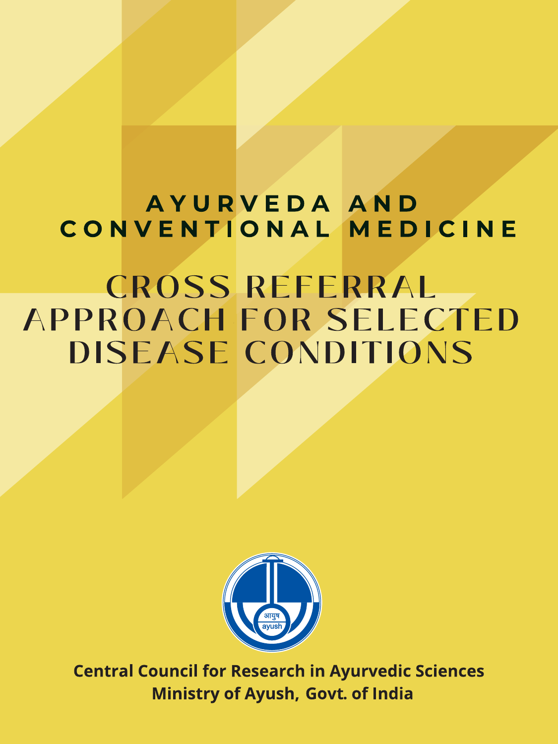# AYURVEDA AND CONVENTIONAL MEDICINE

# CROSS REFERRAL APPROACH FOR SELECTED DISEASE CONDITIONS

आयुष
ayush

**Central Council for Research in Ayurvedic Sciences**
**Ministry of Ayush, Govt. of India**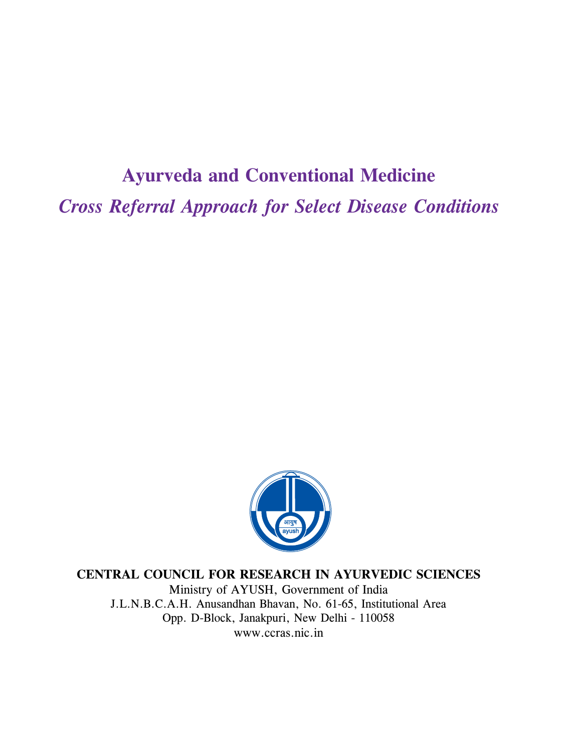# Ayurveda and Conventional Medicine

## *Cross Referral Approach for Select Disease Conditions*

**CENTRAL COUNCIL FOR RESEARCH IN AYURVEDIC SCIENCES**

Ministry of AYUSH, Government of India

J.L.N.B.C.A.H. Anusandhan Bhavan, No. 61-65, Institutional Area

Opp. D-Block, Janakpuri, New Delhi - 110058

www.ccras.nic.in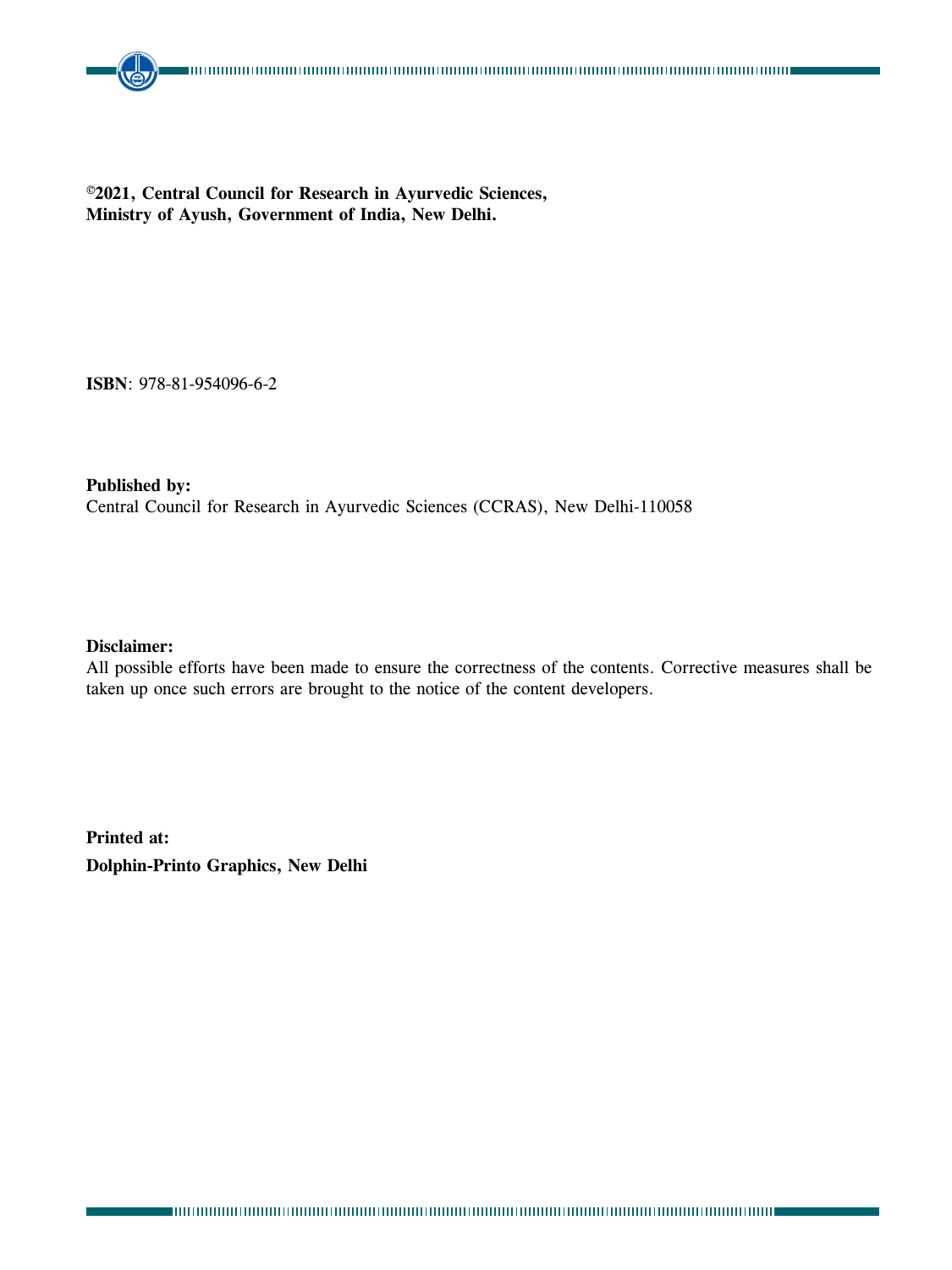**©2021, Central Council for Research in Ayurvedic Sciences,**
**Ministry of Ayush, Government of India, New Delhi.**

**ISBN**: 978-81-954096-6-2

**Published by:**
Central Council for Research in Ayurvedic Sciences (CCRAS), New Delhi-110058

**Disclaimer:**
All possible efforts have been made to ensure the correctness of the contents. Corrective measures shall be taken up once such errors are brought to the notice of the content developers.

**Printed at:**
**Dolphin-Printo Graphics, New Delhi**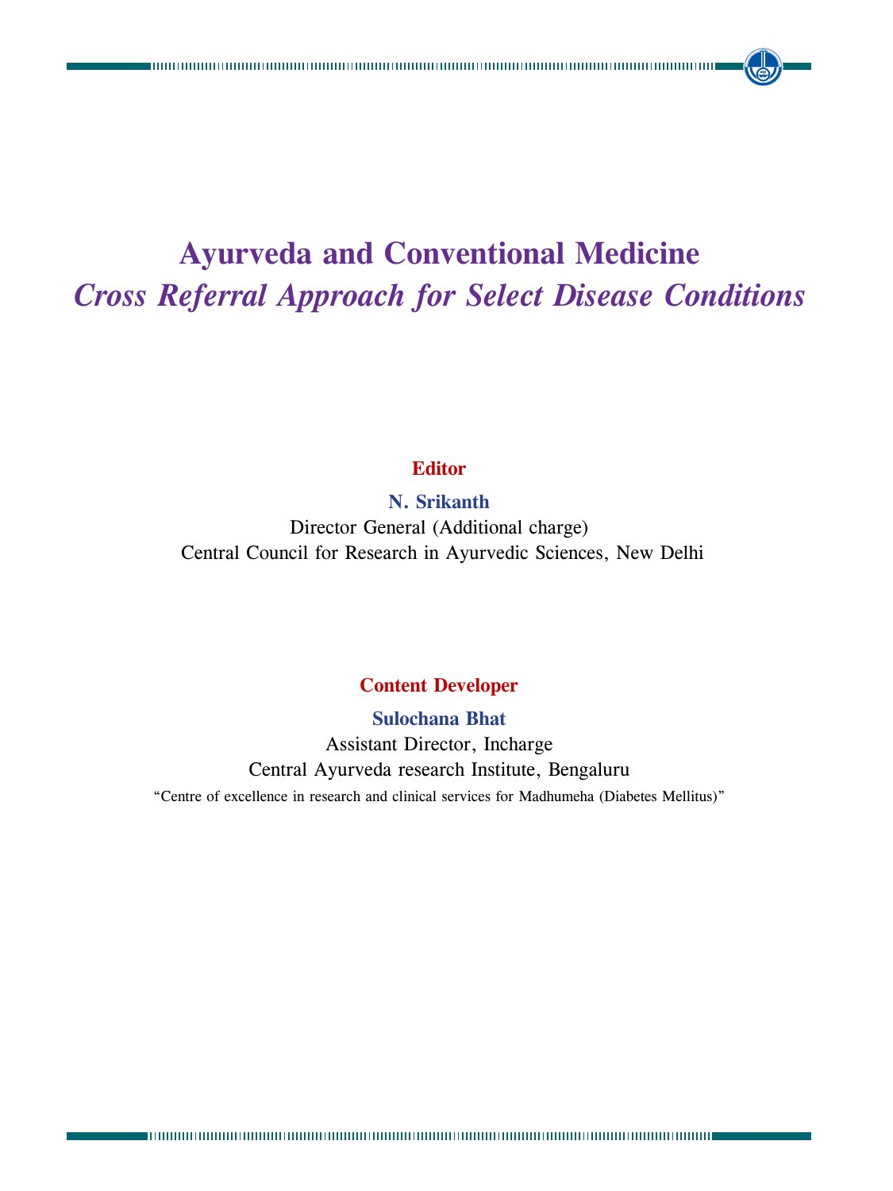# Ayurveda and Conventional Medicine

## *Cross Referral Approach for Select Disease Conditions*

**Editor**

**N. Srikanth**

Director General (Additional charge)

Central Council for Research in Ayurvedic Sciences, New Delhi

**Content Developer**

**Sulochana Bhat**

Assistant Director, Incharge

Central Ayurveda research Institute, Bengaluru

"Centre of excellence in research and clinical services for Madhumeha (Diabetes Mellitus)"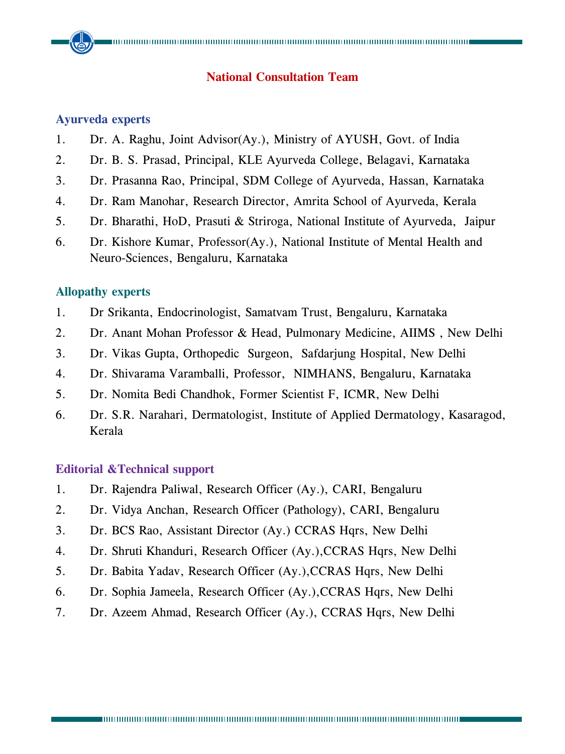## National Consultation Team

### Ayurveda experts

1. Dr. A. Raghu, Joint Advisor(Ay.), Ministry of AYUSH, Govt. of India
2. Dr. B. S. Prasad, Principal, KLE Ayurveda College, Belagavi, Karnataka
3. Dr. Prasanna Rao, Principal, SDM College of Ayurveda, Hassan, Karnataka
4. Dr. Ram Manohar, Research Director, Amrita School of Ayurveda, Kerala
5. Dr. Bharathi, HoD, Prasuti & Striroga, National Institute of Ayurveda, Jaipur
6. Dr. Kishore Kumar, Professor(Ay.), National Institute of Mental Health and Neuro-Sciences, Bengaluru, Karnataka

### Allopathy experts

1. Dr Srikanta, Endocrinologist, Samatvam Trust, Bengaluru, Karnataka
2. Dr. Anant Mohan Professor & Head, Pulmonary Medicine, AIIMS , New Delhi
3. Dr. Vikas Gupta, Orthopedic Surgeon, Safdarjung Hospital, New Delhi
4. Dr. Shivarama Varamballi, Professor, NIMHANS, Bengaluru, Karnataka
5. Dr. Nomita Bedi Chandhok, Former Scientist F, ICMR, New Delhi
6. Dr. S.R. Narahari, Dermatologist, Institute of Applied Dermatology, Kasaragod, Kerala

### Editorial &Technical support

1. Dr. Rajendra Paliwal, Research Officer (Ay.), CARI, Bengaluru
2. Dr. Vidya Anchan, Research Officer (Pathology), CARI, Bengaluru
3. Dr. BCS Rao, Assistant Director (Ay.) CCRAS Hqrs, New Delhi
4. Dr. Shruti Khanduri, Research Officer (Ay.),CCRAS Hqrs, New Delhi
5. Dr. Babita Yadav, Research Officer (Ay.),CCRAS Hqrs, New Delhi
6. Dr. Sophia Jameela, Research Officer (Ay.),CCRAS Hqrs, New Delhi
7. Dr. Azeem Ahmad, Research Officer (Ay.), CCRAS Hqrs, New Delhi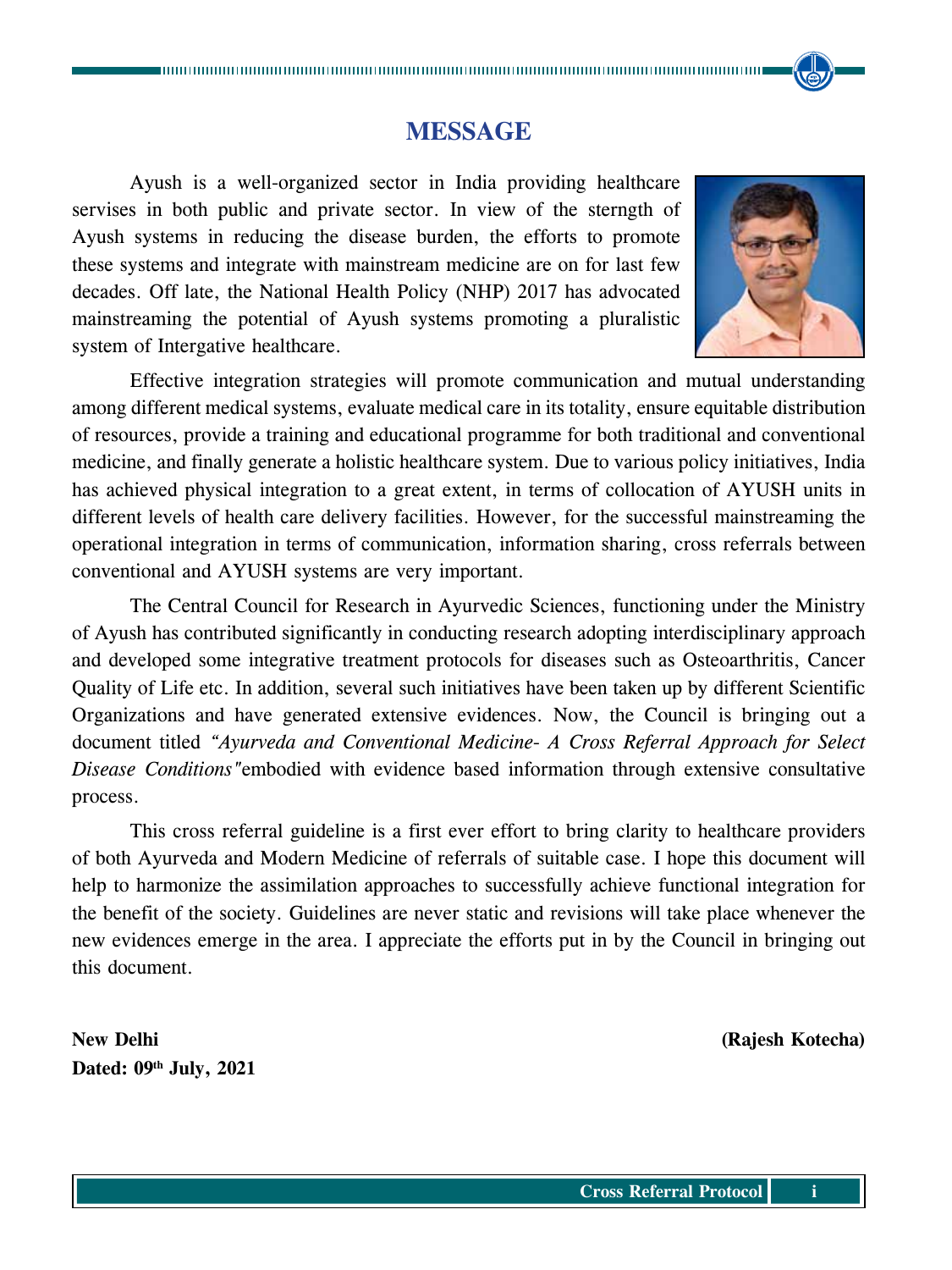# MESSAGE

Ayush is a well-organized sector in India providing healthcare servises in both public and private sector. In view of the sterngth of Ayush systems in reducing the disease burden, the efforts to promote these systems and integrate with mainstream medicine are on for last few decades. Off late, the National Health Policy (NHP) 2017 has advocated mainstreaming the potential of Ayush systems promoting a pluralistic system of Intergative healthcare.

Effective integration strategies will promote communication and mutual understanding among different medical systems, evaluate medical care in its totality, ensure equitable distribution of resources, provide a training and educational programme for both traditional and conventional medicine, and finally generate a holistic healthcare system. Due to various policy initiatives, India has achieved physical integration to a great extent, in terms of collocation of AYUSH units in different levels of health care delivery facilities. However, for the successful mainstreaming the operational integration in terms of communication, information sharing, cross referrals between conventional and AYUSH systems are very important.

The Central Council for Research in Ayurvedic Sciences, functioning under the Ministry of Ayush has contributed significantly in conducting research adopting interdisciplinary approach and developed some integrative treatment protocols for diseases such as Osteoarthritis, Cancer Quality of Life etc. In addition, several such initiatives have been taken up by different Scientific Organizations and have generated extensive evidences. Now, the Council is bringing out a document titled *"Ayurveda and Conventional Medicine- A Cross Referral Approach for Select Disease Conditions"*embodied with evidence based information through extensive consultative process.

This cross referral guideline is a first ever effort to bring clarity to healthcare providers of both Ayurveda and Modern Medicine of referrals of suitable case. I hope this document will help to harmonize the assimilation approaches to successfully achieve functional integration for the benefit of the society. Guidelines are never static and revisions will take place whenever the new evidences emerge in the area. I appreciate the efforts put in by the Council in bringing out this document.

**New Delhi**
**Dated: 09th July, 2021**

**(Rajesh Kotecha)**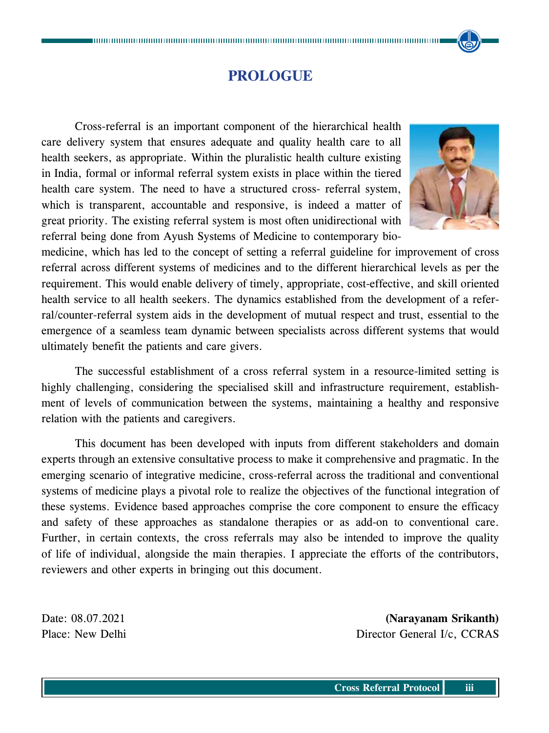# PROLOGUE

Cross-referral is an important component of the hierarchical health care delivery system that ensures adequate and quality health care to all health seekers, as appropriate. Within the pluralistic health culture existing in India, formal or informal referral system exists in place within the tiered health care system. The need to have a structured cross- referral system, which is transparent, accountable and responsive, is indeed a matter of great priority. The existing referral system is most often unidirectional with referral being done from Ayush Systems of Medicine to contemporary bio-medicine, which has led to the concept of setting a referral guideline for improvement of cross referral across different systems of medicines and to the different hierarchical levels as per the requirement. This would enable delivery of timely, appropriate, cost-effective, and skill oriented health service to all health seekers. The dynamics established from the development of a referral/counter-referral system aids in the development of mutual respect and trust, essential to the emergence of a seamless team dynamic between specialists across different systems that would ultimately benefit the patients and care givers.

The successful establishment of a cross referral system in a resource-limited setting is highly challenging, considering the specialised skill and infrastructure requirement, establishment of levels of communication between the systems, maintaining a healthy and responsive relation with the patients and caregivers.

This document has been developed with inputs from different stakeholders and domain experts through an extensive consultative process to make it comprehensive and pragmatic. In the emerging scenario of integrative medicine, cross-referral across the traditional and conventional systems of medicine plays a pivotal role to realize the objectives of the functional integration of these systems. Evidence based approaches comprise the core component to ensure the efficacy and safety of these approaches as standalone therapies or as add-on to conventional care. Further, in certain contexts, the cross referrals may also be intended to improve the quality of life of individual, alongside the main therapies. I appreciate the efforts of the contributors, reviewers and other experts in bringing out this document.

Date: 08.07.2021
Place: New Delhi

**(Narayanam Srikanth)**
Director General I/c, CCRAS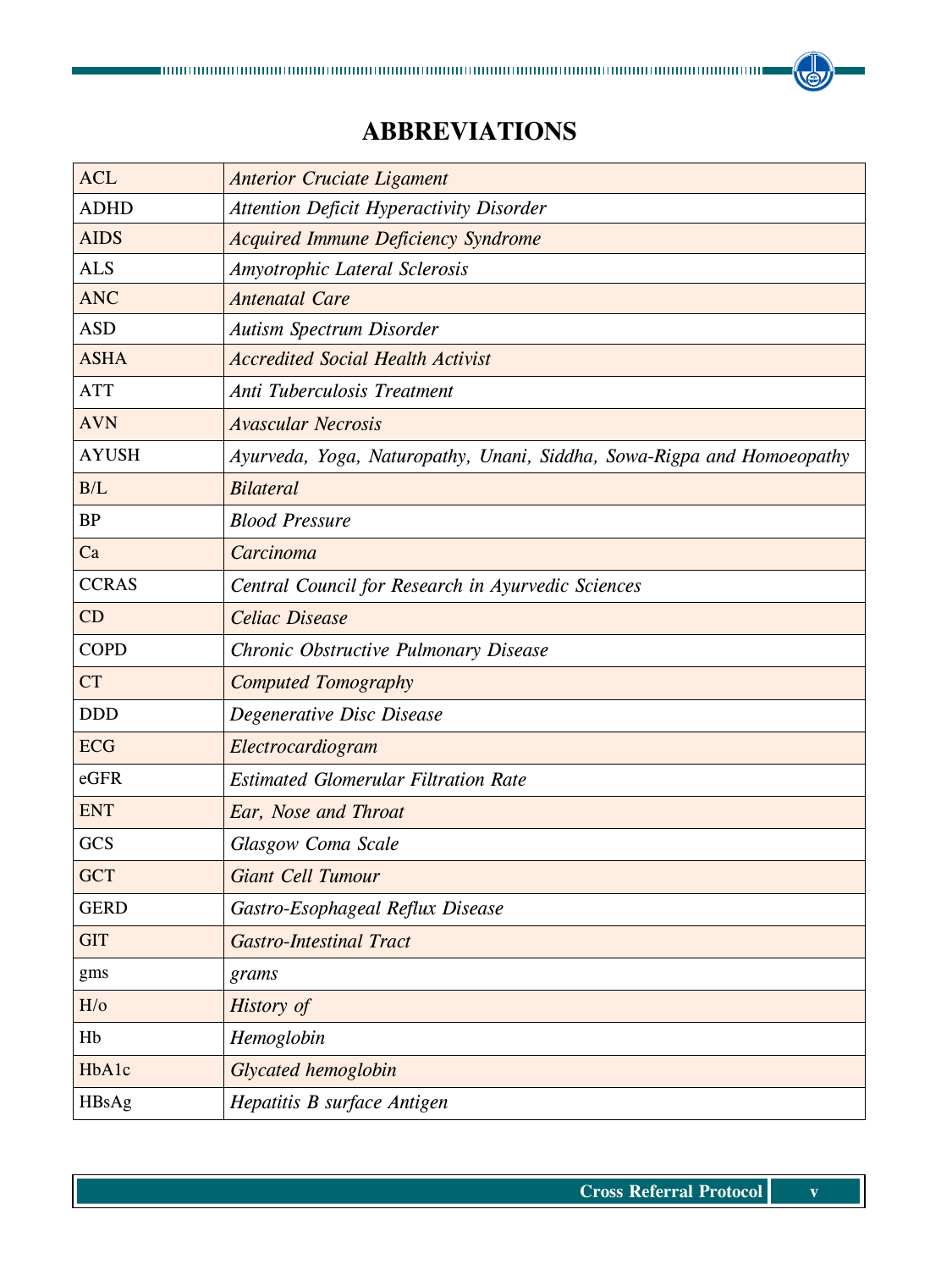# ABBREVIATIONS

| | |
|---|---|
| ACL | *Anterior Cruciate Ligament* |
| ADHD | *Attention Deficit Hyperactivity Disorder* |
| AIDS | *Acquired Immune Deficiency Syndrome* |
| ALS | *Amyotrophic Lateral Sclerosis* |
| ANC | *Antenatal Care* |
| ASD | *Autism Spectrum Disorder* |
| ASHA | *Accredited Social Health Activist* |
| ATT | *Anti Tuberculosis Treatment* |
| AVN | *Avascular Necrosis* |
| AYUSH | *Ayurveda, Yoga, Naturopathy, Unani, Siddha, Sowa-Rigpa and Homoeopathy* |
| B/L | *Bilateral* |
| BP | *Blood Pressure* |
| Ca | *Carcinoma* |
| CCRAS | *Central Council for Research in Ayurvedic Sciences* |
| CD | *Celiac Disease* |
| COPD | *Chronic Obstructive Pulmonary Disease* |
| CT | *Computed Tomography* |
| DDD | *Degenerative Disc Disease* |
| ECG | *Electrocardiogram* |
| eGFR | *Estimated Glomerular Filtration Rate* |
| ENT | *Ear, Nose and Throat* |
| GCS | *Glasgow Coma Scale* |
| GCT | *Giant Cell Tumour* |
| GERD | *Gastro-Esophageal Reflux Disease* |
| GIT | *Gastro-Intestinal Tract* |
| gms | *grams* |
| H/o | *History of* |
| Hb | *Hemoglobin* |
| HbA1c | *Glycated hemoglobin* |
| HBsAg | *Hepatitis B surface Antigen* |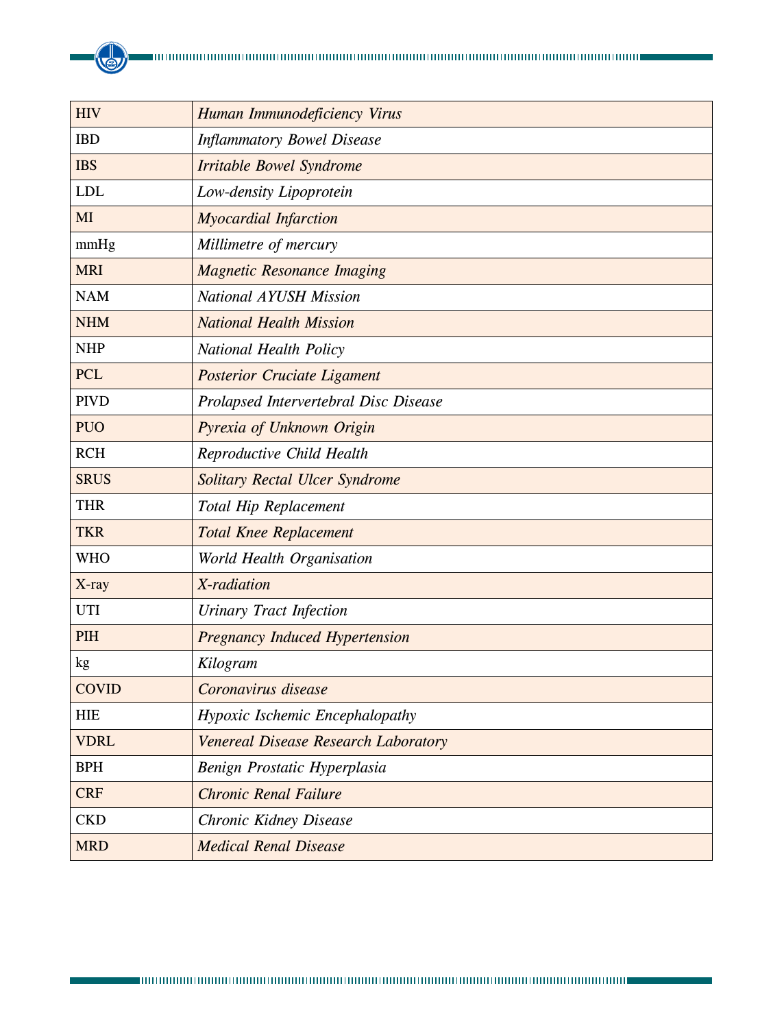| HIV | *Human Immunodeficiency Virus* |
|---|---|
| IBD | *Inflammatory Bowel Disease* |
| IBS | *Irritable Bowel Syndrome* |
| LDL | *Low-density Lipoprotein* |
| MI | *Myocardial Infarction* |
| mmHg | *Millimetre of mercury* |
| MRI | *Magnetic Resonance Imaging* |
| NAM | *National AYUSH Mission* |
| NHM | *National Health Mission* |
| NHP | *National Health Policy* |
| PCL | *Posterior Cruciate Ligament* |
| PIVD | *Prolapsed Intervertebral Disc Disease* |
| PUO | *Pyrexia of Unknown Origin* |
| RCH | *Reproductive Child Health* |
| SRUS | *Solitary Rectal Ulcer Syndrome* |
| THR | *Total Hip Replacement* |
| TKR | *Total Knee Replacement* |
| WHO | *World Health Organisation* |
| X-ray | *X-radiation* |
| UTI | *Urinary Tract Infection* |
| PIH | *Pregnancy Induced Hypertension* |
| kg | *Kilogram* |
| COVID | *Coronavirus disease* |
| HIE | *Hypoxic Ischemic Encephalopathy* |
| VDRL | *Venereal Disease Research Laboratory* |
| BPH | *Benign Prostatic Hyperplasia* |
| CRF | *Chronic Renal Failure* |
| CKD | *Chronic Kidney Disease* |
| MRD | *Medical Renal Disease* |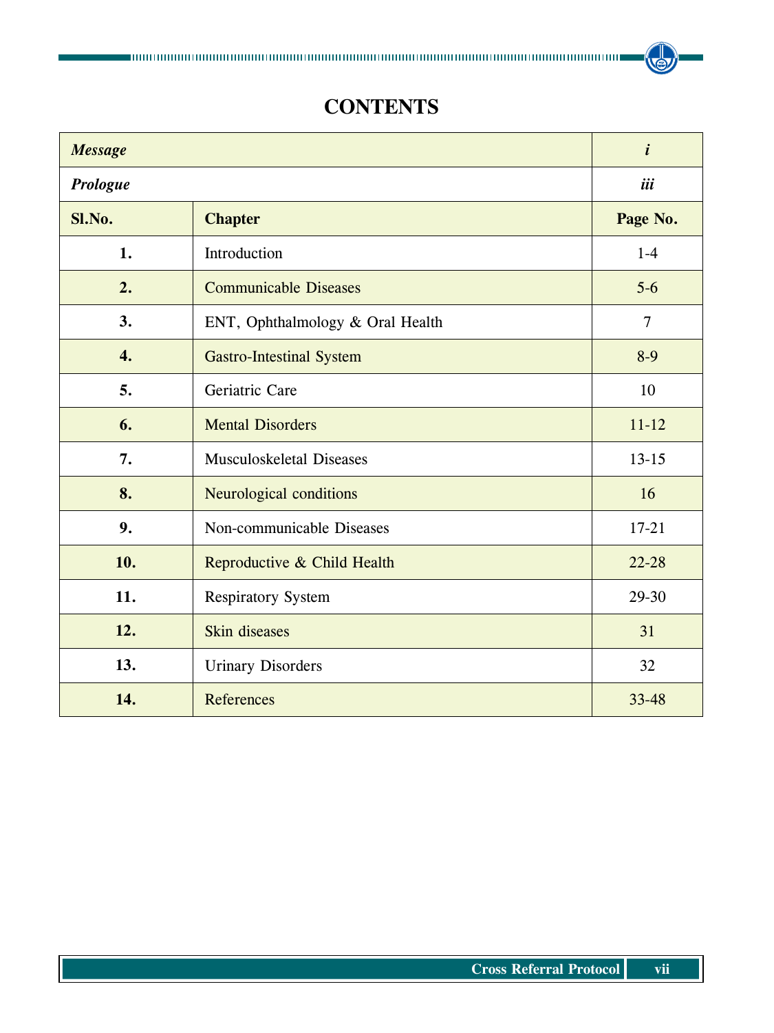# CONTENTS

| *Message* | | *i* |
|---|---|---|
| ***Prologue*** | | ***iii*** |
| **Sl.No.** | **Chapter** | **Page No.** |
| **1.** | Introduction | 1-4 |
| **2.** | Communicable Diseases | 5-6 |
| **3.** | ENT, Ophthalmology & Oral Health | 7 |
| **4.** | Gastro-Intestinal System | 8-9 |
| **5.** | Geriatric Care | 10 |
| **6.** | Mental Disorders | 11-12 |
| **7.** | Musculoskeletal Diseases | 13-15 |
| **8.** | Neurological conditions | 16 |
| **9.** | Non-communicable Diseases | 17-21 |
| **10.** | Reproductive & Child Health | 22-28 |
| **11.** | Respiratory System | 29-30 |
| **12.** | Skin diseases | 31 |
| **13.** | Urinary Disorders | 32 |
| **14.** | References | 33-48 |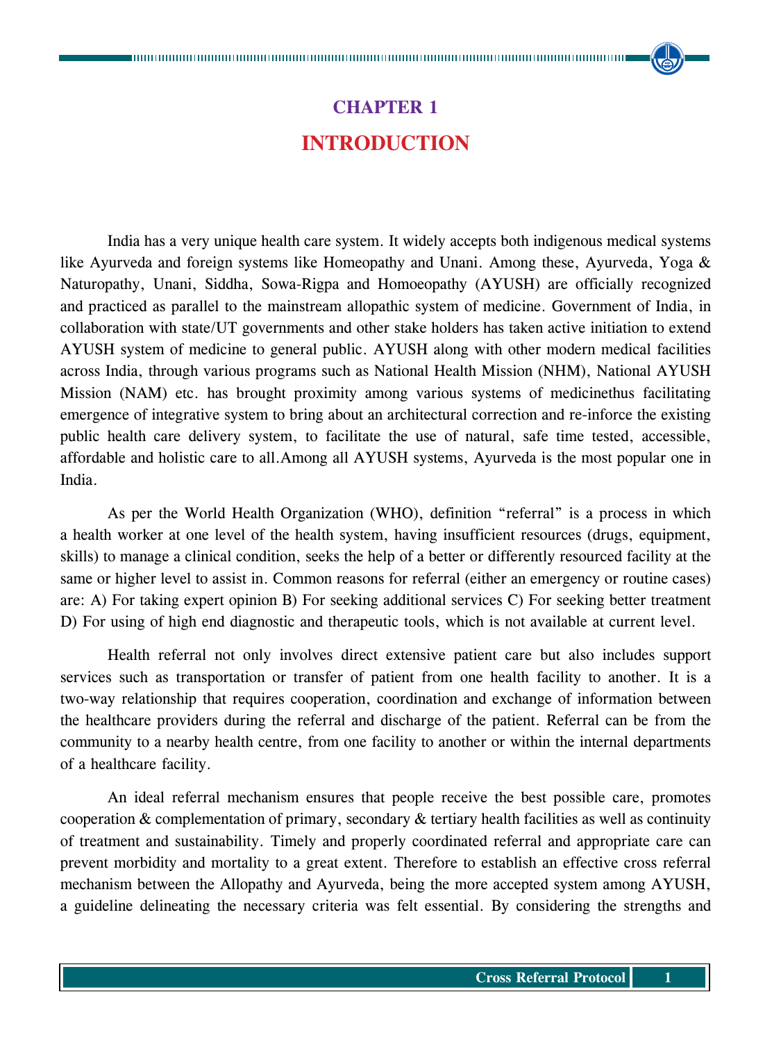# CHAPTER 1

# INTRODUCTION

India has a very unique health care system. It widely accepts both indigenous medical systems like Ayurveda and foreign systems like Homeopathy and Unani. Among these, Ayurveda, Yoga & Naturopathy, Unani, Siddha, Sowa-Rigpa and Homoeopathy (AYUSH) are officially recognized and practiced as parallel to the mainstream allopathic system of medicine. Government of India, in collaboration with state/UT governments and other stake holders has taken active initiation to extend AYUSH system of medicine to general public. AYUSH along with other modern medical facilities across India, through various programs such as National Health Mission (NHM), National AYUSH Mission (NAM) etc. has brought proximity among various systems of medicinethus facilitating emergence of integrative system to bring about an architectural correction and re-inforce the existing public health care delivery system, to facilitate the use of natural, safe time tested, accessible, affordable and holistic care to all.Among all AYUSH systems, Ayurveda is the most popular one in India.

As per the World Health Organization (WHO), definition "referral" is a process in which a health worker at one level of the health system, having insufficient resources (drugs, equipment, skills) to manage a clinical condition, seeks the help of a better or differently resourced facility at the same or higher level to assist in. Common reasons for referral (either an emergency or routine cases) are: A) For taking expert opinion B) For seeking additional services C) For seeking better treatment D) For using of high end diagnostic and therapeutic tools, which is not available at current level.

Health referral not only involves direct extensive patient care but also includes support services such as transportation or transfer of patient from one health facility to another. It is a two-way relationship that requires cooperation, coordination and exchange of information between the healthcare providers during the referral and discharge of the patient. Referral can be from the community to a nearby health centre, from one facility to another or within the internal departments of a healthcare facility.

An ideal referral mechanism ensures that people receive the best possible care, promotes cooperation & complementation of primary, secondary & tertiary health facilities as well as continuity of treatment and sustainability. Timely and properly coordinated referral and appropriate care can prevent morbidity and mortality to a great extent. Therefore to establish an effective cross referral mechanism between the Allopathy and Ayurveda, being the more accepted system among AYUSH, a guideline delineating the necessary criteria was felt essential. By considering the strengths and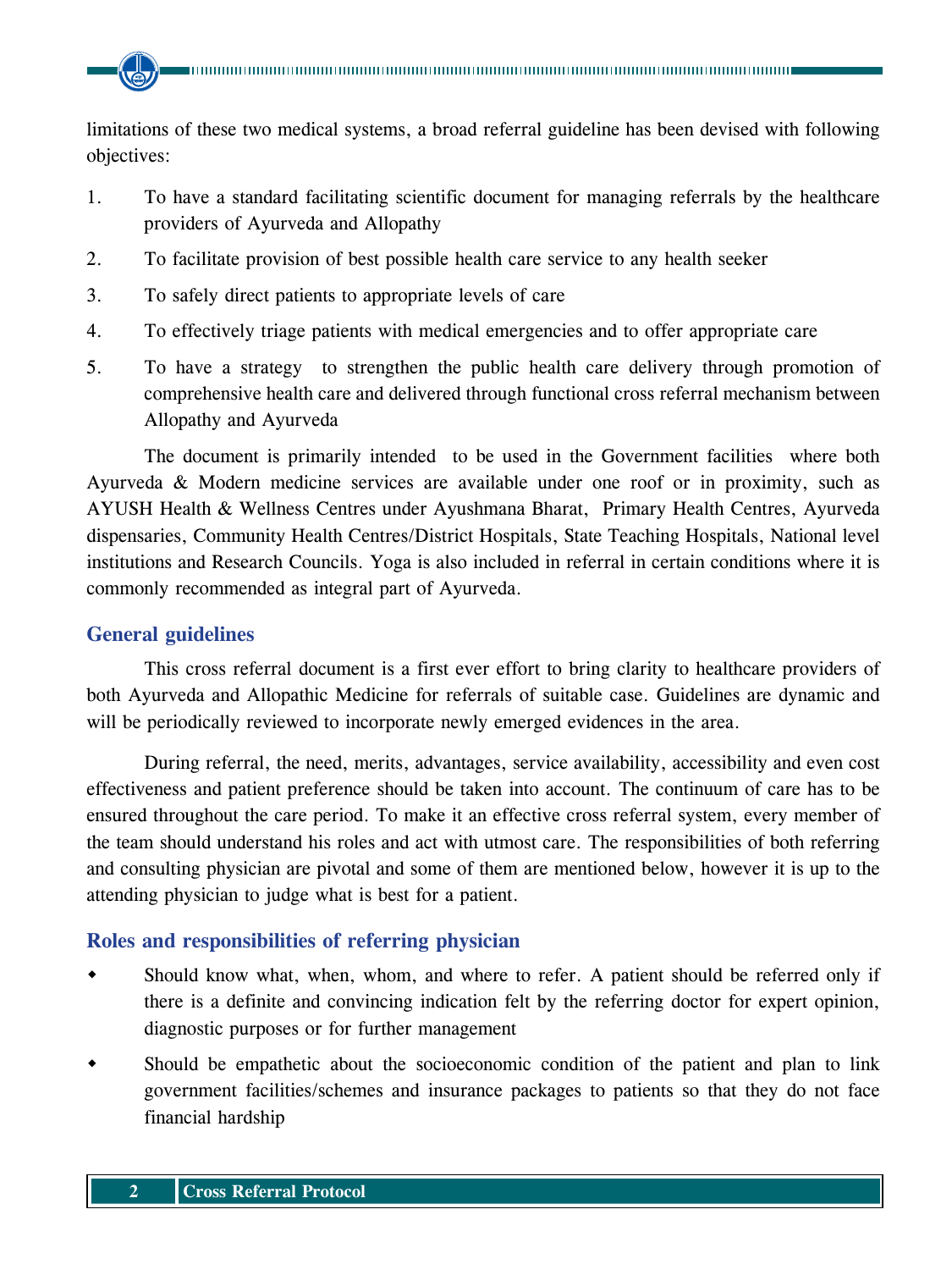limitations of these two medical systems, a broad referral guideline has been devised with following objectives:

1. To have a standard facilitating scientific document for managing referrals by the healthcare providers of Ayurveda and Allopathy
2. To facilitate provision of best possible health care service to any health seeker
3. To safely direct patients to appropriate levels of care
4. To effectively triage patients with medical emergencies and to offer appropriate care
5. To have a strategy to strengthen the public health care delivery through promotion of comprehensive health care and delivered through functional cross referral mechanism between Allopathy and Ayurveda

The document is primarily intended to be used in the Government facilities where both Ayurveda & Modern medicine services are available under one roof or in proximity, such as AYUSH Health & Wellness Centres under Ayushmana Bharat, Primary Health Centres, Ayurveda dispensaries, Community Health Centres/District Hospitals, State Teaching Hospitals, National level institutions and Research Councils. Yoga is also included in referral in certain conditions where it is commonly recommended as integral part of Ayurveda.

## General guidelines

This cross referral document is a first ever effort to bring clarity to healthcare providers of both Ayurveda and Allopathic Medicine for referrals of suitable case. Guidelines are dynamic and will be periodically reviewed to incorporate newly emerged evidences in the area.

During referral, the need, merits, advantages, service availability, accessibility and even cost effectiveness and patient preference should be taken into account. The continuum of care has to be ensured throughout the care period. To make it an effective cross referral system, every member of the team should understand his roles and act with utmost care. The responsibilities of both referring and consulting physician are pivotal and some of them are mentioned below, however it is up to the attending physician to judge what is best for a patient.

## Roles and responsibilities of referring physician

- Should know what, when, whom, and where to refer. A patient should be referred only if there is a definite and convincing indication felt by the referring doctor for expert opinion, diagnostic purposes or for further management
- Should be empathetic about the socioeconomic condition of the patient and plan to link government facilities/schemes and insurance packages to patients so that they do not face financial hardship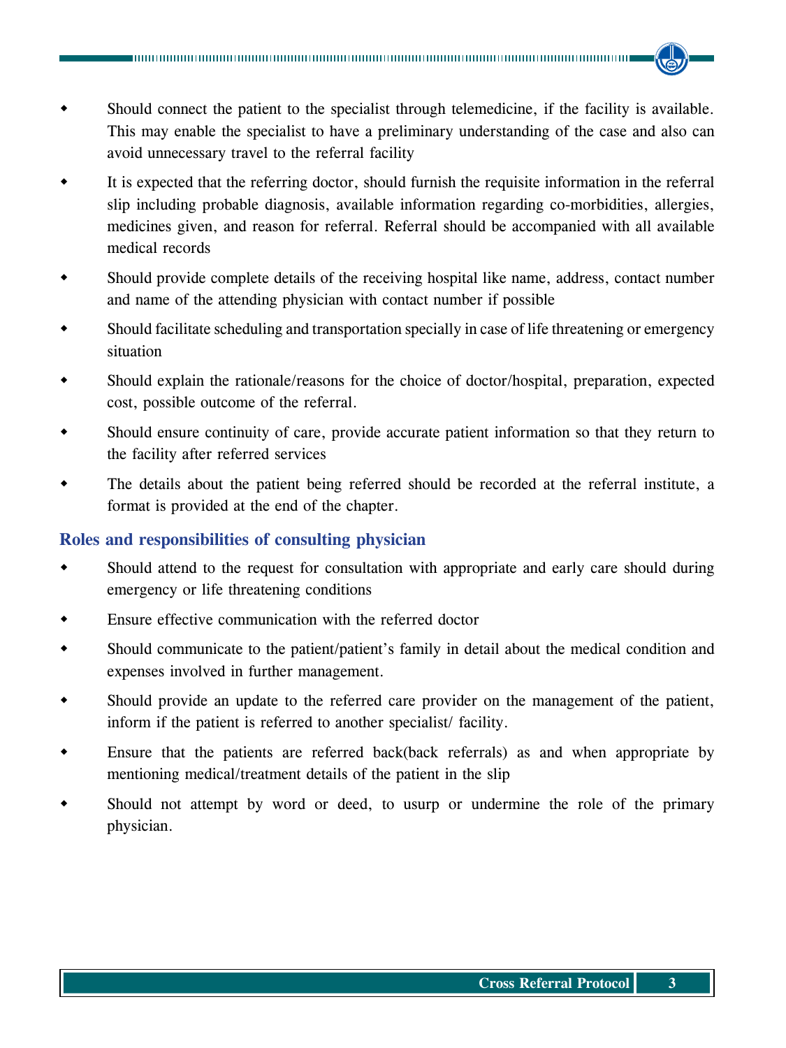- Should connect the patient to the specialist through telemedicine, if the facility is available. This may enable the specialist to have a preliminary understanding of the case and also can avoid unnecessary travel to the referral facility
- It is expected that the referring doctor, should furnish the requisite information in the referral slip including probable diagnosis, available information regarding co-morbidities, allergies, medicines given, and reason for referral. Referral should be accompanied with all available medical records
- Should provide complete details of the receiving hospital like name, address, contact number and name of the attending physician with contact number if possible
- Should facilitate scheduling and transportation specially in case of life threatening or emergency situation
- Should explain the rationale/reasons for the choice of doctor/hospital, preparation, expected cost, possible outcome of the referral.
- Should ensure continuity of care, provide accurate patient information so that they return to the facility after referred services
- The details about the patient being referred should be recorded at the referral institute, a format is provided at the end of the chapter.

## Roles and responsibilities of consulting physician

- Should attend to the request for consultation with appropriate and early care should during emergency or life threatening conditions
- Ensure effective communication with the referred doctor
- Should communicate to the patient/patient's family in detail about the medical condition and expenses involved in further management.
- Should provide an update to the referred care provider on the management of the patient, inform if the patient is referred to another specialist/ facility.
- Ensure that the patients are referred back(back referrals) as and when appropriate by mentioning medical/treatment details of the patient in the slip
- Should not attempt by word or deed, to usurp or undermine the role of the primary physician.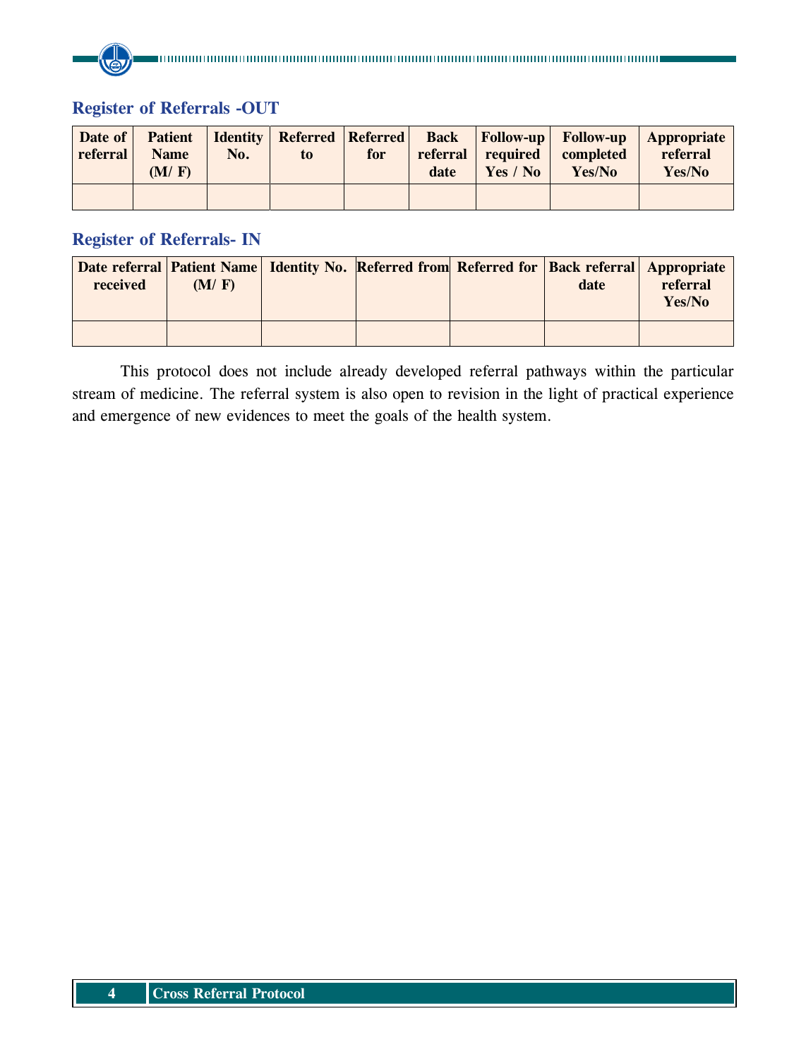### Register of Referrals -OUT

| Date of referral | Patient Name (M/ F) | Identity No. | Referred to | Referred for | Back referral date | Follow-up required Yes / No | Follow-up completed Yes/No | Appropriate referral Yes/No |
|---|---|---|---|---|---|---|---|---|
| | | | | | | | | |

### Register of Referrals- IN

| Date referral received | Patient Name (M/ F) | Identity No. | Referred from | Referred for | Back referral date | Appropriate referral Yes/No |
|---|---|---|---|---|---|---|
| | | | | | | |

This protocol does not include already developed referral pathways within the particular stream of medicine. The referral system is also open to revision in the light of practical experience and emergence of new evidences to meet the goals of the health system.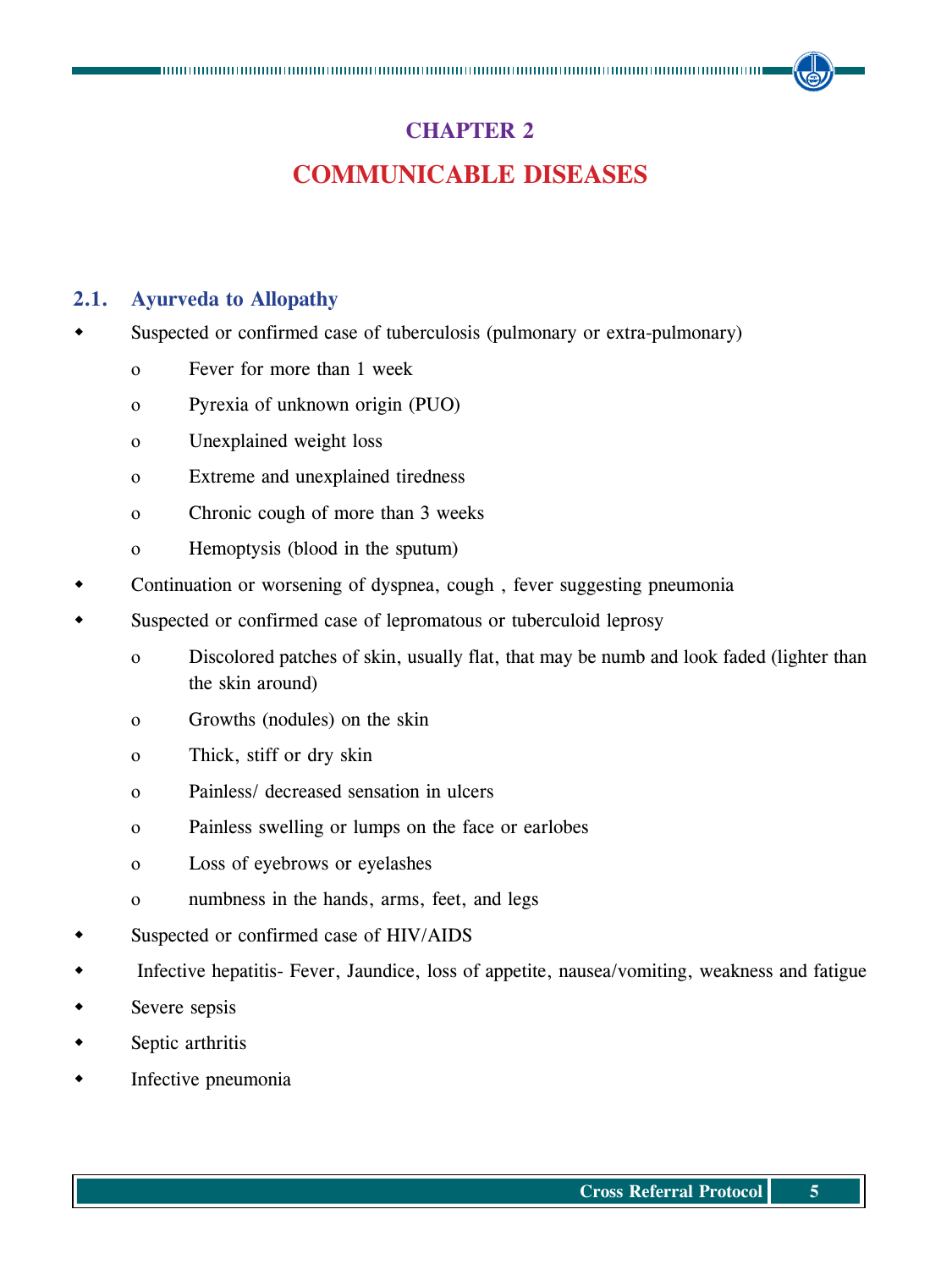# CHAPTER 2

# COMMUNICABLE DISEASES

## 2.1. Ayurveda to Allopathy

- Suspected or confirmed case of tuberculosis (pulmonary or extra-pulmonary)
  - Fever for more than 1 week
  - Pyrexia of unknown origin (PUO)
  - Unexplained weight loss
  - Extreme and unexplained tiredness
  - Chronic cough of more than 3 weeks
  - Hemoptysis (blood in the sputum)
- Continuation or worsening of dyspnea, cough , fever suggesting pneumonia
- Suspected or confirmed case of lepromatous or tuberculoid leprosy
  - Discolored patches of skin, usually flat, that may be numb and look faded (lighter than the skin around)
  - Growths (nodules) on the skin
  - Thick, stiff or dry skin
  - Painless/ decreased sensation in ulcers
  - Painless swelling or lumps on the face or earlobes
  - Loss of eyebrows or eyelashes
  - numbness in the hands, arms, feet, and legs
- Suspected or confirmed case of HIV/AIDS
- Infective hepatitis- Fever, Jaundice, loss of appetite, nausea/vomiting, weakness and fatigue
- Severe sepsis
- Septic arthritis
- Infective pneumonia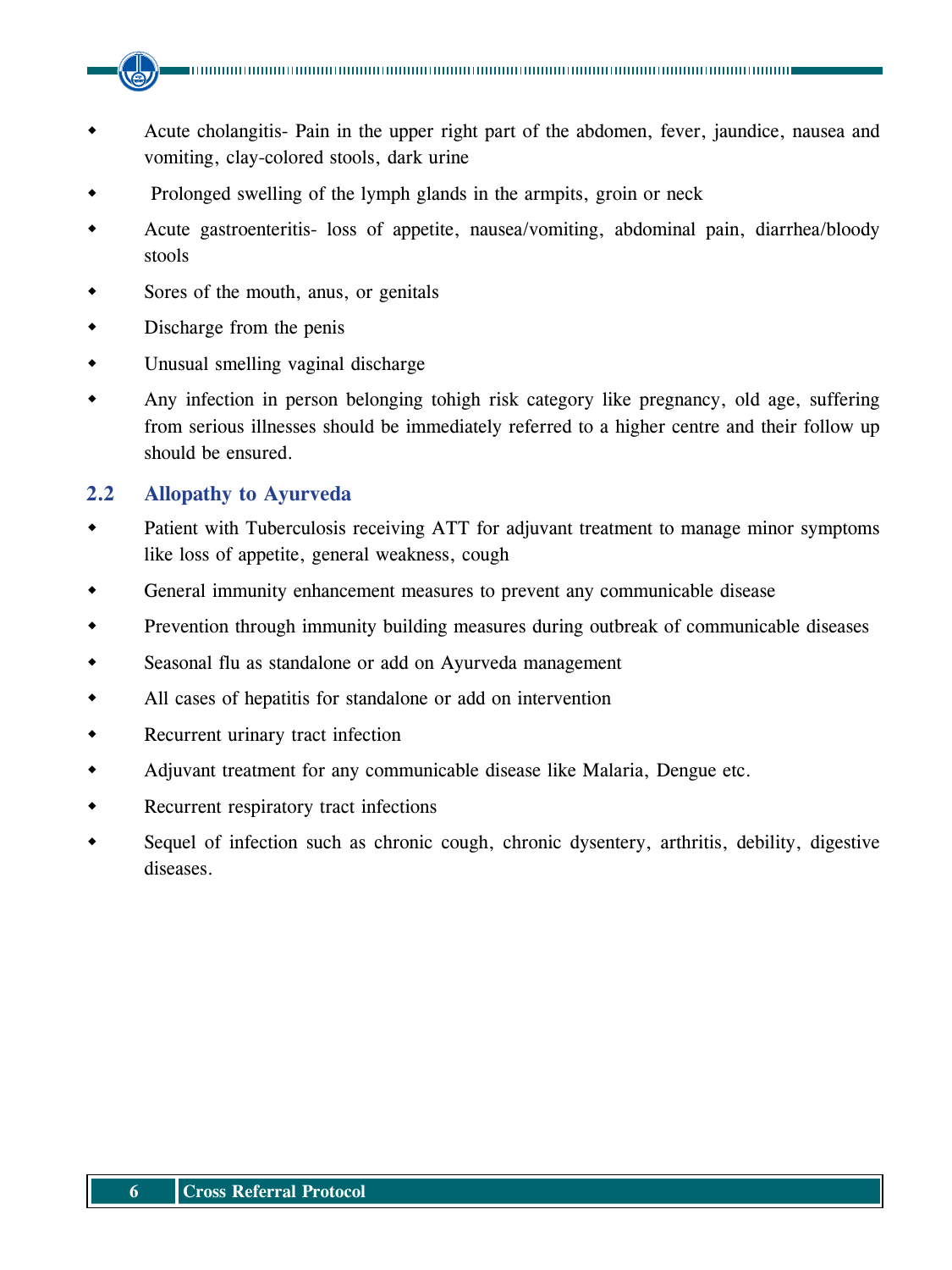- Acute cholangitis- Pain in the upper right part of the abdomen, fever, jaundice, nausea and vomiting, clay-colored stools, dark urine
- Prolonged swelling of the lymph glands in the armpits, groin or neck
- Acute gastroenteritis- loss of appetite, nausea/vomiting, abdominal pain, diarrhea/bloody stools
- Sores of the mouth, anus, or genitals
- Discharge from the penis
- Unusual smelling vaginal discharge
- Any infection in person belonging tohigh risk category like pregnancy, old age, suffering from serious illnesses should be immediately referred to a higher centre and their follow up should be ensured.

## 2.2 Allopathy to Ayurveda

- Patient with Tuberculosis receiving ATT for adjuvant treatment to manage minor symptoms like loss of appetite, general weakness, cough
- General immunity enhancement measures to prevent any communicable disease
- Prevention through immunity building measures during outbreak of communicable diseases
- Seasonal flu as standalone or add on Ayurveda management
- All cases of hepatitis for standalone or add on intervention
- Recurrent urinary tract infection
- Adjuvant treatment for any communicable disease like Malaria, Dengue etc.
- Recurrent respiratory tract infections
- Sequel of infection such as chronic cough, chronic dysentery, arthritis, debility, digestive diseases.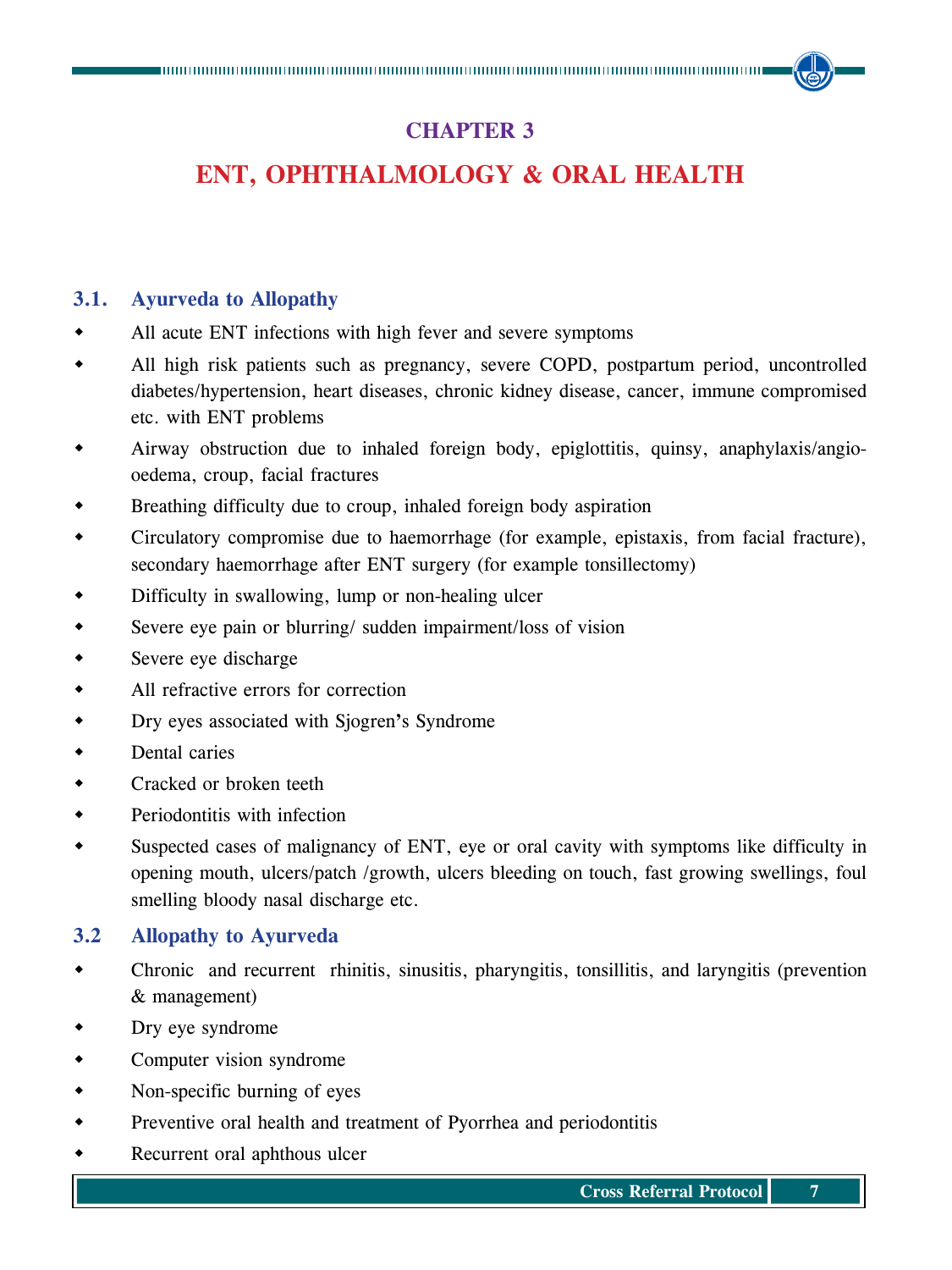# CHAPTER 3

# ENT, OPHTHALMOLOGY & ORAL HEALTH

## 3.1. Ayurveda to Allopathy

- All acute ENT infections with high fever and severe symptoms
- All high risk patients such as pregnancy, severe COPD, postpartum period, uncontrolled diabetes/hypertension, heart diseases, chronic kidney disease, cancer, immune compromised etc. with ENT problems
- Airway obstruction due to inhaled foreign body, epiglottitis, quinsy, anaphylaxis/angio-oedema, croup, facial fractures
- Breathing difficulty due to croup, inhaled foreign body aspiration
- Circulatory compromise due to haemorrhage (for example, epistaxis, from facial fracture), secondary haemorrhage after ENT surgery (for example tonsillectomy)
- Difficulty in swallowing, lump or non-healing ulcer
- Severe eye pain or blurring/ sudden impairment/loss of vision
- Severe eye discharge
- All refractive errors for correction
- Dry eyes associated with Sjogren's Syndrome
- Dental caries
- Cracked or broken teeth
- Periodontitis with infection
- Suspected cases of malignancy of ENT, eye or oral cavity with symptoms like difficulty in opening mouth, ulcers/patch /growth, ulcers bleeding on touch, fast growing swellings, foul smelling bloody nasal discharge etc.

## 3.2 Allopathy to Ayurveda

- Chronic and recurrent rhinitis, sinusitis, pharyngitis, tonsillitis, and laryngitis (prevention & management)
- Dry eye syndrome
- Computer vision syndrome
- Non-specific burning of eyes
- Preventive oral health and treatment of Pyorrhea and periodontitis
- Recurrent oral aphthous ulcer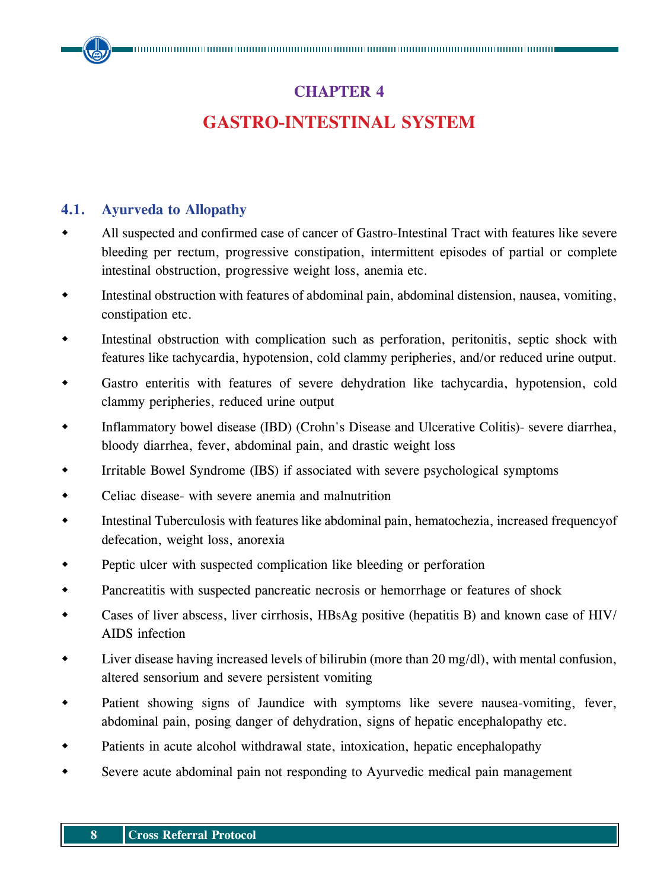# CHAPTER 4

# GASTRO-INTESTINAL SYSTEM

## 4.1. Ayurveda to Allopathy

- All suspected and confirmed case of cancer of Gastro-Intestinal Tract with features like severe bleeding per rectum, progressive constipation, intermittent episodes of partial or complete intestinal obstruction, progressive weight loss, anemia etc.
- Intestinal obstruction with features of abdominal pain, abdominal distension, nausea, vomiting, constipation etc.
- Intestinal obstruction with complication such as perforation, peritonitis, septic shock with features like tachycardia, hypotension, cold clammy peripheries, and/or reduced urine output.
- Gastro enteritis with features of severe dehydration like tachycardia, hypotension, cold clammy peripheries, reduced urine output
- Inflammatory bowel disease (IBD) (Crohn's Disease and Ulcerative Colitis)- severe diarrhea, bloody diarrhea, fever, abdominal pain, and drastic weight loss
- Irritable Bowel Syndrome (IBS) if associated with severe psychological symptoms
- Celiac disease- with severe anemia and malnutrition
- Intestinal Tuberculosis with features like abdominal pain, hematochezia, increased frequencyof defecation, weight loss, anorexia
- Peptic ulcer with suspected complication like bleeding or perforation
- Pancreatitis with suspected pancreatic necrosis or hemorrhage or features of shock
- Cases of liver abscess, liver cirrhosis, HBsAg positive (hepatitis B) and known case of HIV/ AIDS infection
- Liver disease having increased levels of bilirubin (more than 20 mg/dl), with mental confusion, altered sensorium and severe persistent vomiting
- Patient showing signs of Jaundice with symptoms like severe nausea-vomiting, fever, abdominal pain, posing danger of dehydration, signs of hepatic encephalopathy etc.
- Patients in acute alcohol withdrawal state, intoxication, hepatic encephalopathy
- Severe acute abdominal pain not responding to Ayurvedic medical pain management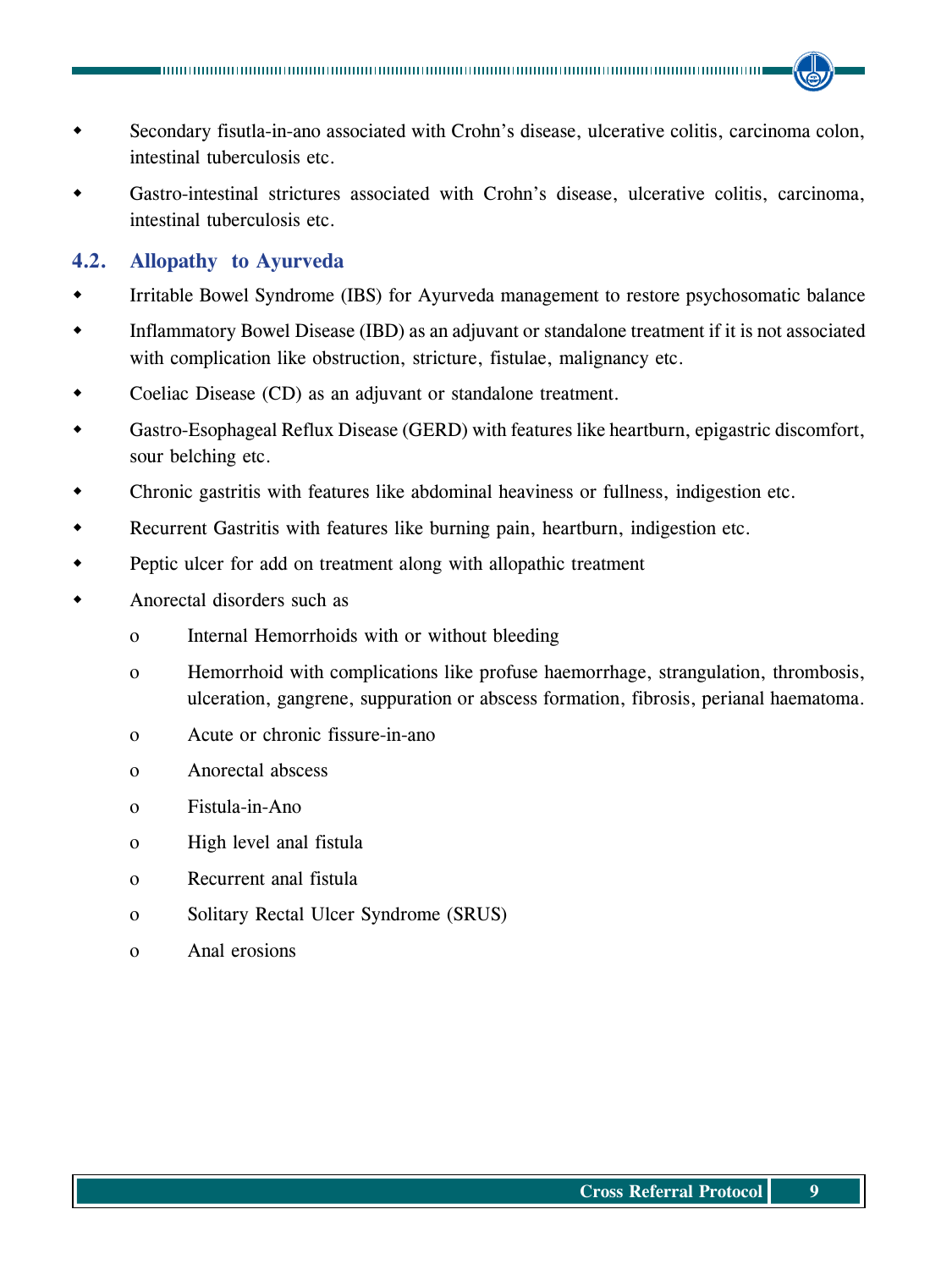- Secondary fisutla-in-ano associated with Crohn's disease, ulcerative colitis, carcinoma colon, intestinal tuberculosis etc.
- Gastro-intestinal strictures associated with Crohn's disease, ulcerative colitis, carcinoma, intestinal tuberculosis etc.

### 4.2. Allopathy to Ayurveda

- Irritable Bowel Syndrome (IBS) for Ayurveda management to restore psychosomatic balance
- Inflammatory Bowel Disease (IBD) as an adjuvant or standalone treatment if it is not associated with complication like obstruction, stricture, fistulae, malignancy etc.
- Coeliac Disease (CD) as an adjuvant or standalone treatment.
- Gastro-Esophageal Reflux Disease (GERD) with features like heartburn, epigastric discomfort, sour belching etc.
- Chronic gastritis with features like abdominal heaviness or fullness, indigestion etc.
- Recurrent Gastritis with features like burning pain, heartburn, indigestion etc.
- Peptic ulcer for add on treatment along with allopathic treatment
- Anorectal disorders such as
  - Internal Hemorrhoids with or without bleeding
  - Hemorrhoid with complications like profuse haemorrhage, strangulation, thrombosis, ulceration, gangrene, suppuration or abscess formation, fibrosis, perianal haematoma.
  - Acute or chronic fissure-in-ano
  - Anorectal abscess
  - Fistula-in-Ano
  - High level anal fistula
  - Recurrent anal fistula
  - Solitary Rectal Ulcer Syndrome (SRUS)
  - Anal erosions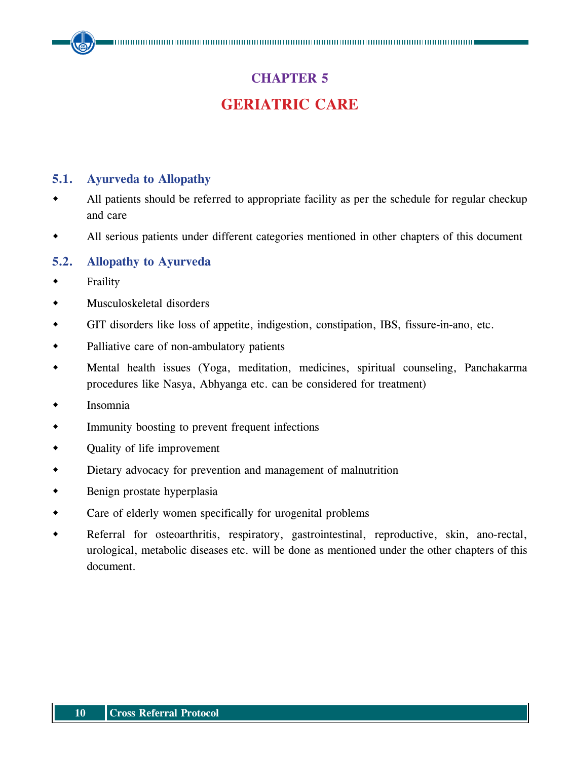# CHAPTER 5

# GERIATRIC CARE

## 5.1. Ayurveda to Allopathy

- All patients should be referred to appropriate facility as per the schedule for regular checkup and care
- All serious patients under different categories mentioned in other chapters of this document

## 5.2. Allopathy to Ayurveda

- Fraility
- Musculoskeletal disorders
- GIT disorders like loss of appetite, indigestion, constipation, IBS, fissure-in-ano, etc.
- Palliative care of non-ambulatory patients
- Mental health issues (Yoga, meditation, medicines, spiritual counseling, Panchakarma procedures like Nasya, Abhyanga etc. can be considered for treatment)
- Insomnia
- Immunity boosting to prevent frequent infections
- Quality of life improvement
- Dietary advocacy for prevention and management of malnutrition
- Benign prostate hyperplasia
- Care of elderly women specifically for urogenital problems
- Referral for osteoarthritis, respiratory, gastrointestinal, reproductive, skin, ano-rectal, urological, metabolic diseases etc. will be done as mentioned under the other chapters of this document.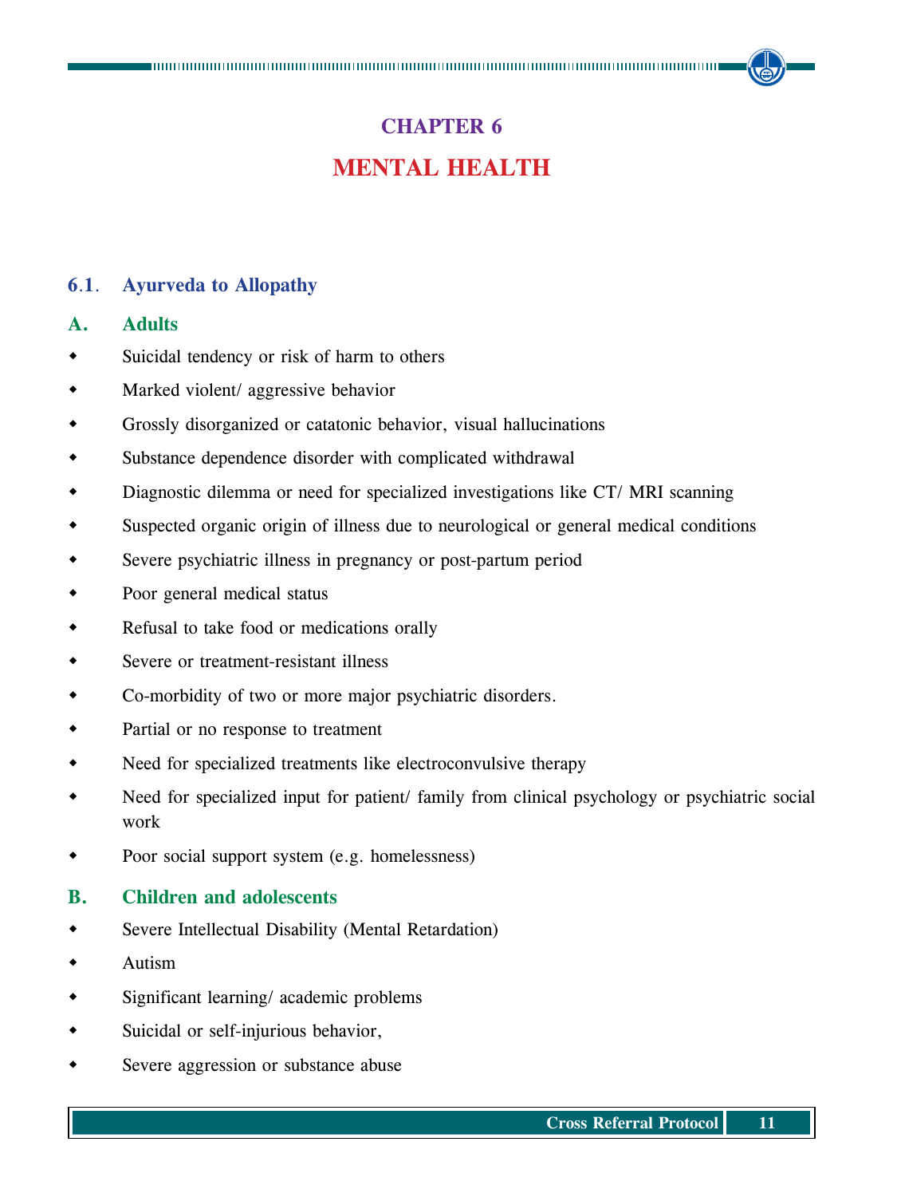# CHAPTER 6

# MENTAL HEALTH

## 6.1. Ayurveda to Allopathy

### A. Adults

- Suicidal tendency or risk of harm to others
- Marked violent/ aggressive behavior
- Grossly disorganized or catatonic behavior, visual hallucinations
- Substance dependence disorder with complicated withdrawal
- Diagnostic dilemma or need for specialized investigations like CT/ MRI scanning
- Suspected organic origin of illness due to neurological or general medical conditions
- Severe psychiatric illness in pregnancy or post-partum period
- Poor general medical status
- Refusal to take food or medications orally
- Severe or treatment-resistant illness
- Co-morbidity of two or more major psychiatric disorders.
- Partial or no response to treatment
- Need for specialized treatments like electroconvulsive therapy
- Need for specialized input for patient/ family from clinical psychology or psychiatric social work
- Poor social support system (e.g. homelessness)

### B. Children and adolescents

- Severe Intellectual Disability (Mental Retardation)
- Autism
- Significant learning/ academic problems
- Suicidal or self-injurious behavior,
- Severe aggression or substance abuse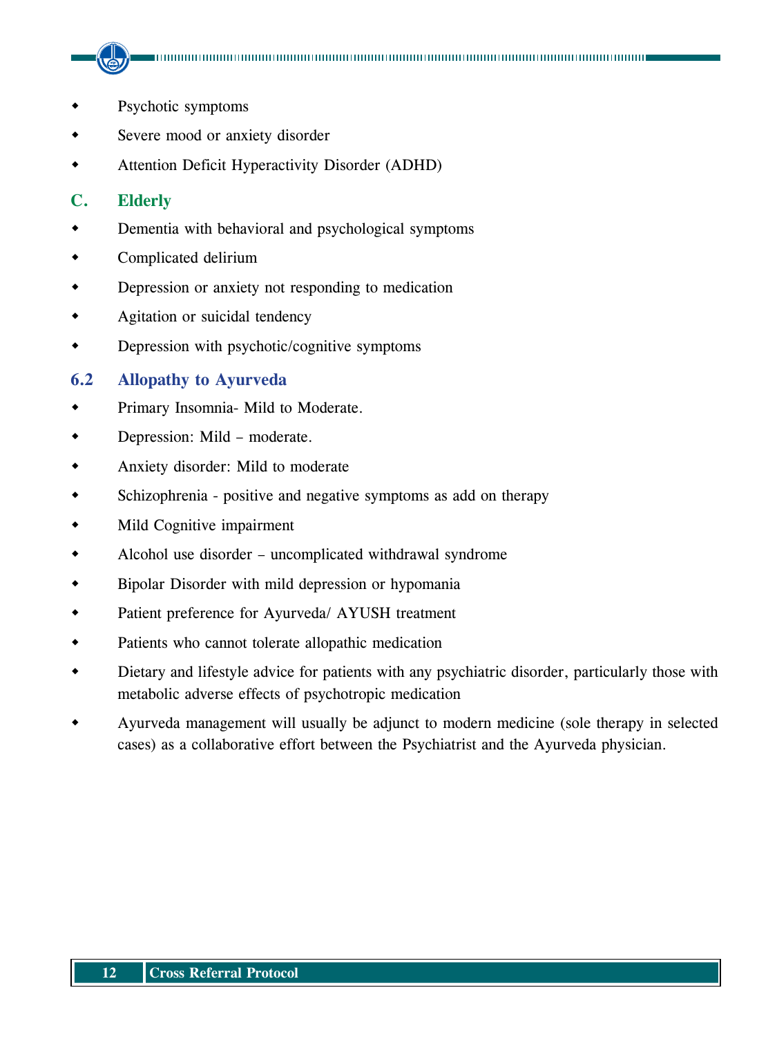- Psychotic symptoms
- Severe mood or anxiety disorder
- Attention Deficit Hyperactivity Disorder (ADHD)

### C. Elderly

- Dementia with behavioral and psychological symptoms
- Complicated delirium
- Depression or anxiety not responding to medication
- Agitation or suicidal tendency
- Depression with psychotic/cognitive symptoms

## 6.2 Allopathy to Ayurveda

- Primary Insomnia- Mild to Moderate.
- Depression: Mild – moderate.
- Anxiety disorder: Mild to moderate
- Schizophrenia - positive and negative symptoms as add on therapy
- Mild Cognitive impairment
- Alcohol use disorder – uncomplicated withdrawal syndrome
- Bipolar Disorder with mild depression or hypomania
- Patient preference for Ayurveda/ AYUSH treatment
- Patients who cannot tolerate allopathic medication
- Dietary and lifestyle advice for patients with any psychiatric disorder, particularly those with metabolic adverse effects of psychotropic medication
- Ayurveda management will usually be adjunct to modern medicine (sole therapy in selected cases) as a collaborative effort between the Psychiatrist and the Ayurveda physician.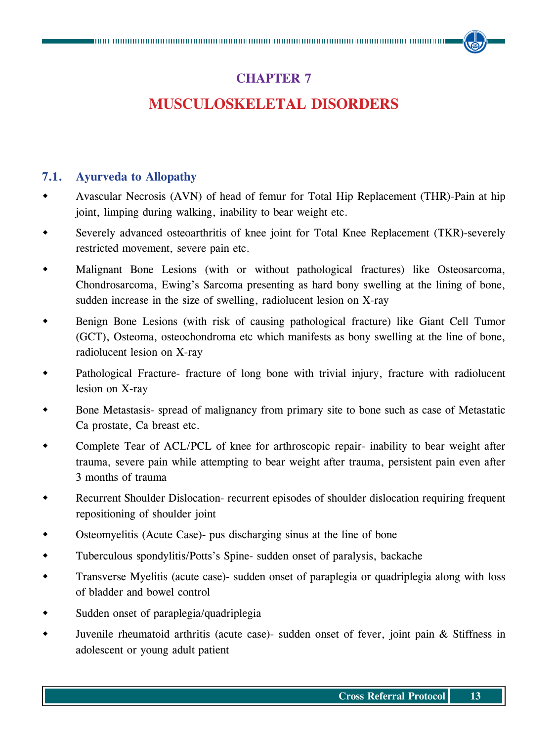# CHAPTER 7

# MUSCULOSKELETAL DISORDERS

## 7.1. Ayurveda to Allopathy

- Avascular Necrosis (AVN) of head of femur for Total Hip Replacement (THR)-Pain at hip joint, limping during walking, inability to bear weight etc.
- Severely advanced osteoarthritis of knee joint for Total Knee Replacement (TKR)-severely restricted movement, severe pain etc.
- Malignant Bone Lesions (with or without pathological fractures) like Osteosarcoma, Chondrosarcoma, Ewing's Sarcoma presenting as hard bony swelling at the lining of bone, sudden increase in the size of swelling, radiolucent lesion on X-ray
- Benign Bone Lesions (with risk of causing pathological fracture) like Giant Cell Tumor (GCT), Osteoma, osteochondroma etc which manifests as bony swelling at the line of bone, radiolucent lesion on X-ray
- Pathological Fracture- fracture of long bone with trivial injury, fracture with radiolucent lesion on X-ray
- Bone Metastasis- spread of malignancy from primary site to bone such as case of Metastatic Ca prostate, Ca breast etc.
- Complete Tear of ACL/PCL of knee for arthroscopic repair- inability to bear weight after trauma, severe pain while attempting to bear weight after trauma, persistent pain even after 3 months of trauma
- Recurrent Shoulder Dislocation- recurrent episodes of shoulder dislocation requiring frequent repositioning of shoulder joint
- Osteomyelitis (Acute Case)- pus discharging sinus at the line of bone
- Tuberculous spondylitis/Potts's Spine- sudden onset of paralysis, backache
- Transverse Myelitis (acute case)- sudden onset of paraplegia or quadriplegia along with loss of bladder and bowel control
- Sudden onset of paraplegia/quadriplegia
- Juvenile rheumatoid arthritis (acute case)- sudden onset of fever, joint pain & Stiffness in adolescent or young adult patient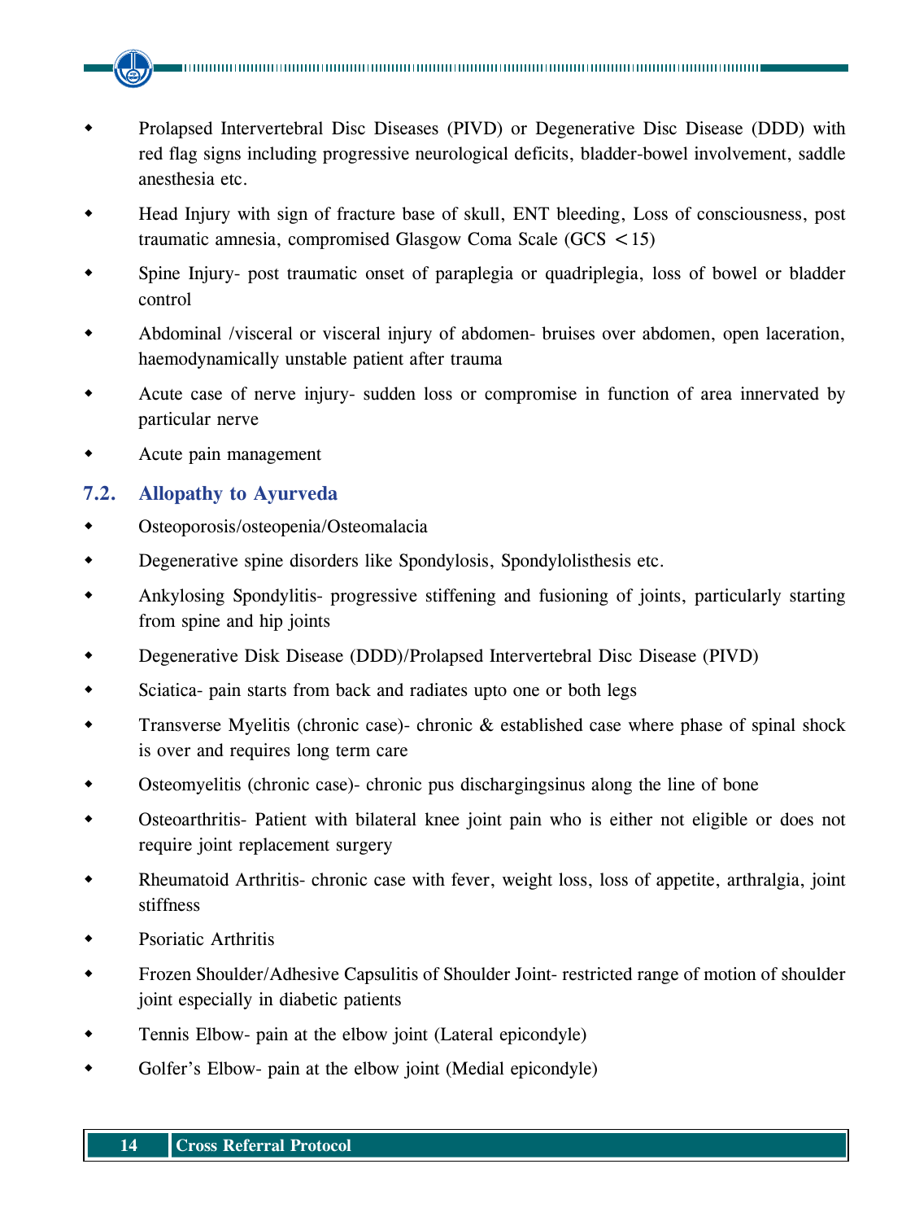- Prolapsed Intervertebral Disc Diseases (PIVD) or Degenerative Disc Disease (DDD) with red flag signs including progressive neurological deficits, bladder-bowel involvement, saddle anesthesia etc.
- Head Injury with sign of fracture base of skull, ENT bleeding, Loss of consciousness, post traumatic amnesia, compromised Glasgow Coma Scale (GCS < 15)
- Spine Injury- post traumatic onset of paraplegia or quadriplegia, loss of bowel or bladder control
- Abdominal /visceral or visceral injury of abdomen- bruises over abdomen, open laceration, haemodynamically unstable patient after trauma
- Acute case of nerve injury- sudden loss or compromise in function of area innervated by particular nerve
- Acute pain management

## 7.2. Allopathy to Ayurveda

- Osteoporosis/osteopenia/Osteomalacia
- Degenerative spine disorders like Spondylosis, Spondylolisthesis etc.
- Ankylosing Spondylitis- progressive stiffening and fusioning of joints, particularly starting from spine and hip joints
- Degenerative Disk Disease (DDD)/Prolapsed Intervertebral Disc Disease (PIVD)
- Sciatica- pain starts from back and radiates upto one or both legs
- Transverse Myelitis (chronic case)- chronic & established case where phase of spinal shock is over and requires long term care
- Osteomyelitis (chronic case)- chronic pus dischargingsinus along the line of bone
- Osteoarthritis- Patient with bilateral knee joint pain who is either not eligible or does not require joint replacement surgery
- Rheumatoid Arthritis- chronic case with fever, weight loss, loss of appetite, arthralgia, joint stiffness
- Psoriatic Arthritis
- Frozen Shoulder/Adhesive Capsulitis of Shoulder Joint- restricted range of motion of shoulder joint especially in diabetic patients
- Tennis Elbow- pain at the elbow joint (Lateral epicondyle)
- Golfer's Elbow- pain at the elbow joint (Medial epicondyle)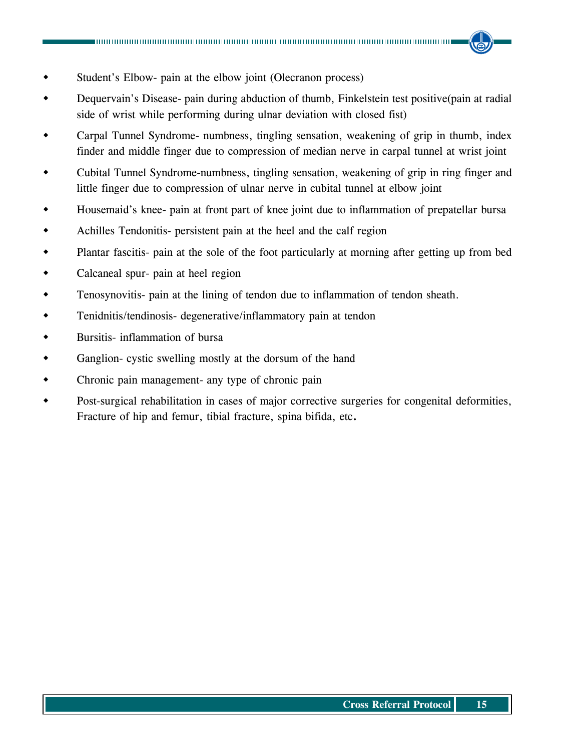- Student's Elbow- pain at the elbow joint (Olecranon process)
- Dequervain's Disease- pain during abduction of thumb, Finkelstein test positive(pain at radial side of wrist while performing during ulnar deviation with closed fist)
- Carpal Tunnel Syndrome- numbness, tingling sensation, weakening of grip in thumb, index finder and middle finger due to compression of median nerve in carpal tunnel at wrist joint
- Cubital Tunnel Syndrome-numbness, tingling sensation, weakening of grip in ring finger and little finger due to compression of ulnar nerve in cubital tunnel at elbow joint
- Housemaid's knee- pain at front part of knee joint due to inflammation of prepatellar bursa
- Achilles Tendonitis- persistent pain at the heel and the calf region
- Plantar fascitis- pain at the sole of the foot particularly at morning after getting up from bed
- Calcaneal spur- pain at heel region
- Tenosynovitis- pain at the lining of tendon due to inflammation of tendon sheath.
- Tenidnitis/tendinosis- degenerative/inflammatory pain at tendon
- Bursitis- inflammation of bursa
- Ganglion- cystic swelling mostly at the dorsum of the hand
- Chronic pain management- any type of chronic pain
- Post-surgical rehabilitation in cases of major corrective surgeries for congenital deformities, Fracture of hip and femur, tibial fracture, spina bifida, etc.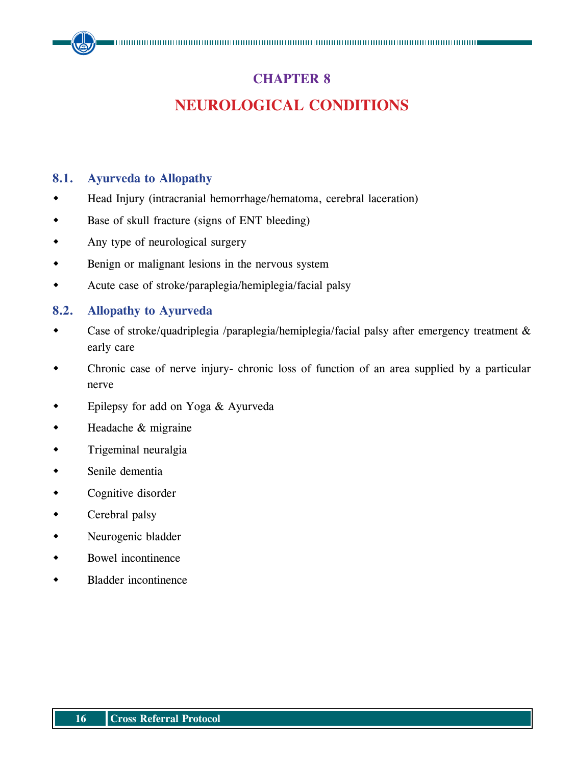# CHAPTER 8

# NEUROLOGICAL CONDITIONS

## 8.1. Ayurveda to Allopathy

- Head Injury (intracranial hemorrhage/hematoma, cerebral laceration)
- Base of skull fracture (signs of ENT bleeding)
- Any type of neurological surgery
- Benign or malignant lesions in the nervous system
- Acute case of stroke/paraplegia/hemiplegia/facial palsy

## 8.2. Allopathy to Ayurveda

- Case of stroke/quadriplegia /paraplegia/hemiplegia/facial palsy after emergency treatment & early care
- Chronic case of nerve injury- chronic loss of function of an area supplied by a particular nerve
- Epilepsy for add on Yoga & Ayurveda
- Headache & migraine
- Trigeminal neuralgia
- Senile dementia
- Cognitive disorder
- Cerebral palsy
- Neurogenic bladder
- Bowel incontinence
- Bladder incontinence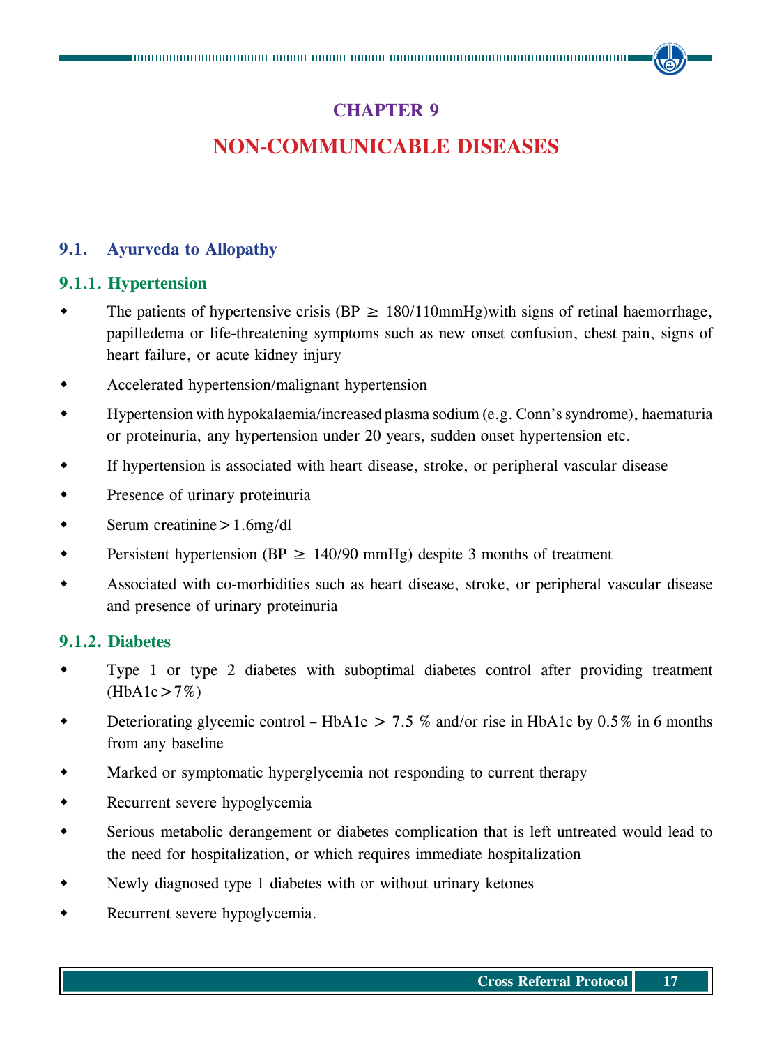# CHAPTER 9

# NON-COMMUNICABLE DISEASES

## 9.1. Ayurveda to Allopathy

### 9.1.1. Hypertension

- The patients of hypertensive crisis (BP $\geq$ 180/110mmHg)with signs of retinal haemorrhage, papilledema or life-threatening symptoms such as new onset confusion, chest pain, signs of heart failure, or acute kidney injury
- Accelerated hypertension/malignant hypertension
- Hypertension with hypokalaemia/increased plasma sodium (e.g. Conn's syndrome), haematuria or proteinuria, any hypertension under 20 years, sudden onset hypertension etc.
- If hypertension is associated with heart disease, stroke, or peripheral vascular disease
- Presence of urinary proteinuria
- Serum creatinine > 1.6mg/dl
- Persistent hypertension (BP $\geq$ 140/90 mmHg) despite 3 months of treatment
- Associated with co-morbidities such as heart disease, stroke, or peripheral vascular disease and presence of urinary proteinuria

### 9.1.2. Diabetes

- Type 1 or type 2 diabetes with suboptimal diabetes control after providing treatment (HbA1c > 7%)
- Deteriorating glycemic control – HbA1c > 7.5 % and/or rise in HbA1c by 0.5% in 6 months from any baseline
- Marked or symptomatic hyperglycemia not responding to current therapy
- Recurrent severe hypoglycemia
- Serious metabolic derangement or diabetes complication that is left untreated would lead to the need for hospitalization, or which requires immediate hospitalization
- Newly diagnosed type 1 diabetes with or without urinary ketones
- Recurrent severe hypoglycemia.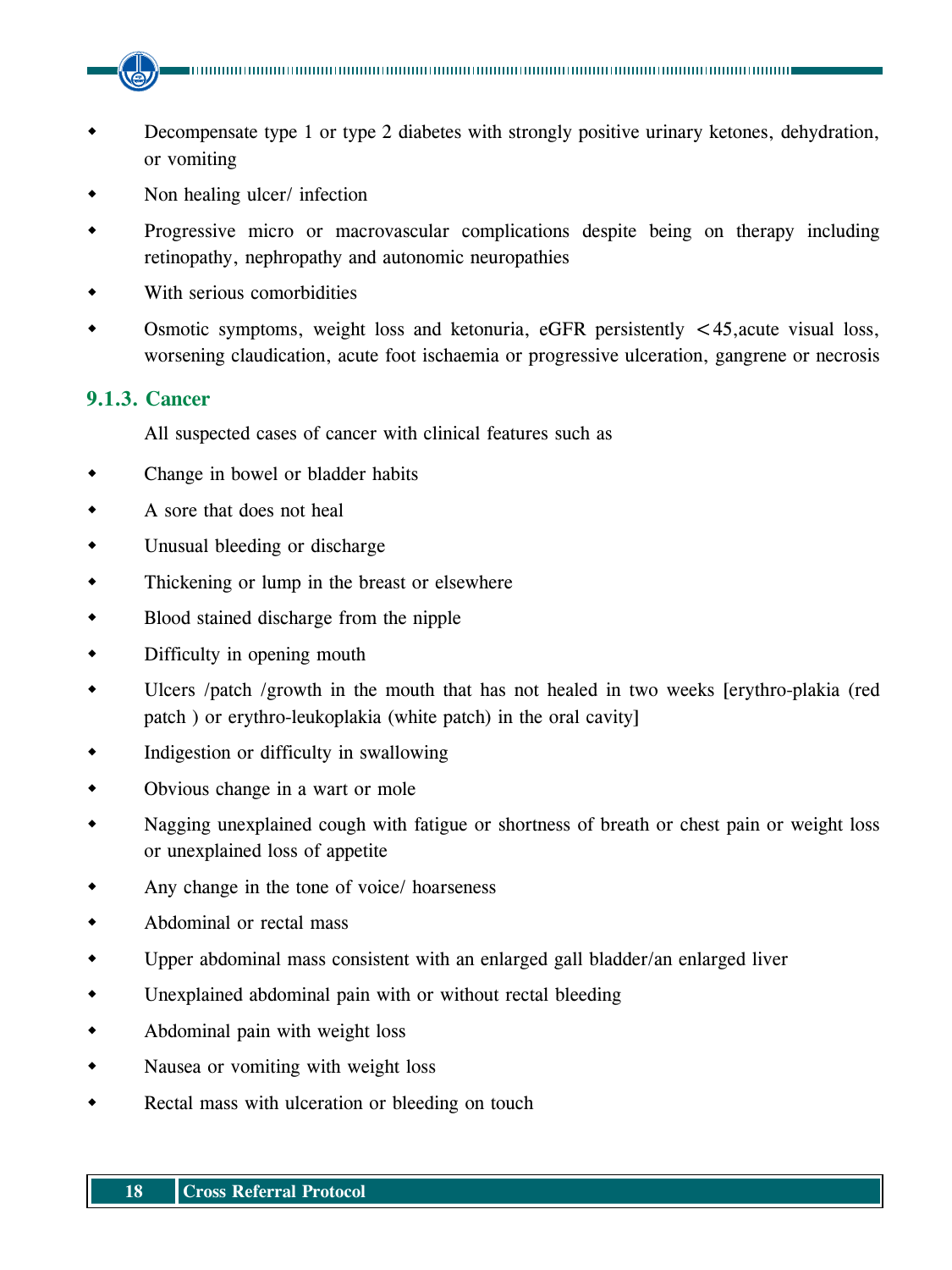- Decompensate type 1 or type 2 diabetes with strongly positive urinary ketones, dehydration, or vomiting
- Non healing ulcer/ infection
- Progressive micro or macrovascular complications despite being on therapy including retinopathy, nephropathy and autonomic neuropathies
- With serious comorbidities
- Osmotic symptoms, weight loss and ketonuria, eGFR persistently $<45$,acute visual loss, worsening claudication, acute foot ischaemia or progressive ulceration, gangrene or necrosis

### 9.1.3. Cancer

All suspected cases of cancer with clinical features such as

- Change in bowel or bladder habits
- A sore that does not heal
- Unusual bleeding or discharge
- Thickening or lump in the breast or elsewhere
- Blood stained discharge from the nipple
- Difficulty in opening mouth
- Ulcers /patch /growth in the mouth that has not healed in two weeks [erythro-plakia (red patch ) or erythro-leukoplakia (white patch) in the oral cavity]
- Indigestion or difficulty in swallowing
- Obvious change in a wart or mole
- Nagging unexplained cough with fatigue or shortness of breath or chest pain or weight loss or unexplained loss of appetite
- Any change in the tone of voice/ hoarseness
- Abdominal or rectal mass
- Upper abdominal mass consistent with an enlarged gall bladder/an enlarged liver
- Unexplained abdominal pain with or without rectal bleeding
- Abdominal pain with weight loss
- Nausea or vomiting with weight loss
- Rectal mass with ulceration or bleeding on touch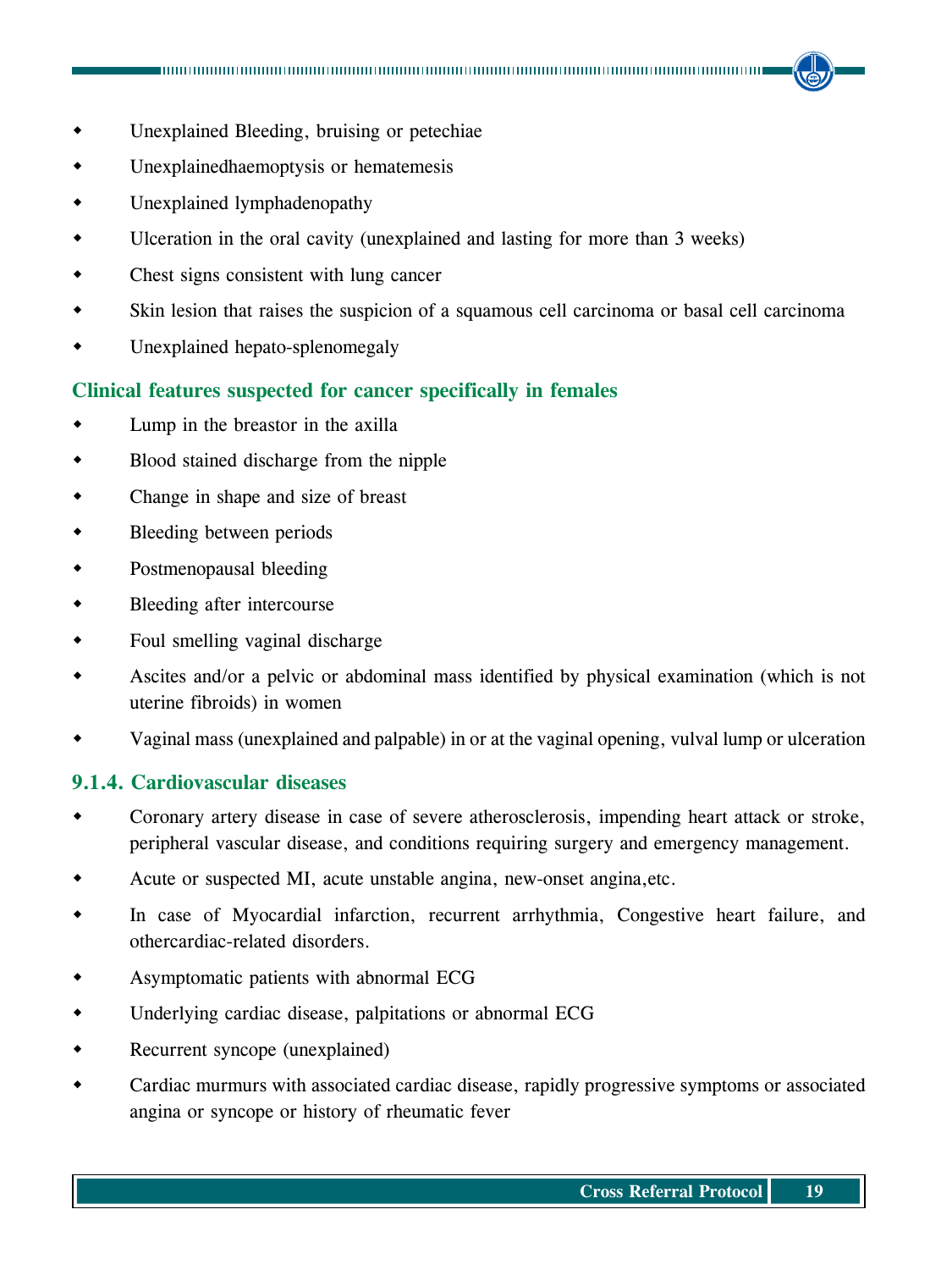- Unexplained Bleeding, bruising or petechiae
- Unexplainedhaemoptysis or hematemesis
- Unexplained lymphadenopathy
- Ulceration in the oral cavity (unexplained and lasting for more than 3 weeks)
- Chest signs consistent with lung cancer
- Skin lesion that raises the suspicion of a squamous cell carcinoma or basal cell carcinoma
- Unexplained hepato-splenomegaly

### Clinical features suspected for cancer specifically in females

- Lump in the breastor in the axilla
- Blood stained discharge from the nipple
- Change in shape and size of breast
- Bleeding between periods
- Postmenopausal bleeding
- Bleeding after intercourse
- Foul smelling vaginal discharge
- Ascites and/or a pelvic or abdominal mass identified by physical examination (which is not uterine fibroids) in women
- Vaginal mass (unexplained and palpable) in or at the vaginal opening, vulval lump or ulceration

### 9.1.4. Cardiovascular diseases

- Coronary artery disease in case of severe atherosclerosis, impending heart attack or stroke, peripheral vascular disease, and conditions requiring surgery and emergency management.
- Acute or suspected MI, acute unstable angina, new-onset angina,etc.
- In case of Myocardial infarction, recurrent arrhythmia, Congestive heart failure, and othercardiac-related disorders.
- Asymptomatic patients with abnormal ECG
- Underlying cardiac disease, palpitations or abnormal ECG
- Recurrent syncope (unexplained)
- Cardiac murmurs with associated cardiac disease, rapidly progressive symptoms or associated angina or syncope or history of rheumatic fever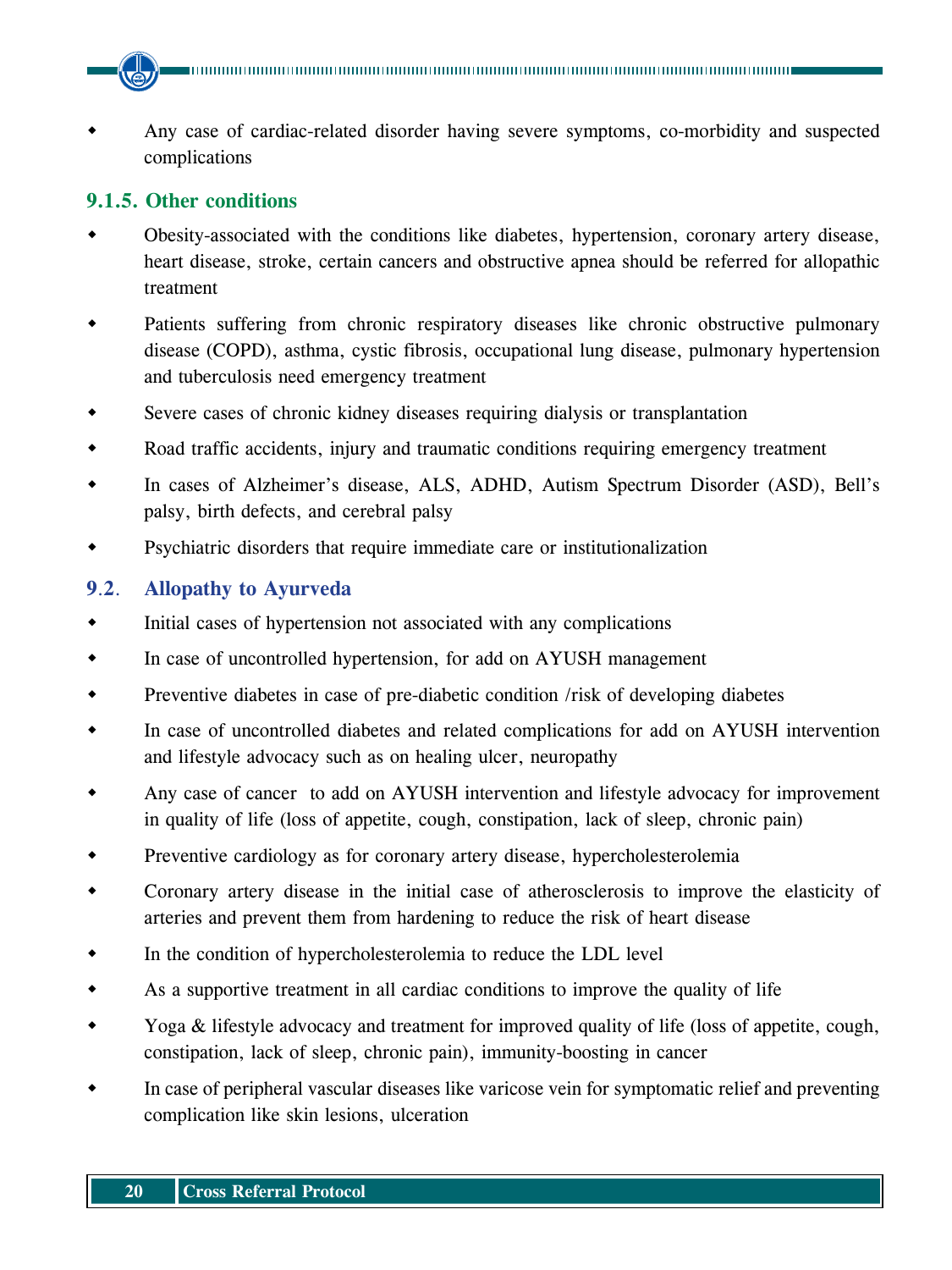- Any case of cardiac-related disorder having severe symptoms, co-morbidity and suspected complications

### 9.1.5. Other conditions

- Obesity-associated with the conditions like diabetes, hypertension, coronary artery disease, heart disease, stroke, certain cancers and obstructive apnea should be referred for allopathic treatment
- Patients suffering from chronic respiratory diseases like chronic obstructive pulmonary disease (COPD), asthma, cystic fibrosis, occupational lung disease, pulmonary hypertension and tuberculosis need emergency treatment
- Severe cases of chronic kidney diseases requiring dialysis or transplantation
- Road traffic accidents, injury and traumatic conditions requiring emergency treatment
- In cases of Alzheimer's disease, ALS, ADHD, Autism Spectrum Disorder (ASD), Bell's palsy, birth defects, and cerebral palsy
- Psychiatric disorders that require immediate care or institutionalization

## 9.2. Allopathy to Ayurveda

- Initial cases of hypertension not associated with any complications
- In case of uncontrolled hypertension, for add on AYUSH management
- Preventive diabetes in case of pre-diabetic condition /risk of developing diabetes
- In case of uncontrolled diabetes and related complications for add on AYUSH intervention and lifestyle advocacy such as on healing ulcer, neuropathy
- Any case of cancer to add on AYUSH intervention and lifestyle advocacy for improvement in quality of life (loss of appetite, cough, constipation, lack of sleep, chronic pain)
- Preventive cardiology as for coronary artery disease, hypercholesterolemia
- Coronary artery disease in the initial case of atherosclerosis to improve the elasticity of arteries and prevent them from hardening to reduce the risk of heart disease
- In the condition of hypercholesterolemia to reduce the LDL level
- As a supportive treatment in all cardiac conditions to improve the quality of life
- Yoga & lifestyle advocacy and treatment for improved quality of life (loss of appetite, cough, constipation, lack of sleep, chronic pain), immunity-boosting in cancer
- In case of peripheral vascular diseases like varicose vein for symptomatic relief and preventing complication like skin lesions, ulceration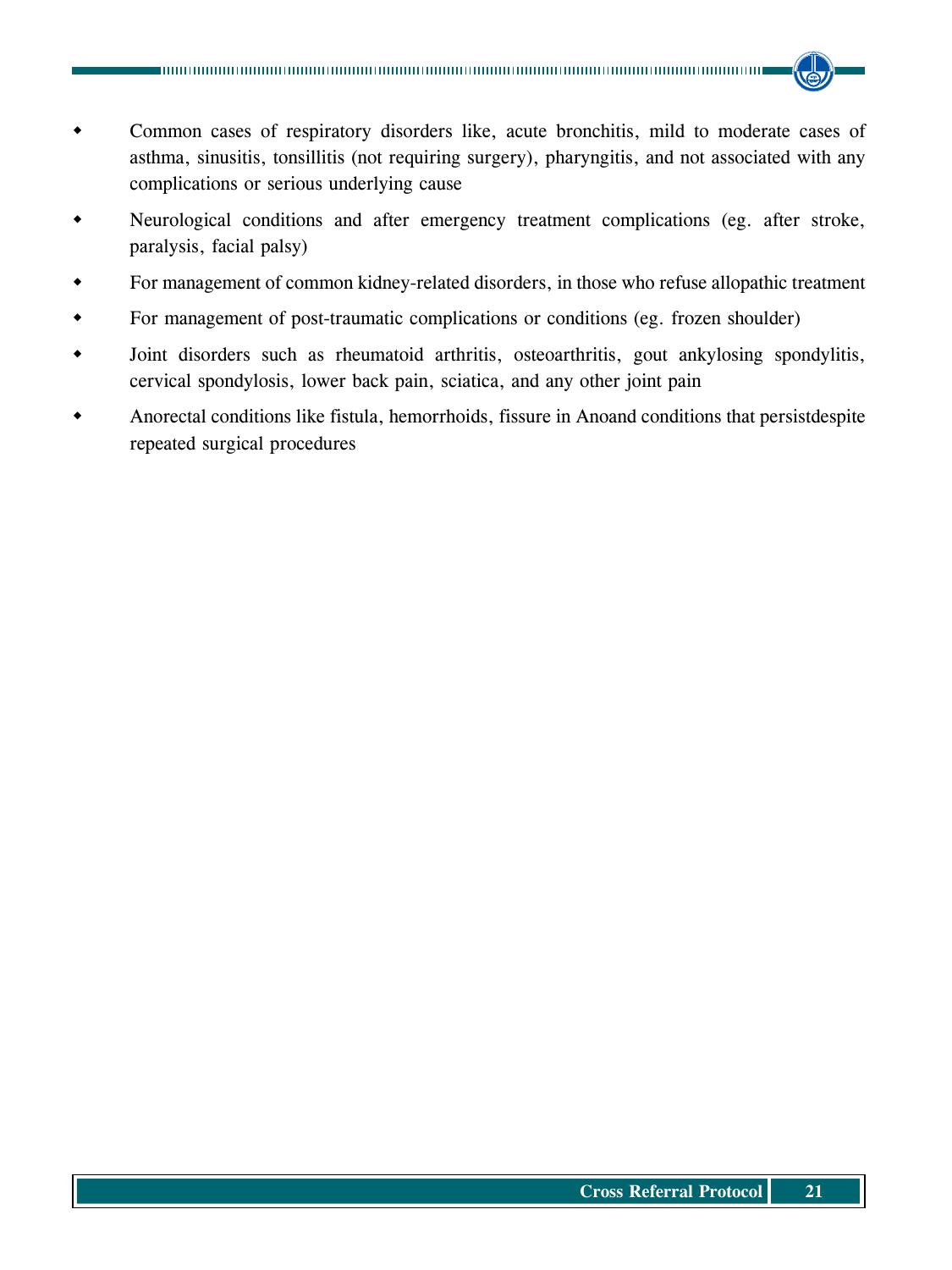- Common cases of respiratory disorders like, acute bronchitis, mild to moderate cases of asthma, sinusitis, tonsillitis (not requiring surgery), pharyngitis, and not associated with any complications or serious underlying cause
- Neurological conditions and after emergency treatment complications (eg. after stroke, paralysis, facial palsy)
- For management of common kidney-related disorders, in those who refuse allopathic treatment
- For management of post-traumatic complications or conditions (eg. frozen shoulder)
- Joint disorders such as rheumatoid arthritis, osteoarthritis, gout ankylosing spondylitis, cervical spondylosis, lower back pain, sciatica, and any other joint pain
- Anorectal conditions like fistula, hemorrhoids, fissure in Anoand conditions that persistdespite repeated surgical procedures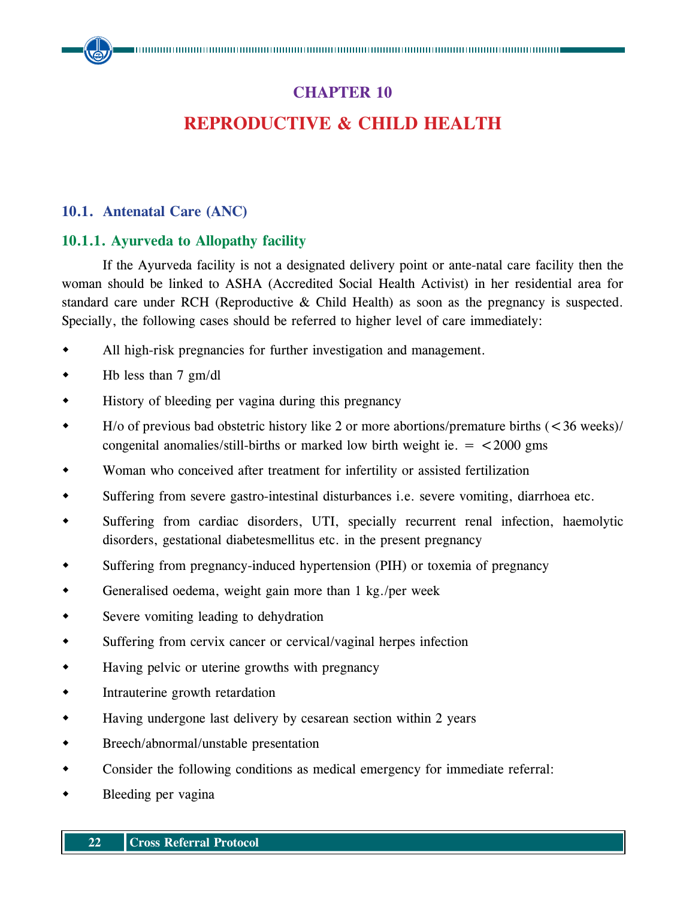# CHAPTER 10

# REPRODUCTIVE & CHILD HEALTH

## 10.1. Antenatal Care (ANC)

### 10.1.1. Ayurveda to Allopathy facility

If the Ayurveda facility is not a designated delivery point or ante-natal care facility then the woman should be linked to ASHA (Accredited Social Health Activist) in her residential area for standard care under RCH (Reproductive & Child Health) as soon as the pregnancy is suspected. Specially, the following cases should be referred to higher level of care immediately:

- All high-risk pregnancies for further investigation and management.
- Hb less than 7 gm/dl
- History of bleeding per vagina during this pregnancy
- H/o of previous bad obstetric history like 2 or more abortions/premature births (<36 weeks)/ congenital anomalies/still-births or marked low birth weight ie. = <2000 gms
- Woman who conceived after treatment for infertility or assisted fertilization
- Suffering from severe gastro-intestinal disturbances i.e. severe vomiting, diarrhoea etc.
- Suffering from cardiac disorders, UTI, specially recurrent renal infection, haemolytic disorders, gestational diabetesmellitus etc. in the present pregnancy
- Suffering from pregnancy-induced hypertension (PIH) or toxemia of pregnancy
- Generalised oedema, weight gain more than 1 kg./per week
- Severe vomiting leading to dehydration
- Suffering from cervix cancer or cervical/vaginal herpes infection
- Having pelvic or uterine growths with pregnancy
- Intrauterine growth retardation
- Having undergone last delivery by cesarean section within 2 years
- Breech/abnormal/unstable presentation
- Consider the following conditions as medical emergency for immediate referral:
- Bleeding per vagina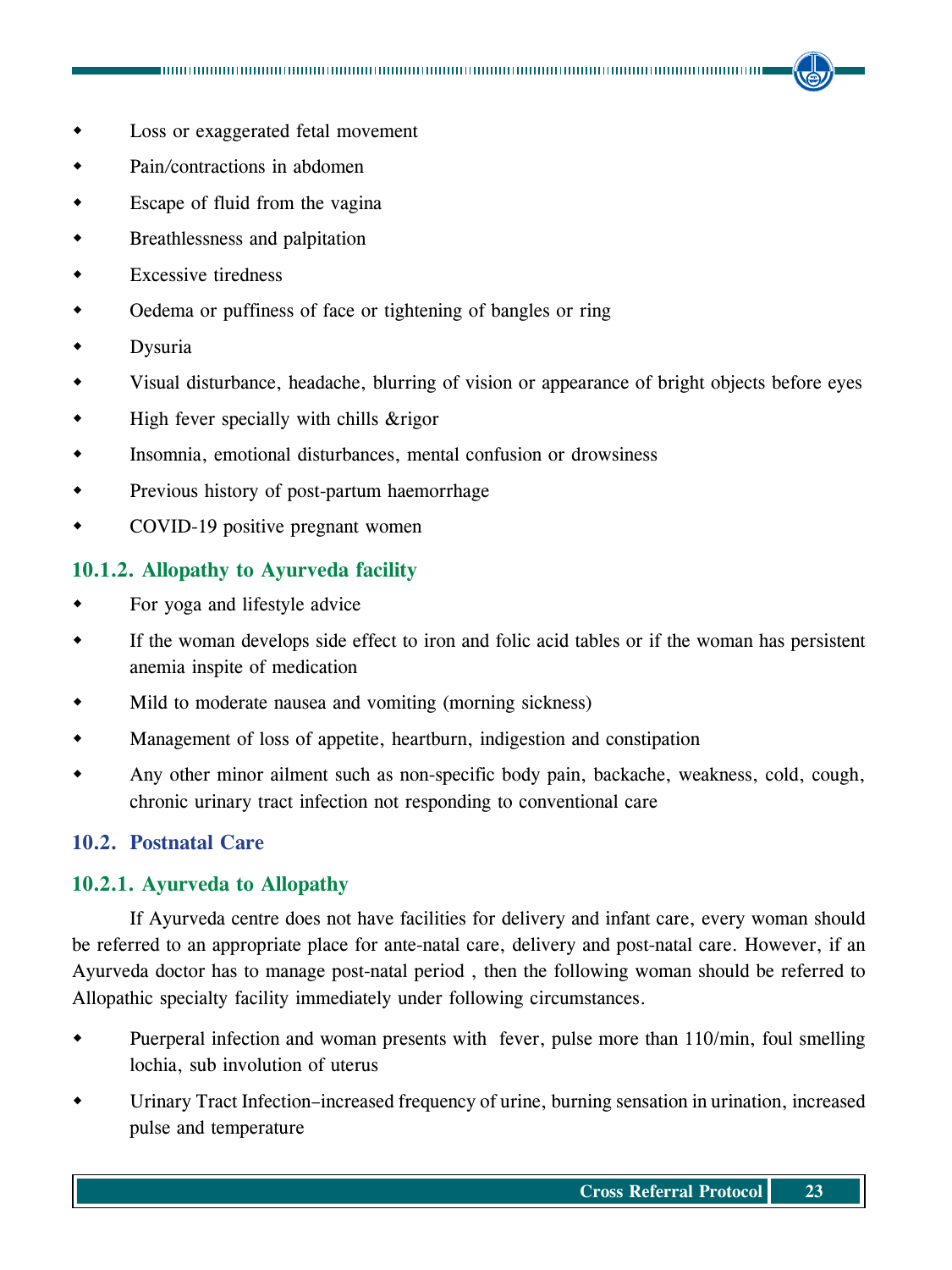- Loss or exaggerated fetal movement
- Pain/contractions in abdomen
- Escape of fluid from the vagina
- Breathlessness and palpitation
- Excessive tiredness
- Oedema or puffiness of face or tightening of bangles or ring
- Dysuria
- Visual disturbance, headache, blurring of vision or appearance of bright objects before eyes
- High fever specially with chills &rigor
- Insomnia, emotional disturbances, mental confusion or drowsiness
- Previous history of post-partum haemorrhage
- COVID-19 positive pregnant women

### 10.1.2. Allopathy to Ayurveda facility

- For yoga and lifestyle advice
- If the woman develops side effect to iron and folic acid tables or if the woman has persistent anemia inspite of medication
- Mild to moderate nausea and vomiting (morning sickness)
- Management of loss of appetite, heartburn, indigestion and constipation
- Any other minor ailment such as non-specific body pain, backache, weakness, cold, cough, chronic urinary tract infection not responding to conventional care

## 10.2. Postnatal Care

### 10.2.1. Ayurveda to Allopathy

If Ayurveda centre does not have facilities for delivery and infant care, every woman should be referred to an appropriate place for ante-natal care, delivery and post-natal care. However, if an Ayurveda doctor has to manage post-natal period , then the following woman should be referred to Allopathic specialty facility immediately under following circumstances.

- Puerperal infection and woman presents with fever, pulse more than 110/min, foul smelling lochia, sub involution of uterus
- Urinary Tract Infection–increased frequency of urine, burning sensation in urination, increased pulse and temperature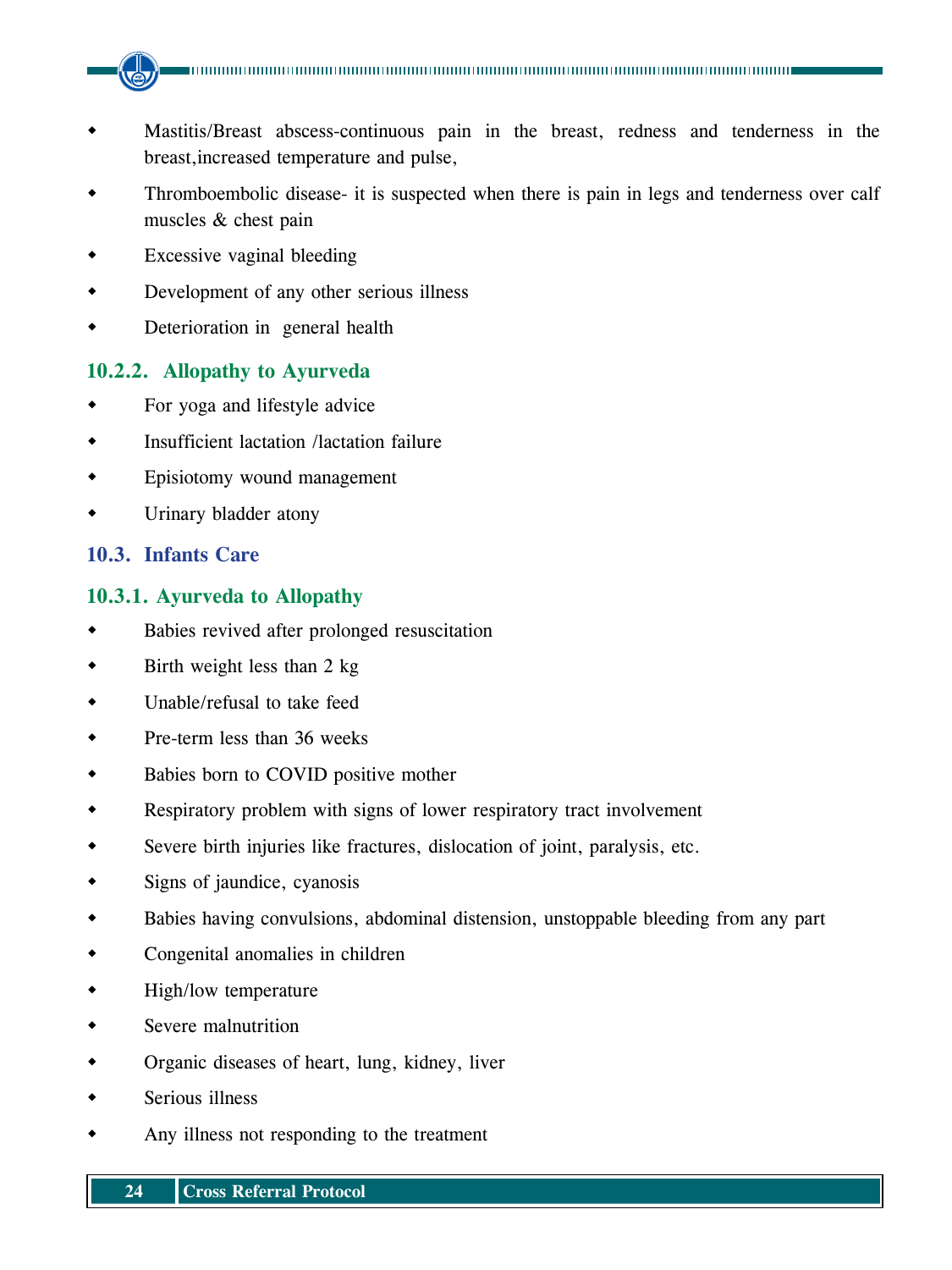- Mastitis/Breast abscess-continuous pain in the breast, redness and tenderness in the breast,increased temperature and pulse,
- Thromboembolic disease- it is suspected when there is pain in legs and tenderness over calf muscles & chest pain
- Excessive vaginal bleeding
- Development of any other serious illness
- Deterioration in general health

#### 10.2.2. Allopathy to Ayurveda

- For yoga and lifestyle advice
- Insufficient lactation /lactation failure
- Episiotomy wound management
- Urinary bladder atony

### 10.3. Infants Care

#### 10.3.1. Ayurveda to Allopathy

- Babies revived after prolonged resuscitation
- Birth weight less than 2 kg
- Unable/refusal to take feed
- Pre-term less than 36 weeks
- Babies born to COVID positive mother
- Respiratory problem with signs of lower respiratory tract involvement
- Severe birth injuries like fractures, dislocation of joint, paralysis, etc.
- Signs of jaundice, cyanosis
- Babies having convulsions, abdominal distension, unstoppable bleeding from any part
- Congenital anomalies in children
- High/low temperature
- Severe malnutrition
- Organic diseases of heart, lung, kidney, liver
- Serious illness
- Any illness not responding to the treatment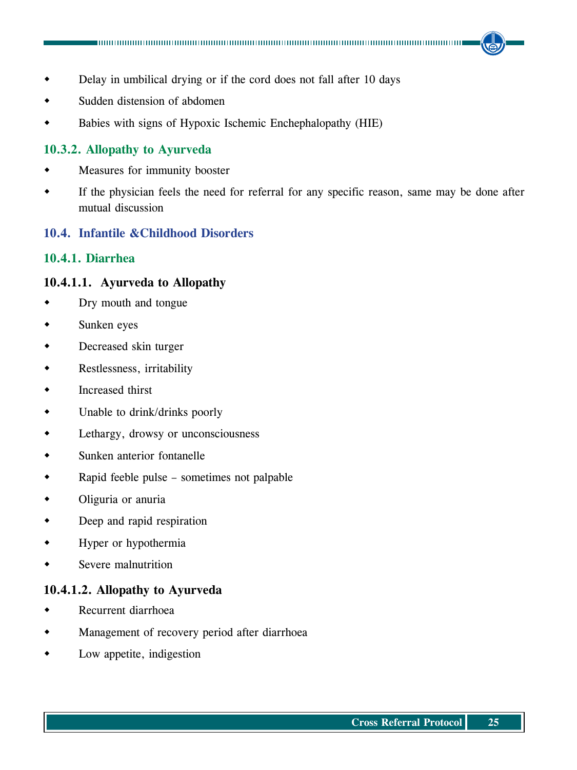- Delay in umbilical drying or if the cord does not fall after 10 days
- Sudden distension of abdomen
- Babies with signs of Hypoxic Ischemic Enchephalopathy (HIE)

### 10.3.2. Allopathy to Ayurveda

- Measures for immunity booster
- If the physician feels the need for referral for any specific reason, same may be done after mutual discussion

## 10.4. Infantile &Childhood Disorders

### 10.4.1. Diarrhea

#### 10.4.1.1. Ayurveda to Allopathy

- Dry mouth and tongue
- Sunken eyes
- Decreased skin turger
- Restlessness, irritability
- Increased thirst
- Unable to drink/drinks poorly
- Lethargy, drowsy or unconsciousness
- Sunken anterior fontanelle
- Rapid feeble pulse – sometimes not palpable
- Oliguria or anuria
- Deep and rapid respiration
- Hyper or hypothermia
- Severe malnutrition

#### 10.4.1.2. Allopathy to Ayurveda

- Recurrent diarrhoea
- Management of recovery period after diarrhoea
- Low appetite, indigestion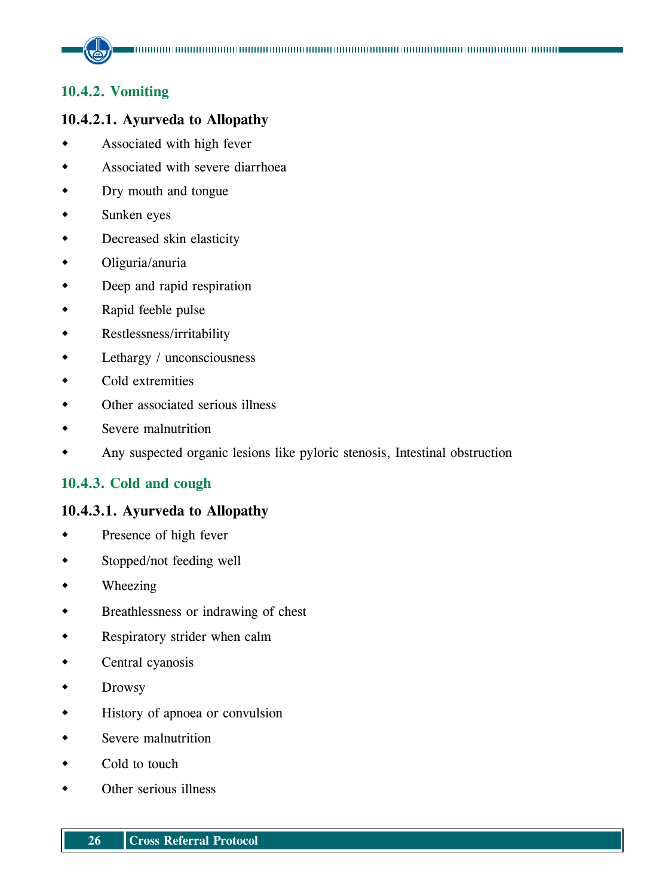### 10.4.2. Vomiting

#### 10.4.2.1. Ayurveda to Allopathy

- Associated with high fever
- Associated with severe diarrhoea
- Dry mouth and tongue
- Sunken eyes
- Decreased skin elasticity
- Oliguria/anuria
- Deep and rapid respiration
- Rapid feeble pulse
- Restlessness/irritability
- Lethargy / unconsciousness
- Cold extremities
- Other associated serious illness
- Severe malnutrition
- Any suspected organic lesions like pyloric stenosis, Intestinal obstruction

### 10.4.3. Cold and cough

#### 10.4.3.1. Ayurveda to Allopathy

- Presence of high fever
- Stopped/not feeding well
- Wheezing
- Breathlessness or indrawing of chest
- Respiratory strider when calm
- Central cyanosis
- Drowsy
- History of apnoea or convulsion
- Severe malnutrition
- Cold to touch
- Other serious illness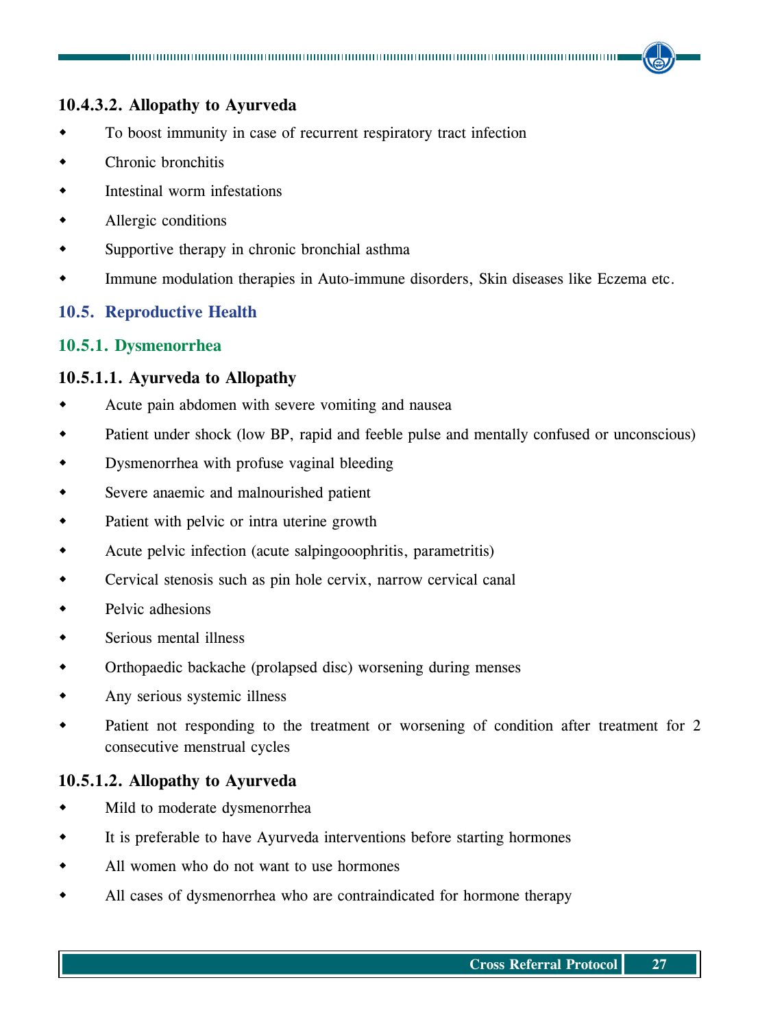#### 10.4.3.2. Allopathy to Ayurveda

- To boost immunity in case of recurrent respiratory tract infection
- Chronic bronchitis
- Intestinal worm infestations
- Allergic conditions
- Supportive therapy in chronic bronchial asthma
- Immune modulation therapies in Auto-immune disorders, Skin diseases like Eczema etc.

## 10.5. Reproductive Health

### 10.5.1. Dysmenorrhea

#### 10.5.1.1. Ayurveda to Allopathy

- Acute pain abdomen with severe vomiting and nausea
- Patient under shock (low BP, rapid and feeble pulse and mentally confused or unconscious)
- Dysmenorrhea with profuse vaginal bleeding
- Severe anaemic and malnourished patient
- Patient with pelvic or intra uterine growth
- Acute pelvic infection (acute salpingooophritis, parametritis)
- Cervical stenosis such as pin hole cervix, narrow cervical canal
- Pelvic adhesions
- Serious mental illness
- Orthopaedic backache (prolapsed disc) worsening during menses
- Any serious systemic illness
- Patient not responding to the treatment or worsening of condition after treatment for 2 consecutive menstrual cycles

#### 10.5.1.2. Allopathy to Ayurveda

- Mild to moderate dysmenorrhea
- It is preferable to have Ayurveda interventions before starting hormones
- All women who do not want to use hormones
- All cases of dysmenorrhea who are contraindicated for hormone therapy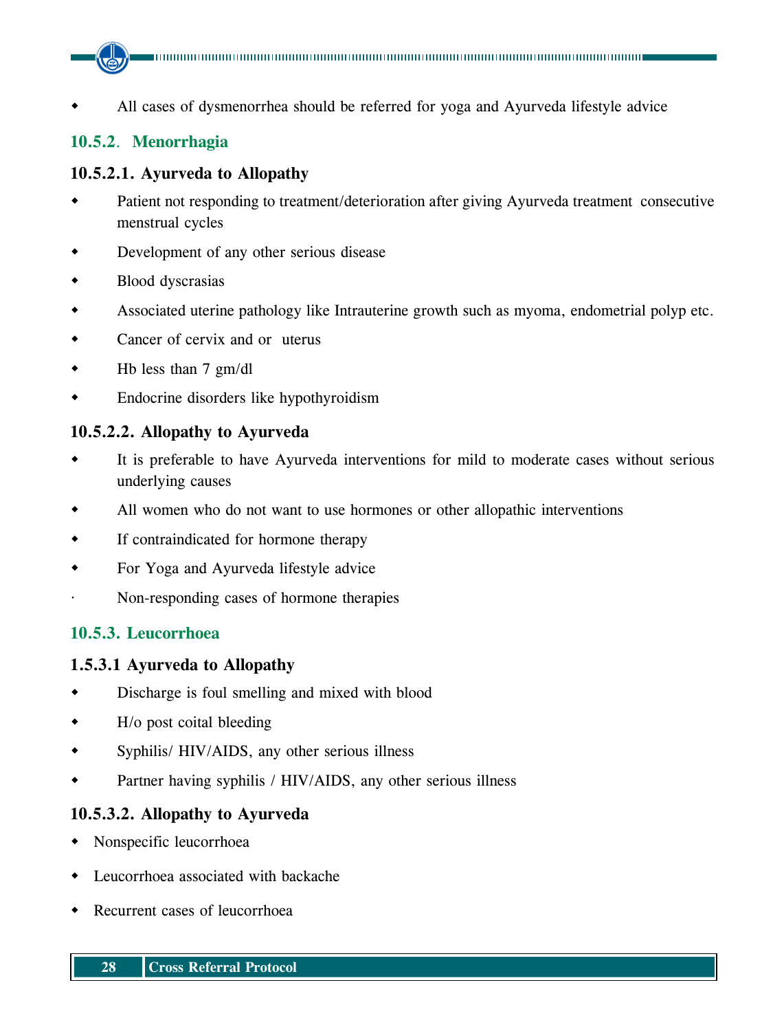- All cases of dysmenorrhea should be referred for yoga and Ayurveda lifestyle advice

## 10.5.2. Menorrhagia

### 10.5.2.1. Ayurveda to Allopathy

- Patient not responding to treatment/deterioration after giving Ayurveda treatment  consecutive menstrual cycles
- Development of any other serious disease
- Blood dyscrasias
- Associated uterine pathology like Intrauterine growth such as myoma, endometrial polyp etc.
- Cancer of cervix and or  uterus
- Hb less than 7 gm/dl
- Endocrine disorders like hypothyroidism

### 10.5.2.2. Allopathy to Ayurveda

- It is preferable to have Ayurveda interventions for mild to moderate cases without serious underlying causes
- All women who do not want to use hormones or other allopathic interventions
- If contraindicated for hormone therapy
- For Yoga and Ayurveda lifestyle advice
- Non-responding cases of hormone therapies

## 10.5.3. Leucorrhoea

### 1.5.3.1 Ayurveda to Allopathy

- Discharge is foul smelling and mixed with blood
- H/o post coital bleeding
- Syphilis/ HIV/AIDS, any other serious illness
- Partner having syphilis / HIV/AIDS, any other serious illness

### 10.5.3.2. Allopathy to Ayurveda

- Nonspecific leucorrhoea
- Leucorrhoea associated with backache
- Recurrent cases of leucorrhoea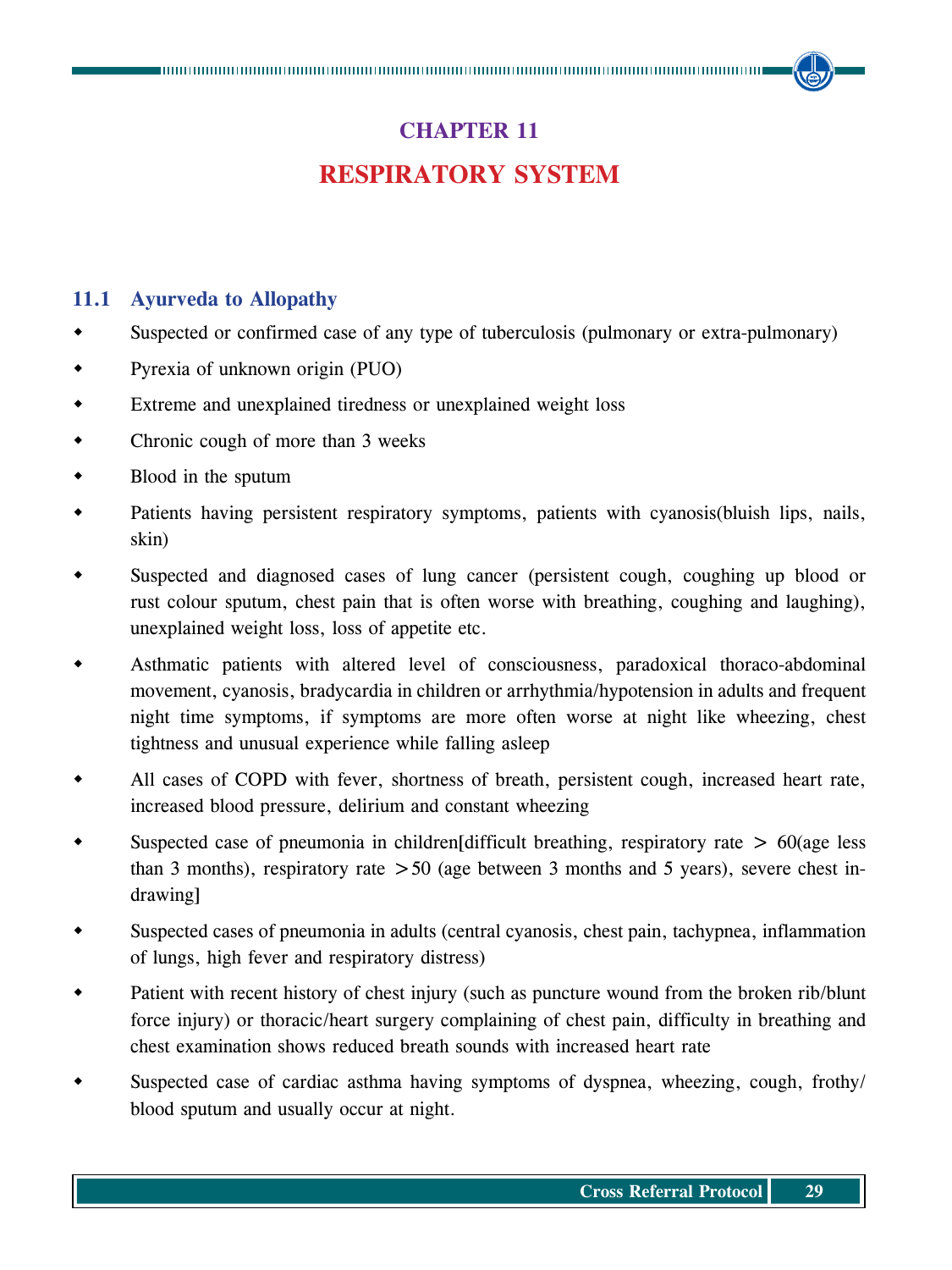# CHAPTER 11

# RESPIRATORY SYSTEM

## 11.1 Ayurveda to Allopathy

- Suspected or confirmed case of any type of tuberculosis (pulmonary or extra-pulmonary)
- Pyrexia of unknown origin (PUO)
- Extreme and unexplained tiredness or unexplained weight loss
- Chronic cough of more than 3 weeks
- Blood in the sputum
- Patients having persistent respiratory symptoms, patients with cyanosis(bluish lips, nails, skin)
- Suspected and diagnosed cases of lung cancer (persistent cough, coughing up blood or rust colour sputum, chest pain that is often worse with breathing, coughing and laughing), unexplained weight loss, loss of appetite etc.
- Asthmatic patients with altered level of consciousness, paradoxical thoraco-abdominal movement, cyanosis, bradycardia in children or arrhythmia/hypotension in adults and frequent night time symptoms, if symptoms are more often worse at night like wheezing, chest tightness and unusual experience while falling asleep
- All cases of COPD with fever, shortness of breath, persistent cough, increased heart rate, increased blood pressure, delirium and constant wheezing
- Suspected case of pneumonia in children[difficult breathing, respiratory rate > 60(age less than 3 months), respiratory rate >50 (age between 3 months and 5 years), severe chest in-drawing]
- Suspected cases of pneumonia in adults (central cyanosis, chest pain, tachypnea, inflammation of lungs, high fever and respiratory distress)
- Patient with recent history of chest injury (such as puncture wound from the broken rib/blunt force injury) or thoracic/heart surgery complaining of chest pain, difficulty in breathing and chest examination shows reduced breath sounds with increased heart rate
- Suspected case of cardiac asthma having symptoms of dyspnea, wheezing, cough, frothy/ blood sputum and usually occur at night.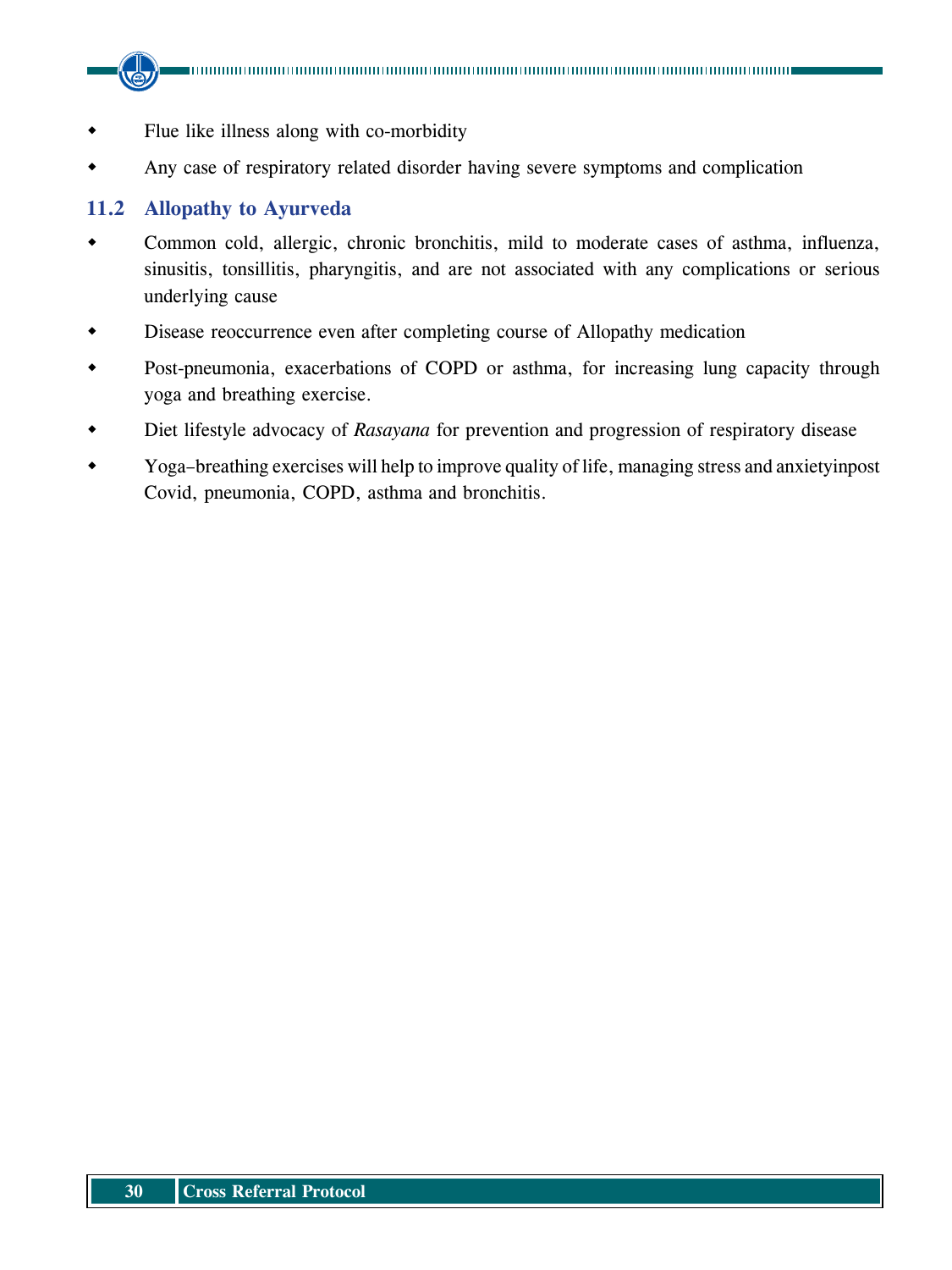- Flue like illness along with co-morbidity
- Any case of respiratory related disorder having severe symptoms and complication

### 11.2 Allopathy to Ayurveda

- Common cold, allergic, chronic bronchitis, mild to moderate cases of asthma, influenza, sinusitis, tonsillitis, pharyngitis, and are not associated with any complications or serious underlying cause
- Disease reoccurrence even after completing course of Allopathy medication
- Post-pneumonia, exacerbations of COPD or asthma, for increasing lung capacity through yoga and breathing exercise.
- Diet lifestyle advocacy of *Rasayana* for prevention and progression of respiratory disease
- Yoga–breathing exercises will help to improve quality of life, managing stress and anxietyinpost Covid, pneumonia, COPD, asthma and bronchitis.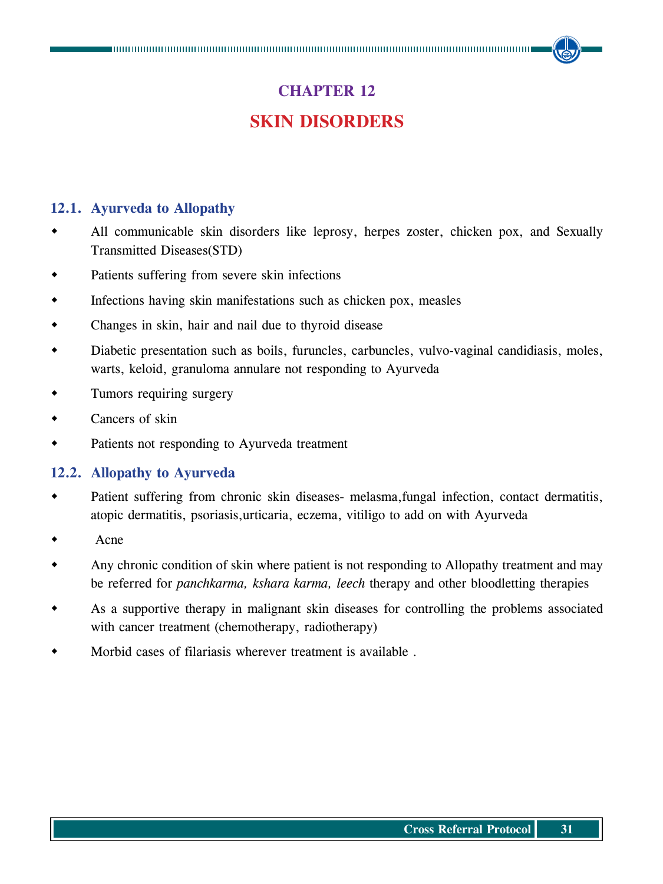# CHAPTER 12

# SKIN DISORDERS

## 12.1. Ayurveda to Allopathy

- All communicable skin disorders like leprosy, herpes zoster, chicken pox, and Sexually Transmitted Diseases(STD)
- Patients suffering from severe skin infections
- Infections having skin manifestations such as chicken pox, measles
- Changes in skin, hair and nail due to thyroid disease
- Diabetic presentation such as boils, furuncles, carbuncles, vulvo-vaginal candidiasis, moles, warts, keloid, granuloma annulare not responding to Ayurveda
- Tumors requiring surgery
- Cancers of skin
- Patients not responding to Ayurveda treatment

## 12.2. Allopathy to Ayurveda

- Patient suffering from chronic skin diseases- melasma,fungal infection, contact dermatitis, atopic dermatitis, psoriasis,urticaria, eczema, vitiligo to add on with Ayurveda
- Acne
- Any chronic condition of skin where patient is not responding to Allopathy treatment and may be referred for *panchkarma, kshara karma, leech* therapy and other bloodletting therapies
- As a supportive therapy in malignant skin diseases for controlling the problems associated with cancer treatment (chemotherapy, radiotherapy)
- Morbid cases of filariasis wherever treatment is available .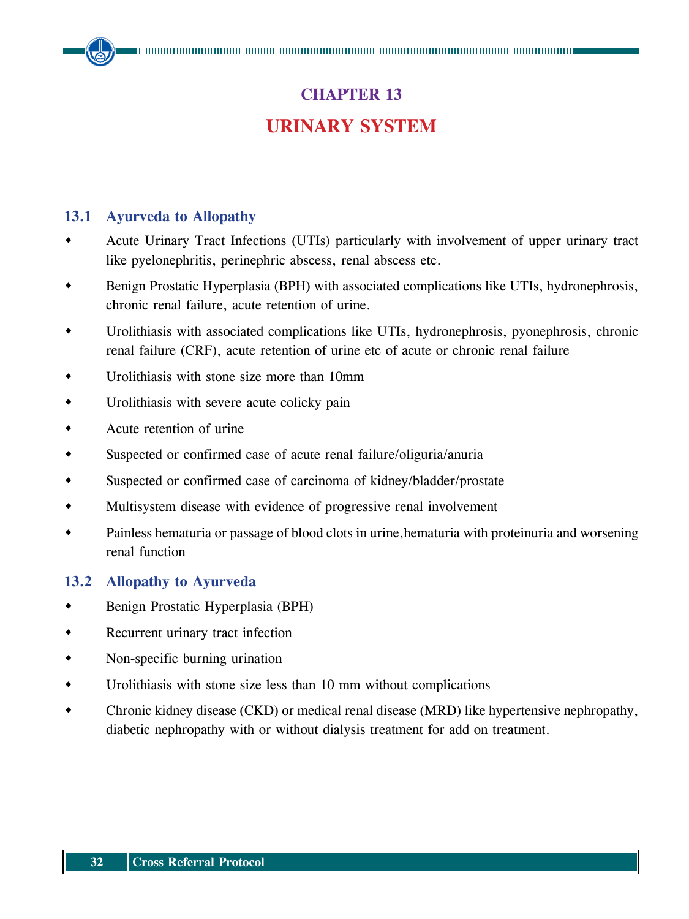# CHAPTER 13

# URINARY SYSTEM

## 13.1 Ayurveda to Allopathy

- Acute Urinary Tract Infections (UTIs) particularly with involvement of upper urinary tract like pyelonephritis, perinephric abscess, renal abscess etc.
- Benign Prostatic Hyperplasia (BPH) with associated complications like UTIs, hydronephrosis, chronic renal failure, acute retention of urine.
- Urolithiasis with associated complications like UTIs, hydronephrosis, pyonephrosis, chronic renal failure (CRF), acute retention of urine etc of acute or chronic renal failure
- Urolithiasis with stone size more than 10mm
- Urolithiasis with severe acute colicky pain
- Acute retention of urine
- Suspected or confirmed case of acute renal failure/oliguria/anuria
- Suspected or confirmed case of carcinoma of kidney/bladder/prostate
- Multisystem disease with evidence of progressive renal involvement
- Painless hematuria or passage of blood clots in urine,hematuria with proteinuria and worsening renal function

## 13.2 Allopathy to Ayurveda

- Benign Prostatic Hyperplasia (BPH)
- Recurrent urinary tract infection
- Non-specific burning urination
- Urolithiasis with stone size less than 10 mm without complications
- Chronic kidney disease (CKD) or medical renal disease (MRD) like hypertensive nephropathy, diabetic nephropathy with or without dialysis treatment for add on treatment.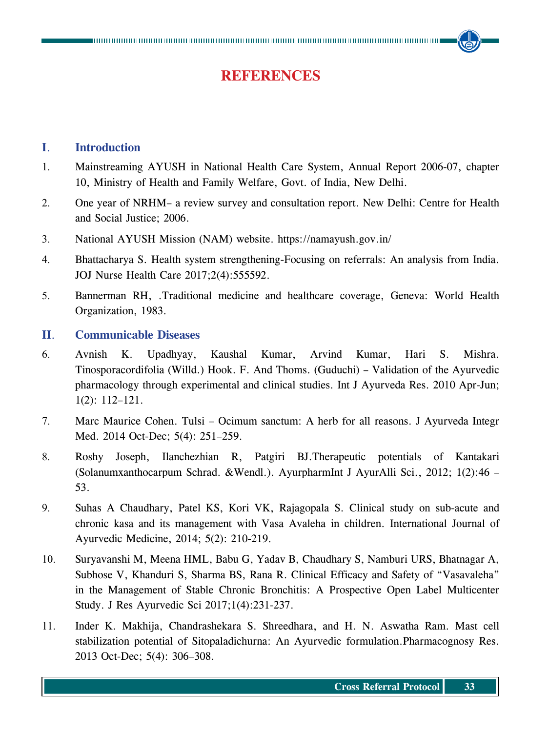# REFERENCES

## I. Introduction

1. Mainstreaming AYUSH in National Health Care System, Annual Report 2006-07, chapter 10, Ministry of Health and Family Welfare, Govt. of India, New Delhi.
2. One year of NRHM– a review survey and consultation report. New Delhi: Centre for Health and Social Justice; 2006.
3. National AYUSH Mission (NAM) website. https://namayush.gov.in/
4. Bhattacharya S. Health system strengthening-Focusing on referrals: An analysis from India. JOJ Nurse Health Care 2017;2(4):555592.
5. Bannerman RH, .Traditional medicine and healthcare coverage, Geneva: World Health Organization, 1983.

## II. Communicable Diseases

6. Avnish K. Upadhyay, Kaushal Kumar, Arvind Kumar, Hari S. Mishra. Tinosporacordifolia (Willd.) Hook. F. And Thoms. (Guduchi) – Validation of the Ayurvedic pharmacology through experimental and clinical studies. Int J Ayurveda Res. 2010 Apr-Jun; 1(2): 112–121.
7. Marc Maurice Cohen. Tulsi – Ocimum sanctum: A herb for all reasons. J Ayurveda Integr Med. 2014 Oct-Dec; 5(4): 251–259.
8. Roshy Joseph, Ilanchezhian R, Patgiri BJ.Therapeutic potentials of Kantakari (Solanumxanthocarpum Schrad. &Wendl.). AyurpharmInt J AyurAlli Sci., 2012; 1(2):46 – 53.
9. Suhas A Chaudhary, Patel KS, Kori VK, Rajagopala S. Clinical study on sub-acute and chronic kasa and its management with Vasa Avaleha in children. International Journal of Ayurvedic Medicine, 2014; 5(2): 210-219.
10. Suryavanshi M, Meena HML, Babu G, Yadav B, Chaudhary S, Namburi URS, Bhatnagar A, Subhose V, Khanduri S, Sharma BS, Rana R. Clinical Efficacy and Safety of "Vasavaleha" in the Management of Stable Chronic Bronchitis: A Prospective Open Label Multicenter Study. J Res Ayurvedic Sci 2017;1(4):231-237.
11. Inder K. Makhija, Chandrashekara S. Shreedhara, and H. N. Aswatha Ram. Mast cell stabilization potential of Sitopaladichurna: An Ayurvedic formulation.Pharmacognosy Res. 2013 Oct-Dec; 5(4): 306–308.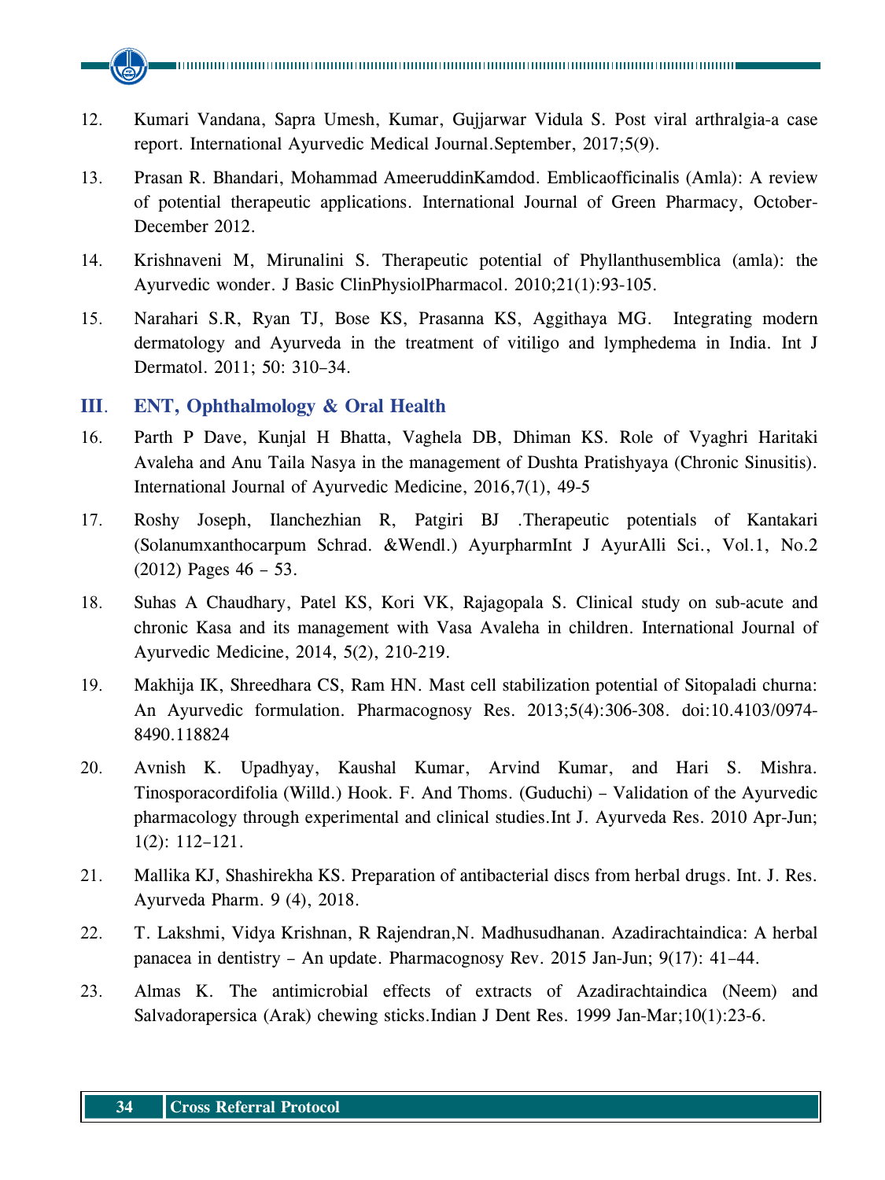12. Kumari Vandana, Sapra Umesh, Kumar, Gujjarwar Vidula S. Post viral arthralgia-a case report. International Ayurvedic Medical Journal.September, 2017;5(9).

13. Prasan R. Bhandari, Mohammad AmeeruddinKamdod. Emblicaofficinalis (Amla): A review of potential therapeutic applications. International Journal of Green Pharmacy, October-December 2012.

14. Krishnaveni M, Mirunalini S. Therapeutic potential of Phyllanthusemblica (amla): the Ayurvedic wonder. J Basic ClinPhysiolPharmacol. 2010;21(1):93-105.

15. Narahari S.R, Ryan TJ, Bose KS, Prasanna KS, Aggithaya MG. Integrating modern dermatology and Ayurveda in the treatment of vitiligo and lymphedema in India. Int J Dermatol. 2011; 50: 310–34.

## III. ENT, Ophthalmology & Oral Health

16. Parth P Dave, Kunjal H Bhatta, Vaghela DB, Dhiman KS. Role of Vyaghri Haritaki Avaleha and Anu Taila Nasya in the management of Dushta Pratishyaya (Chronic Sinusitis). International Journal of Ayurvedic Medicine, 2016,7(1), 49-5

17. Roshy Joseph, Ilanchezhian R, Patgiri BJ .Therapeutic potentials of Kantakari (Solanumxanthocarpum Schrad. &Wendl.) AyurpharmInt J AyurAlli Sci., Vol.1, No.2 (2012) Pages 46 – 53.

18. Suhas A Chaudhary, Patel KS, Kori VK, Rajagopala S. Clinical study on sub-acute and chronic Kasa and its management with Vasa Avaleha in children. International Journal of Ayurvedic Medicine, 2014, 5(2), 210-219.

19. Makhija IK, Shreedhara CS, Ram HN. Mast cell stabilization potential of Sitopaladi churna: An Ayurvedic formulation. Pharmacognosy Res. 2013;5(4):306-308. doi:10.4103/0974-8490.118824

20. Avnish K. Upadhyay, Kaushal Kumar, Arvind Kumar, and Hari S. Mishra. Tinosporacordifolia (Willd.) Hook. F. And Thoms. (Guduchi) – Validation of the Ayurvedic pharmacology through experimental and clinical studies.Int J. Ayurveda Res. 2010 Apr-Jun; 1(2): 112–121.

21. Mallika KJ, Shashirekha KS. Preparation of antibacterial discs from herbal drugs. Int. J. Res. Ayurveda Pharm. 9 (4), 2018.

22. T. Lakshmi, Vidya Krishnan, R Rajendran,N. Madhusudhanan. Azadirachtaindica: A herbal panacea in dentistry – An update. Pharmacognosy Rev. 2015 Jan-Jun; 9(17): 41–44.

23. Almas K. The antimicrobial effects of extracts of Azadirachtaindica (Neem) and Salvadorapersica (Arak) chewing sticks.Indian J Dent Res. 1999 Jan-Mar;10(1):23-6.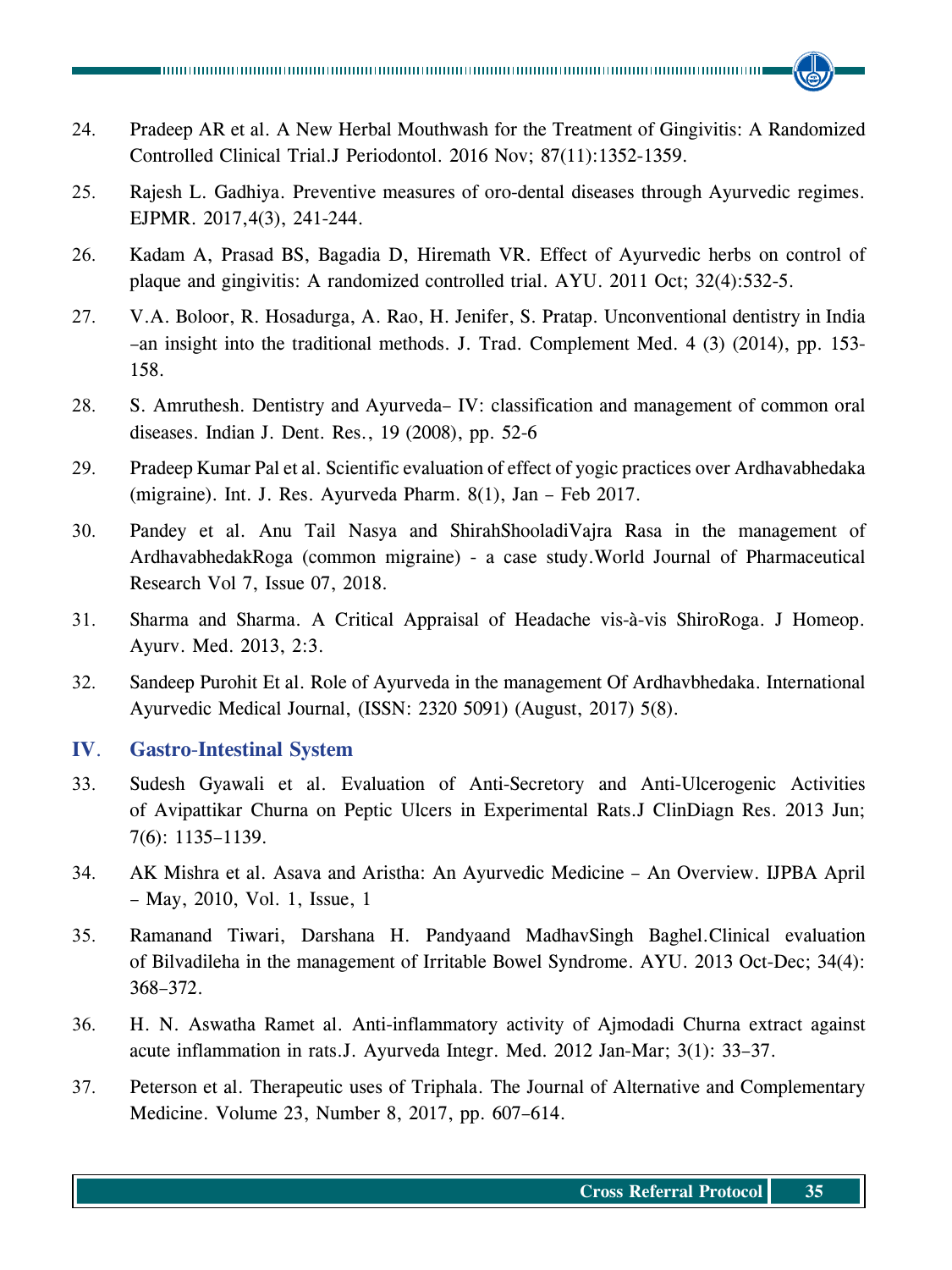24. Pradeep AR et al. A New Herbal Mouthwash for the Treatment of Gingivitis: A Randomized Controlled Clinical Trial.J Periodontol. 2016 Nov; 87(11):1352-1359.

25. Rajesh L. Gadhiya. Preventive measures of oro-dental diseases through Ayurvedic regimes. EJPMR. 2017,4(3), 241-244.

26. Kadam A, Prasad BS, Bagadia D, Hiremath VR. Effect of Ayurvedic herbs on control of plaque and gingivitis: A randomized controlled trial. AYU. 2011 Oct; 32(4):532-5.

27. V.A. Boloor, R. Hosadurga, A. Rao, H. Jenifer, S. Pratap. Unconventional dentistry in India –an insight into the traditional methods. J. Trad. Complement Med. 4 (3) (2014), pp. 153-158.

28. S. Amruthesh. Dentistry and Ayurveda– IV: classification and management of common oral diseases. Indian J. Dent. Res., 19 (2008), pp. 52-6

29. Pradeep Kumar Pal et al. Scientific evaluation of effect of yogic practices over Ardhavabhedaka (migraine). Int. J. Res. Ayurveda Pharm. 8(1), Jan – Feb 2017.

30. Pandey et al. Anu Tail Nasya and ShirahShooladiVajra Rasa in the management of ArdhavabhedakRoga (common migraine) - a case study.World Journal of Pharmaceutical Research Vol 7, Issue 07, 2018.

31. Sharma and Sharma. A Critical Appraisal of Headache vis-à-vis ShiroRoga. J Homeop. Ayurv. Med. 2013, 2:3.

32. Sandeep Purohit Et al. Role of Ayurveda in the management Of Ardhavbhedaka. International Ayurvedic Medical Journal, (ISSN: 2320 5091) (August, 2017) 5(8).

## IV. Gastro-Intestinal System

33. Sudesh Gyawali et al. Evaluation of Anti-Secretory and Anti-Ulcerogenic Activities of Avipattikar Churna on Peptic Ulcers in Experimental Rats.J ClinDiagn Res. 2013 Jun; 7(6): 1135–1139.

34. AK Mishra et al. Asava and Aristha: An Ayurvedic Medicine – An Overview. IJPBA April – May, 2010, Vol. 1, Issue, 1

35. Ramanand Tiwari, Darshana H. Pandyaand MadhavSingh Baghel.Clinical evaluation of Bilvadileha in the management of Irritable Bowel Syndrome. AYU. 2013 Oct-Dec; 34(4): 368–372.

36. H. N. Aswatha Ramet al. Anti-inflammatory activity of Ajmodadi Churna extract against acute inflammation in rats.J. Ayurveda Integr. Med. 2012 Jan-Mar; 3(1): 33–37.

37. Peterson et al. Therapeutic uses of Triphala. The Journal of Alternative and Complementary Medicine. Volume 23, Number 8, 2017, pp. 607–614.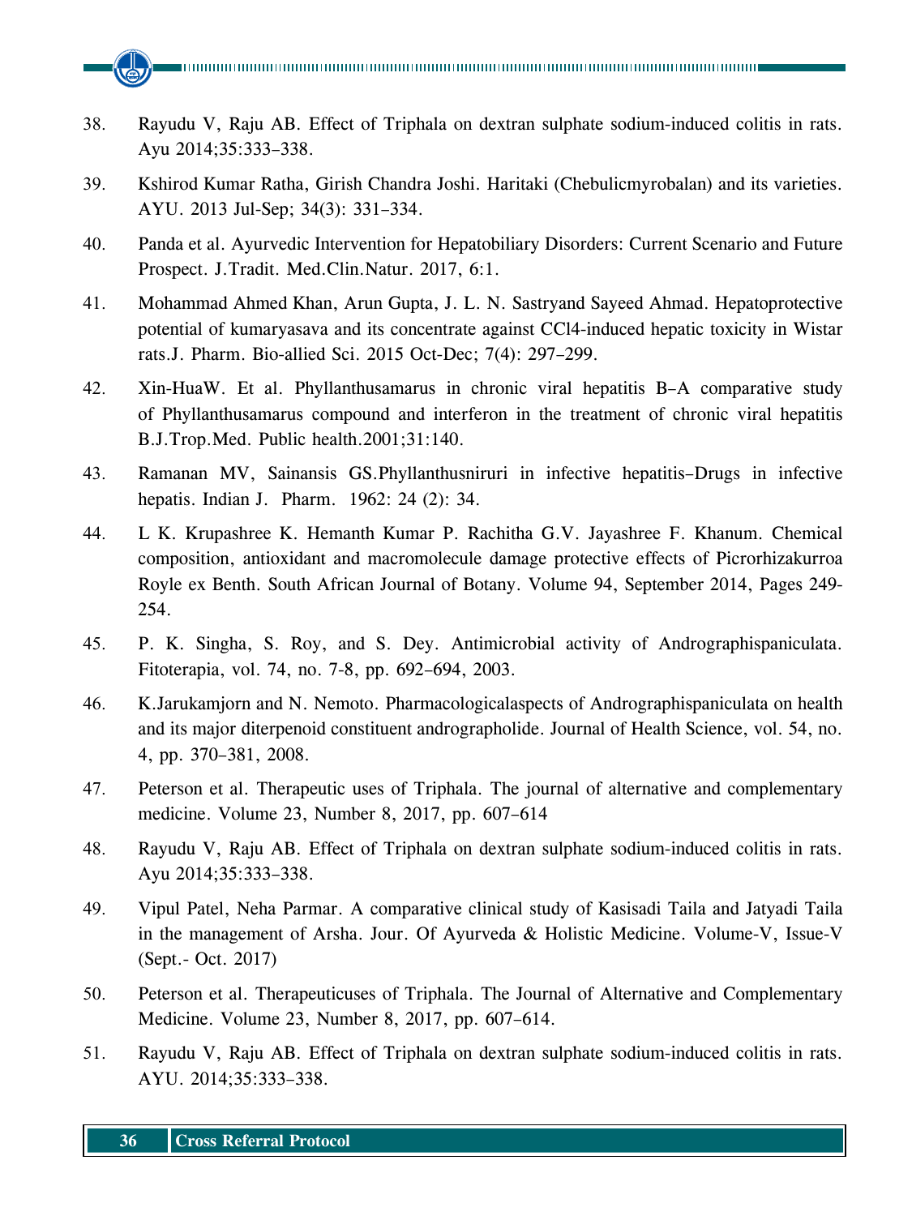38. Rayudu V, Raju AB. Effect of Triphala on dextran sulphate sodium-induced colitis in rats. Ayu 2014;35:333–338.

39. Kshirod Kumar Ratha, Girish Chandra Joshi. Haritaki (Chebulicmyrobalan) and its varieties. AYU. 2013 Jul-Sep; 34(3): 331–334.

40. Panda et al. Ayurvedic Intervention for Hepatobiliary Disorders: Current Scenario and Future Prospect. J.Tradit. Med.Clin.Natur. 2017, 6:1.

41. Mohammad Ahmed Khan, Arun Gupta, J. L. N. Sastryand Sayeed Ahmad. Hepatoprotective potential of kumaryasava and its concentrate against $CCl_4$-induced hepatic toxicity in Wistar rats.J. Pharm. Bio-allied Sci. 2015 Oct-Dec; 7(4): 297–299.

42. Xin-HuaW. Et al. Phyllanthusamarus in chronic viral hepatitis B–A comparative study of Phyllanthusamarus compound and interferon in the treatment of chronic viral hepatitis B.J.Trop.Med. Public health.2001;31:140.

43. Ramanan MV, Sainansis GS.Phyllanthusniruri in infective hepatitis–Drugs in infective hepatis. Indian J. Pharm. 1962: 24 (2): 34.

44. L K. Krupashree K. Hemanth Kumar P. Rachitha G.V. Jayashree F. Khanum. Chemical composition, antioxidant and macromolecule damage protective effects of Picrorhizakurroa Royle ex Benth. South African Journal of Botany. Volume 94, September 2014, Pages 249-254.

45. P. K. Singha, S. Roy, and S. Dey. Antimicrobial activity of Andrographispaniculata. Fitoterapia, vol. 74, no. 7-8, pp. 692–694, 2003.

46. K.Jarukamjorn and N. Nemoto. Pharmacologicalaspects of Andrographispaniculata on health and its major diterpenoid constituent andrographolide. Journal of Health Science, vol. 54, no. 4, pp. 370–381, 2008.

47. Peterson et al. Therapeutic uses of Triphala. The journal of alternative and complementary medicine. Volume 23, Number 8, 2017, pp. 607–614

48. Rayudu V, Raju AB. Effect of Triphala on dextran sulphate sodium-induced colitis in rats. Ayu 2014;35:333–338.

49. Vipul Patel, Neha Parmar. A comparative clinical study of Kasisadi Taila and Jatyadi Taila in the management of Arsha. Jour. Of Ayurveda & Holistic Medicine. Volume-V, Issue-V (Sept.- Oct. 2017)

50. Peterson et al. Therapeuticuses of Triphala. The Journal of Alternative and Complementary Medicine. Volume 23, Number 8, 2017, pp. 607–614.

51. Rayudu V, Raju AB. Effect of Triphala on dextran sulphate sodium-induced colitis in rats. AYU. 2014;35:333–338.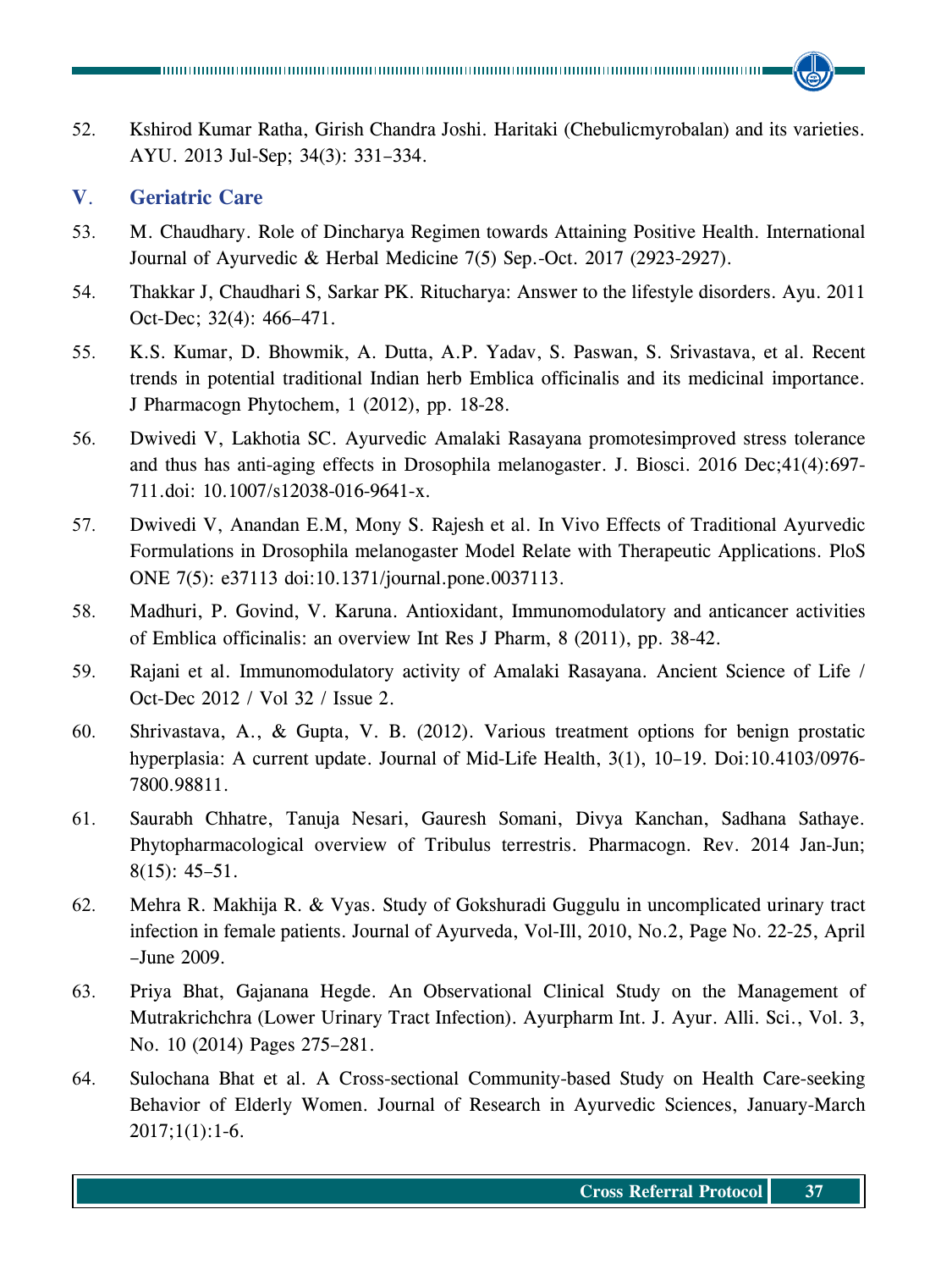52. Kshirod Kumar Ratha, Girish Chandra Joshi. Haritaki (Chebulicmyrobalan) and its varieties. AYU. 2013 Jul-Sep; 34(3): 331–334.

## V. Geriatric Care

53. M. Chaudhary. Role of Dincharya Regimen towards Attaining Positive Health. International Journal of Ayurvedic & Herbal Medicine 7(5) Sep.-Oct. 2017 (2923-2927).

54. Thakkar J, Chaudhari S, Sarkar PK. Ritucharya: Answer to the lifestyle disorders. Ayu. 2011 Oct-Dec; 32(4): 466–471.

55. K.S. Kumar, D. Bhowmik, A. Dutta, A.P. Yadav, S. Paswan, S. Srivastava, et al. Recent trends in potential traditional Indian herb Emblica officinalis and its medicinal importance. J Pharmacogn Phytochem, 1 (2012), pp. 18-28.

56. Dwivedi V, Lakhotia SC. Ayurvedic Amalaki Rasayana promotesimproved stress tolerance and thus has anti-aging effects in Drosophila melanogaster. J. Biosci. 2016 Dec;41(4):697-711.doi: 10.1007/s12038-016-9641-x.

57. Dwivedi V, Anandan E.M, Mony S. Rajesh et al. In Vivo Effects of Traditional Ayurvedic Formulations in Drosophila melanogaster Model Relate with Therapeutic Applications. PloS ONE 7(5): e37113 doi:10.1371/journal.pone.0037113.

58. Madhuri, P. Govind, V. Karuna. Antioxidant, Immunomodulatory and anticancer activities of Emblica officinalis: an overview Int Res J Pharm, 8 (2011), pp. 38-42.

59. Rajani et al. Immunomodulatory activity of Amalaki Rasayana. Ancient Science of Life / Oct-Dec 2012 / Vol 32 / Issue 2.

60. Shrivastava, A., & Gupta, V. B. (2012). Various treatment options for benign prostatic hyperplasia: A current update. Journal of Mid-Life Health, 3(1), 10–19. Doi:10.4103/0976-7800.98811.

61. Saurabh Chhatre, Tanuja Nesari, Gauresh Somani, Divya Kanchan, Sadhana Sathaye. Phytopharmacological overview of Tribulus terrestris. Pharmacogn. Rev. 2014 Jan-Jun; 8(15): 45–51.

62. Mehra R. Makhija R. & Vyas. Study of Gokshuradi Guggulu in uncomplicated urinary tract infection in female patients. Journal of Ayurveda, Vol-Ill, 2010, No.2, Page No. 22-25, April –June 2009.

63. Priya Bhat, Gajanana Hegde. An Observational Clinical Study on the Management of Mutrakrichchra (Lower Urinary Tract Infection). Ayurpharm Int. J. Ayur. Alli. Sci., Vol. 3, No. 10 (2014) Pages 275–281.

64. Sulochana Bhat et al. A Cross-sectional Community-based Study on Health Care-seeking Behavior of Elderly Women. Journal of Research in Ayurvedic Sciences, January-March 2017;1(1):1-6.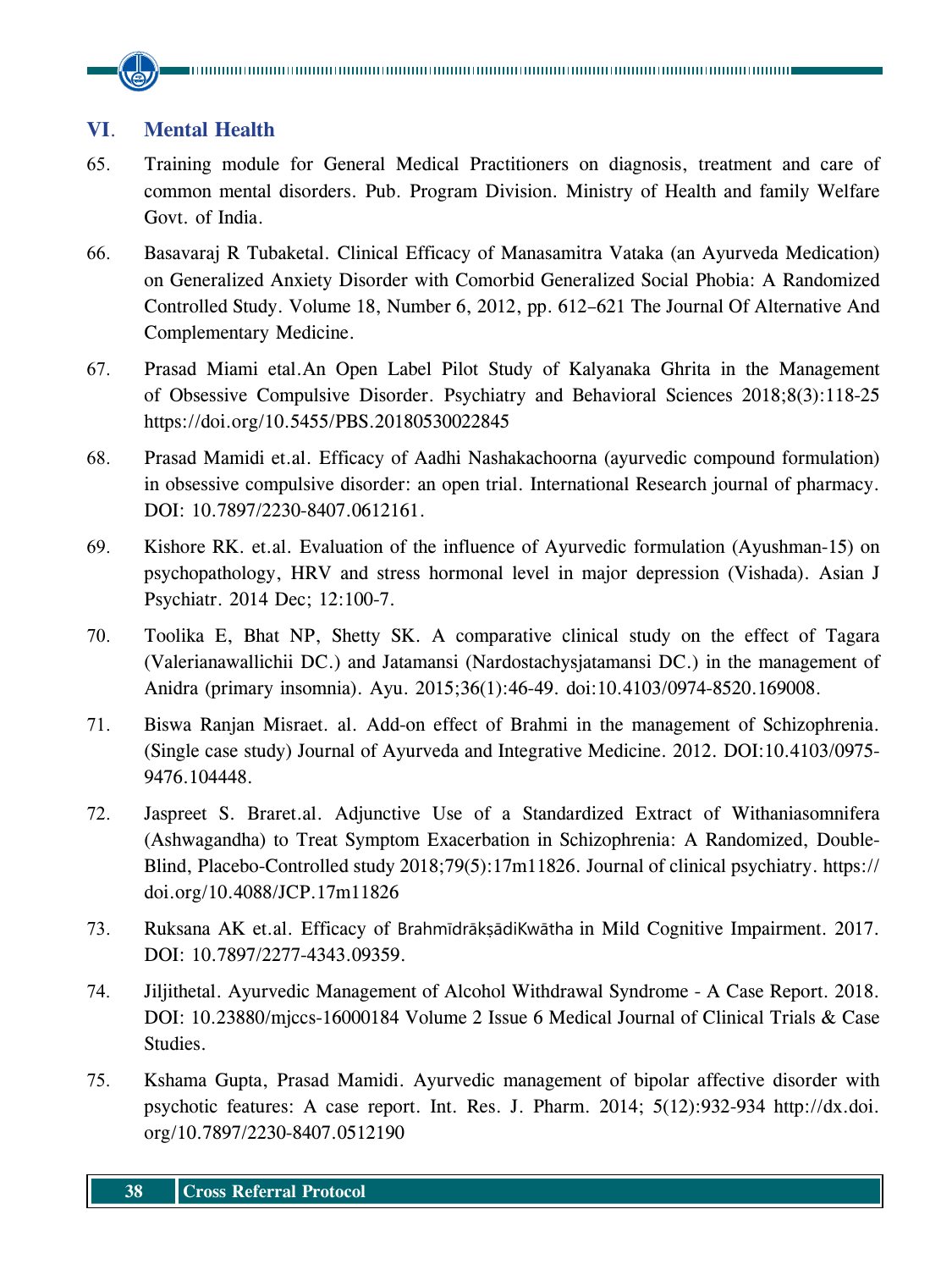## VI. Mental Health

65. Training module for General Medical Practitioners on diagnosis, treatment and care of common mental disorders. Pub. Program Division. Ministry of Health and family Welfare Govt. of India.

66. Basavaraj R Tubaketal. Clinical Efficacy of Manasamitra Vataka (an Ayurveda Medication) on Generalized Anxiety Disorder with Comorbid Generalized Social Phobia: A Randomized Controlled Study. Volume 18, Number 6, 2012, pp. 612–621 The Journal Of Alternative And Complementary Medicine.

67. Prasad Miami etal.An Open Label Pilot Study of Kalyanaka Ghrita in the Management of Obsessive Compulsive Disorder. Psychiatry and Behavioral Sciences 2018;8(3):118-25 https://doi.org/10.5455/PBS.20180530022845

68. Prasad Mamidi et.al. Efficacy of Aadhi Nashakachoorna (ayurvedic compound formulation) in obsessive compulsive disorder: an open trial. International Research journal of pharmacy. DOI: 10.7897/2230-8407.0612161.

69. Kishore RK. et.al. Evaluation of the influence of Ayurvedic formulation (Ayushman-15) on psychopathology, HRV and stress hormonal level in major depression (Vishada). Asian J Psychiatr. 2014 Dec; 12:100-7.

70. Toolika E, Bhat NP, Shetty SK. A comparative clinical study on the effect of Tagara (Valerianawallichii DC.) and Jatamansi (Nardostachysjatamansi DC.) in the management of Anidra (primary insomnia). Ayu. 2015;36(1):46-49. doi:10.4103/0974-8520.169008.

71. Biswa Ranjan Misraet. al. Add-on effect of Brahmi in the management of Schizophrenia. (Single case study) Journal of Ayurveda and Integrative Medicine. 2012. DOI:10.4103/0975-9476.104448.

72. Jaspreet S. Braret.al. Adjunctive Use of a Standardized Extract of Withaniasomnifera (Ashwagandha) to Treat Symptom Exacerbation in Schizophrenia: A Randomized, Double-Blind, Placebo-Controlled study 2018;79(5):17m11826. Journal of clinical psychiatry. https://doi.org/10.4088/JCP.17m11826

73. Ruksana AK et.al. Efficacy of BrahmīdrākṣādiKwātha in Mild Cognitive Impairment. 2017. DOI: 10.7897/2277-4343.09359.

74. Jiljithetal. Ayurvedic Management of Alcohol Withdrawal Syndrome - A Case Report. 2018. DOI: 10.23880/mjccs-16000184 Volume 2 Issue 6 Medical Journal of Clinical Trials & Case Studies.

75. Kshama Gupta, Prasad Mamidi. Ayurvedic management of bipolar affective disorder with psychotic features: A case report. Int. Res. J. Pharm. 2014; 5(12):932-934 http://dx.doi.org/10.7897/2230-8407.0512190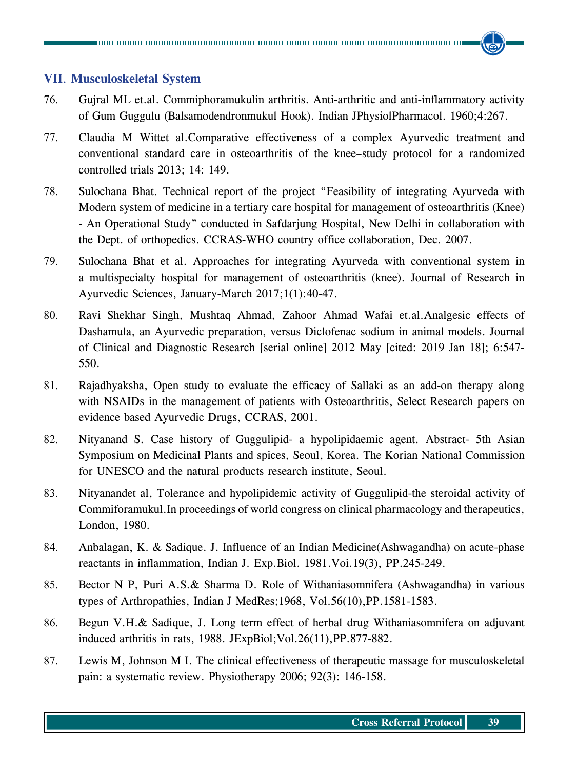## VII. Musculoskeletal System

76. Gujral ML et.al. Commiphoramukulin arthritis. Anti-arthritic and anti-inflammatory activity of Gum Guggulu (Balsamodendronmukul Hook). Indian JPhysiolPharmacol. 1960;4:267.

77. Claudia M Wittet al.Comparative effectiveness of a complex Ayurvedic treatment and conventional standard care in osteoarthritis of the knee–study protocol for a randomized controlled trials 2013; 14: 149.

78. Sulochana Bhat. Technical report of the project "Feasibility of integrating Ayurveda with Modern system of medicine in a tertiary care hospital for management of osteoarthritis (Knee) - An Operational Study" conducted in Safdarjung Hospital, New Delhi in collaboration with the Dept. of orthopedics. CCRAS-WHO country office collaboration, Dec. 2007.

79. Sulochana Bhat et al. Approaches for integrating Ayurveda with conventional system in a multispecialty hospital for management of osteoarthritis (knee). Journal of Research in Ayurvedic Sciences, January-March 2017;1(1):40-47.

80. Ravi Shekhar Singh, Mushtaq Ahmad, Zahoor Ahmad Wafai et.al.Analgesic effects of Dashamula, an Ayurvedic preparation, versus Diclofenac sodium in animal models. Journal of Clinical and Diagnostic Research [serial online] 2012 May [cited: 2019 Jan 18]; 6:547-550.

81. Rajadhyaksha, Open study to evaluate the efficacy of Sallaki as an add-on therapy along with NSAIDs in the management of patients with Osteoarthritis, Select Research papers on evidence based Ayurvedic Drugs, CCRAS, 2001.

82. Nityanand S. Case history of Guggulipid- a hypolipidaemic agent. Abstract- 5th Asian Symposium on Medicinal Plants and spices, Seoul, Korea. The Korian National Commission for UNESCO and the natural products research institute, Seoul.

83. Nityanandet al, Tolerance and hypolipidemic activity of Guggulipid-the steroidal activity of Commiforamukul.In proceedings of world congress on clinical pharmacology and therapeutics, London, 1980.

84. Anbalagan, K. & Sadique. J. Influence of an Indian Medicine(Ashwagandha) on acute-phase reactants in inflammation, Indian J. Exp.Biol. 1981.Voi.19(3), PP.245-249.

85. Bector N P, Puri A.S.& Sharma D. Role of Withaniasomnifera (Ashwagandha) in various types of Arthropathies, Indian J MedRes;1968, Vol.56(10),PP.1581-1583.

86. Begun V.H.& Sadique, J. Long term effect of herbal drug Withaniasomnifera on adjuvant induced arthritis in rats, 1988. JExpBiol;Vol.26(11),PP.877-882.

87. Lewis M, Johnson M I. The clinical effectiveness of therapeutic massage for musculoskeletal pain: a systematic review. Physiotherapy 2006; 92(3): 146-158.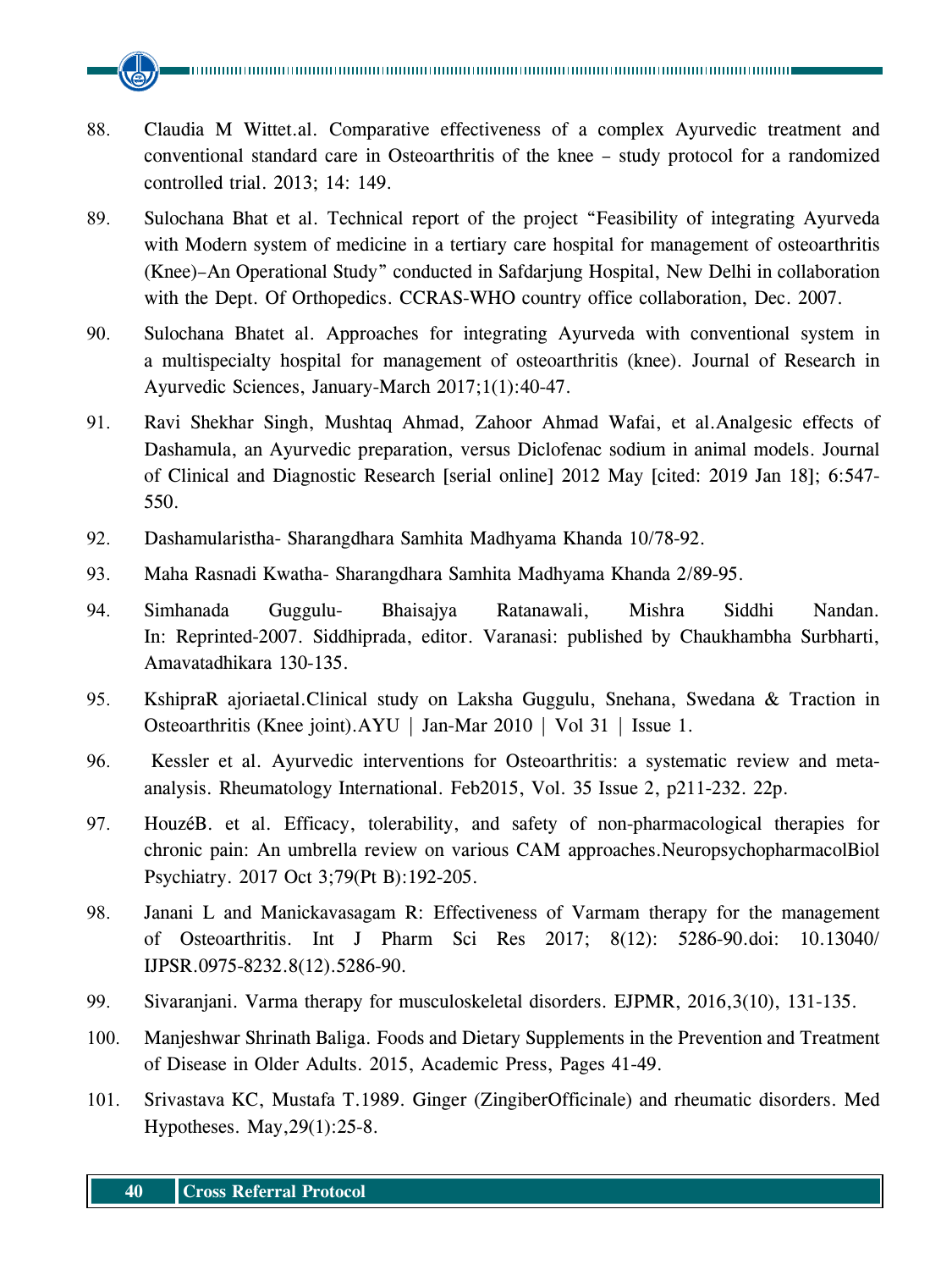88. Claudia M Wittet.al. Comparative effectiveness of a complex Ayurvedic treatment and conventional standard care in Osteoarthritis of the knee – study protocol for a randomized controlled trial. 2013; 14: 149.

89. Sulochana Bhat et al. Technical report of the project "Feasibility of integrating Ayurveda with Modern system of medicine in a tertiary care hospital for management of osteoarthritis (Knee)–An Operational Study" conducted in Safdarjung Hospital, New Delhi in collaboration with the Dept. Of Orthopedics. CCRAS-WHO country office collaboration, Dec. 2007.

90. Sulochana Bhatet al. Approaches for integrating Ayurveda with conventional system in a multispecialty hospital for management of osteoarthritis (knee). Journal of Research in Ayurvedic Sciences, January-March 2017;1(1):40-47.

91. Ravi Shekhar Singh, Mushtaq Ahmad, Zahoor Ahmad Wafai, et al.Analgesic effects of Dashamula, an Ayurvedic preparation, versus Diclofenac sodium in animal models. Journal of Clinical and Diagnostic Research [serial online] 2012 May [cited: 2019 Jan 18]; 6:547-550.

92. Dashamularistha- Sharangdhara Samhita Madhyama Khanda 10/78-92.

93. Maha Rasnadi Kwatha- Sharangdhara Samhita Madhyama Khanda 2/89-95.

94. Simhanada Guggulu- Bhaisajya Ratanawali, Mishra Siddhi Nandan. In: Reprinted-2007. Siddhiprada, editor. Varanasi: published by Chaukhambha Surbharti, Amavatadhikara 130-135.

95. KshipraR ajoriaetal.Clinical study on Laksha Guggulu, Snehana, Swedana & Traction in Osteoarthritis (Knee joint).AYU | Jan-Mar 2010 | Vol 31 | Issue 1.

96. Kessler et al. Ayurvedic interventions for Osteoarthritis: a systematic review and meta-analysis. Rheumatology International. Feb2015, Vol. 35 Issue 2, p211-232. 22p.

97. HouzéB. et al. Efficacy, tolerability, and safety of non-pharmacological therapies for chronic pain: An umbrella review on various CAM approaches.NeuropsychopharmacolBiol Psychiatry. 2017 Oct 3;79(Pt B):192-205.

98. Janani L and Manickavasagam R: Effectiveness of Varmam therapy for the management of Osteoarthritis. Int J Pharm Sci Res 2017; 8(12): 5286-90.doi: 10.13040/ IJPSR.0975-8232.8(12).5286-90.

99. Sivaranjani. Varma therapy for musculoskeletal disorders. EJPMR, 2016,3(10), 131-135.

100. Manjeshwar Shrinath Baliga. Foods and Dietary Supplements in the Prevention and Treatment of Disease in Older Adults. 2015, Academic Press, Pages 41-49.

101. Srivastava KC, Mustafa T.1989. Ginger (ZingiberOfficinale) and rheumatic disorders. Med Hypotheses. May,29(1):25-8.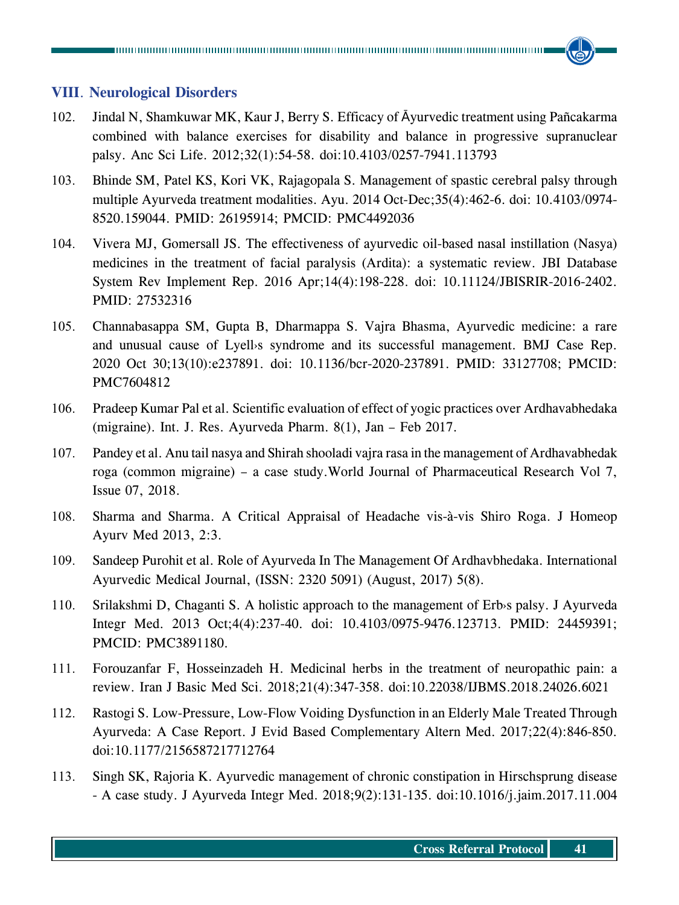## VIII. Neurological Disorders

102. Jindal N, Shamkuwar MK, Kaur J, Berry S. Efficacy of Āyurvedic treatment using Pañcakarma combined with balance exercises for disability and balance in progressive supranuclear palsy. Anc Sci Life. 2012;32(1):54-58. doi:10.4103/0257-7941.113793

103. Bhinde SM, Patel KS, Kori VK, Rajagopala S. Management of spastic cerebral palsy through multiple Ayurveda treatment modalities. Ayu. 2014 Oct-Dec;35(4):462-6. doi: 10.4103/0974-8520.159044. PMID: 26195914; PMCID: PMC4492036

104. Vivera MJ, Gomersall JS. The effectiveness of ayurvedic oil-based nasal instillation (Nasya) medicines in the treatment of facial paralysis (Ardita): a systematic review. JBI Database System Rev Implement Rep. 2016 Apr;14(4):198-228. doi: 10.11124/JBISRIR-2016-2402. PMID: 27532316

105. Channabasappa SM, Gupta B, Dharmappa S. Vajra Bhasma, Ayurvedic medicine: a rare and unusual cause of Lyell›s syndrome and its successful management. BMJ Case Rep. 2020 Oct 30;13(10):e237891. doi: 10.1136/bcr-2020-237891. PMID: 33127708; PMCID: PMC7604812

106. Pradeep Kumar Pal et al. Scientific evaluation of effect of yogic practices over Ardhavabhedaka (migraine). Int. J. Res. Ayurveda Pharm. 8(1), Jan – Feb 2017.

107. Pandey et al. Anu tail nasya and Shirah shooladi vajra rasa in the management of Ardhavabhedak roga (common migraine) – a case study.World Journal of Pharmaceutical Research Vol 7, Issue 07, 2018.

108. Sharma and Sharma. A Critical Appraisal of Headache vis-à-vis Shiro Roga. J Homeop Ayurv Med 2013, 2:3.

109. Sandeep Purohit et al. Role of Ayurveda In The Management Of Ardhavbhedaka. International Ayurvedic Medical Journal, (ISSN: 2320 5091) (August, 2017) 5(8).

110. Srilakshmi D, Chaganti S. A holistic approach to the management of Erb›s palsy. J Ayurveda Integr Med. 2013 Oct;4(4):237-40. doi: 10.4103/0975-9476.123713. PMID: 24459391; PMCID: PMC3891180.

111. Forouzanfar F, Hosseinzadeh H. Medicinal herbs in the treatment of neuropathic pain: a review. Iran J Basic Med Sci. 2018;21(4):347-358. doi:10.22038/IJBMS.2018.24026.6021

112. Rastogi S. Low-Pressure, Low-Flow Voiding Dysfunction in an Elderly Male Treated Through Ayurveda: A Case Report. J Evid Based Complementary Altern Med. 2017;22(4):846-850. doi:10.1177/2156587217712764

113. Singh SK, Rajoria K. Ayurvedic management of chronic constipation in Hirschsprung disease - A case study. J Ayurveda Integr Med. 2018;9(2):131-135. doi:10.1016/j.jaim.2017.11.004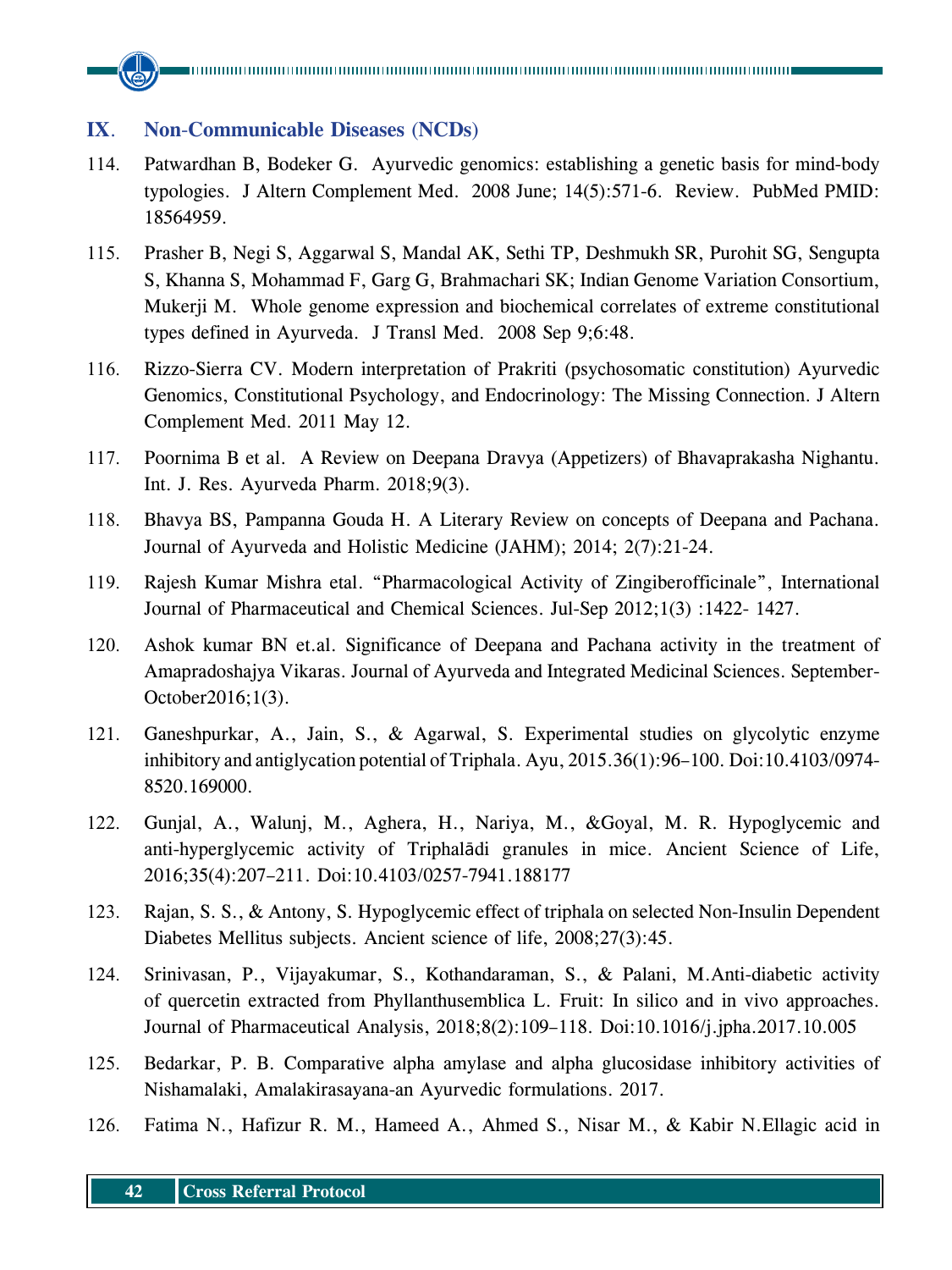## IX. Non-Communicable Diseases (NCDs)

114. Patwardhan B, Bodeker G. Ayurvedic genomics: establishing a genetic basis for mind-body typologies. J Altern Complement Med. 2008 June; 14(5):571-6. Review. PubMed PMID: 18564959.

115. Prasher B, Negi S, Aggarwal S, Mandal AK, Sethi TP, Deshmukh SR, Purohit SG, Sengupta S, Khanna S, Mohammad F, Garg G, Brahmachari SK; Indian Genome Variation Consortium, Mukerji M. Whole genome expression and biochemical correlates of extreme constitutional types defined in Ayurveda. J Transl Med. 2008 Sep 9;6:48.

116. Rizzo-Sierra CV. Modern interpretation of Prakriti (psychosomatic constitution) Ayurvedic Genomics, Constitutional Psychology, and Endocrinology: The Missing Connection. J Altern Complement Med. 2011 May 12.

117. Poornima B et al. A Review on Deepana Dravya (Appetizers) of Bhavaprakasha Nighantu. Int. J. Res. Ayurveda Pharm. 2018;9(3).

118. Bhavya BS, Pampanna Gouda H. A Literary Review on concepts of Deepana and Pachana. Journal of Ayurveda and Holistic Medicine (JAHM); 2014; 2(7):21-24.

119. Rajesh Kumar Mishra etal. "Pharmacological Activity of Zingiberofficinale", International Journal of Pharmaceutical and Chemical Sciences. Jul-Sep 2012;1(3) :1422- 1427.

120. Ashok kumar BN et.al. Significance of Deepana and Pachana activity in the treatment of Amapradoshajya Vikaras. Journal of Ayurveda and Integrated Medicinal Sciences. September-October2016;1(3).

121. Ganeshpurkar, A., Jain, S., & Agarwal, S. Experimental studies on glycolytic enzyme inhibitory and antiglycation potential of Triphala. Ayu, 2015.36(1):96–100. Doi:10.4103/0974-8520.169000.

122. Gunjal, A., Walunj, M., Aghera, H., Nariya, M., &Goyal, M. R. Hypoglycemic and anti-hyperglycemic activity of Triphalādi granules in mice. Ancient Science of Life, 2016;35(4):207–211. Doi:10.4103/0257-7941.188177

123. Rajan, S. S., & Antony, S. Hypoglycemic effect of triphala on selected Non-Insulin Dependent Diabetes Mellitus subjects. Ancient science of life, 2008;27(3):45.

124. Srinivasan, P., Vijayakumar, S., Kothandaraman, S., & Palani, M.Anti-diabetic activity of quercetin extracted from Phyllanthusemblica L. Fruit: In silico and in vivo approaches. Journal of Pharmaceutical Analysis, 2018;8(2):109–118. Doi:10.1016/j.jpha.2017.10.005

125. Bedarkar, P. B. Comparative alpha amylase and alpha glucosidase inhibitory activities of Nishamalaki, Amalakirasayana-an Ayurvedic formulations. 2017.

126. Fatima N., Hafizur R. M., Hameed A., Ahmed S., Nisar M., & Kabir N.Ellagic acid in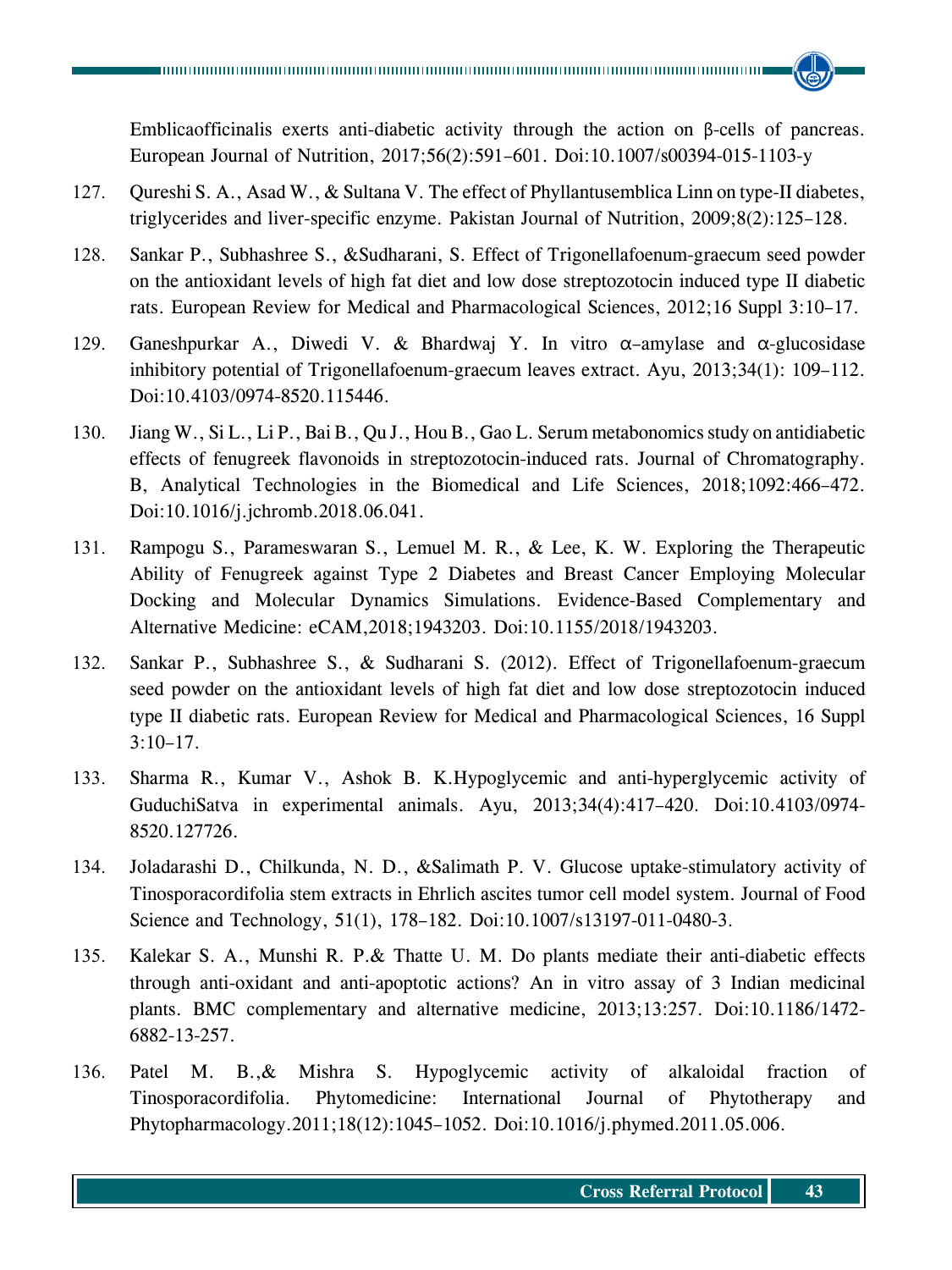Emblicaofficinalis exerts anti-diabetic activity through the action on β-cells of pancreas. European Journal of Nutrition, 2017;56(2):591–601. Doi:10.1007/s00394-015-1103-y

127. Qureshi S. A., Asad W., & Sultana V. The effect of Phyllantusemblica Linn on type-II diabetes, triglycerides and liver-specific enzyme. Pakistan Journal of Nutrition, 2009;8(2):125–128.

128. Sankar P., Subhashree S., &Sudharani, S. Effect of Trigonellafoenum-graecum seed powder on the antioxidant levels of high fat diet and low dose streptozotocin induced type II diabetic rats. European Review for Medical and Pharmacological Sciences, 2012;16 Suppl 3:10–17.

129. Ganeshpurkar A., Diwedi V. & Bhardwaj Y. In vitro α–amylase and α-glucosidase inhibitory potential of Trigonellafoenum-graecum leaves extract. Ayu, 2013;34(1): 109–112. Doi:10.4103/0974-8520.115446.

130. Jiang W., Si L., Li P., Bai B., Qu J., Hou B., Gao L. Serum metabonomics study on antidiabetic effects of fenugreek flavonoids in streptozotocin-induced rats. Journal of Chromatography. B, Analytical Technologies in the Biomedical and Life Sciences, 2018;1092:466–472. Doi:10.1016/j.jchromb.2018.06.041.

131. Rampogu S., Parameswaran S., Lemuel M. R., & Lee, K. W. Exploring the Therapeutic Ability of Fenugreek against Type 2 Diabetes and Breast Cancer Employing Molecular Docking and Molecular Dynamics Simulations. Evidence-Based Complementary and Alternative Medicine: eCAM,2018;1943203. Doi:10.1155/2018/1943203.

132. Sankar P., Subhashree S., & Sudharani S. (2012). Effect of Trigonellafoenum-graecum seed powder on the antioxidant levels of high fat diet and low dose streptozotocin induced type II diabetic rats. European Review for Medical and Pharmacological Sciences, 16 Suppl 3:10–17.

133. Sharma R., Kumar V., Ashok B. K.Hypoglycemic and anti-hyperglycemic activity of GuduchiSatva in experimental animals. Ayu, 2013;34(4):417–420. Doi:10.4103/0974-8520.127726.

134. Joladarashi D., Chilkunda, N. D., &Salimath P. V. Glucose uptake-stimulatory activity of Tinosporacordifolia stem extracts in Ehrlich ascites tumor cell model system. Journal of Food Science and Technology, 51(1), 178–182. Doi:10.1007/s13197-011-0480-3.

135. Kalekar S. A., Munshi R. P.& Thatte U. M. Do plants mediate their anti-diabetic effects through anti-oxidant and anti-apoptotic actions? An in vitro assay of 3 Indian medicinal plants. BMC complementary and alternative medicine, 2013;13:257. Doi:10.1186/1472-6882-13-257.

136. Patel M. B.,& Mishra S. Hypoglycemic activity of alkaloidal fraction of Tinosporacordifolia. Phytomedicine: International Journal of Phytotherapy and Phytopharmacology.2011;18(12):1045–1052. Doi:10.1016/j.phymed.2011.05.006.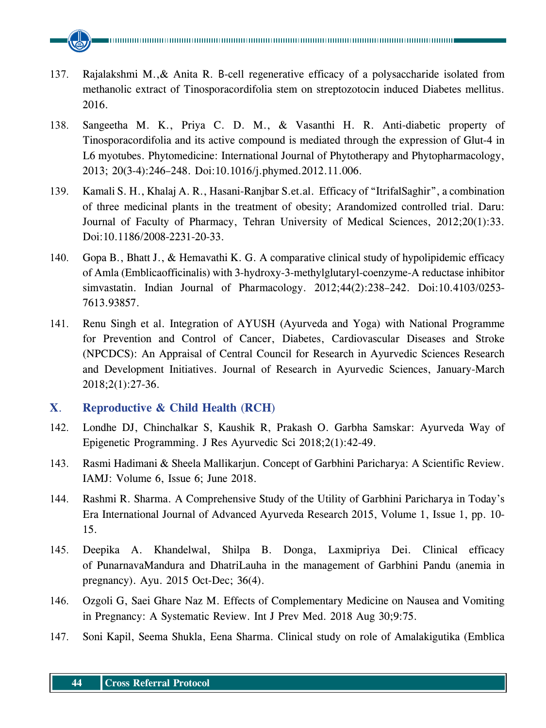137. Rajalakshmi M.,& Anita R. B-cell regenerative efficacy of a polysaccharide isolated from methanolic extract of Tinosporacordifolia stem on streptozotocin induced Diabetes mellitus. 2016.

138. Sangeetha M. K., Priya C. D. M., & Vasanthi H. R. Anti-diabetic property of Tinosporacordifolia and its active compound is mediated through the expression of Glut-4 in L6 myotubes. Phytomedicine: International Journal of Phytotherapy and Phytopharmacology, 2013; 20(3-4):246–248. Doi:10.1016/j.phymed.2012.11.006.

139. Kamali S. H., Khalaj A. R., Hasani-Ranjbar S.et.al. Efficacy of "ItrifalSaghir", a combination of three medicinal plants in the treatment of obesity; Arandomized controlled trial. Daru: Journal of Faculty of Pharmacy, Tehran University of Medical Sciences, 2012;20(1):33. Doi:10.1186/2008-2231-20-33.

140. Gopa B., Bhatt J., & Hemavathi K. G. A comparative clinical study of hypolipidemic efficacy of Amla (Emblicaofficinalis) with 3-hydroxy-3-methylglutaryl-coenzyme-A reductase inhibitor simvastatin. Indian Journal of Pharmacology. 2012;44(2):238–242. Doi:10.4103/0253-7613.93857.

141. Renu Singh et al. Integration of AYUSH (Ayurveda and Yoga) with National Programme for Prevention and Control of Cancer, Diabetes, Cardiovascular Diseases and Stroke (NPCDCS): An Appraisal of Central Council for Research in Ayurvedic Sciences Research and Development Initiatives. Journal of Research in Ayurvedic Sciences, January-March 2018;2(1):27-36.

## X. Reproductive & Child Health (RCH)

142. Londhe DJ, Chinchalkar S, Kaushik R, Prakash O. Garbha Samskar: Ayurveda Way of Epigenetic Programming. J Res Ayurvedic Sci 2018;2(1):42-49.

143. Rasmi Hadimani & Sheela Mallikarjun. Concept of Garbhini Paricharya: A Scientific Review. IAMJ: Volume 6, Issue 6; June 2018.

144. Rashmi R. Sharma. A Comprehensive Study of the Utility of Garbhini Paricharya in Today's Era International Journal of Advanced Ayurveda Research 2015, Volume 1, Issue 1, pp. 10-15.

145. Deepika A. Khandelwal, Shilpa B. Donga, Laxmipriya Dei. Clinical efficacy of PunarnavaMandura and DhatriLauha in the management of Garbhini Pandu (anemia in pregnancy). Ayu. 2015 Oct-Dec; 36(4).

146. Ozgoli G, Saei Ghare Naz M. Effects of Complementary Medicine on Nausea and Vomiting in Pregnancy: A Systematic Review. Int J Prev Med. 2018 Aug 30;9:75.

147. Soni Kapil, Seema Shukla, Eena Sharma. Clinical study on role of Amalakigutika (Emblica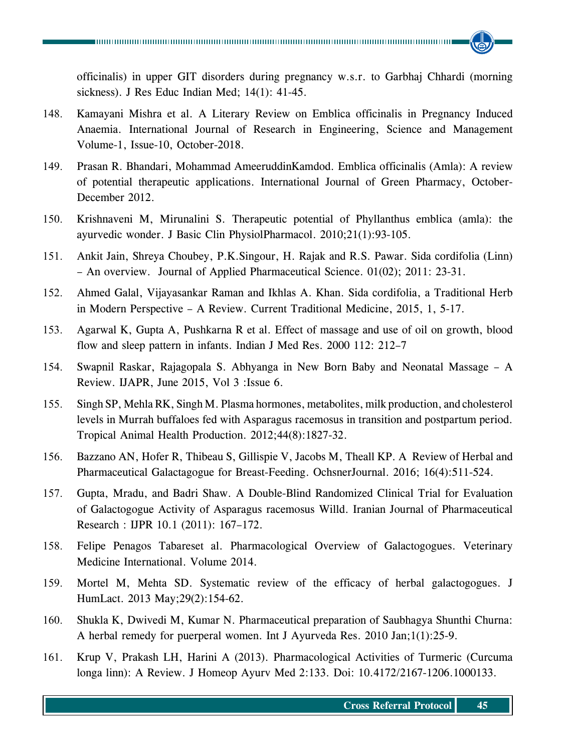officinalis) in upper GIT disorders during pregnancy w.s.r. to Garbhaj Chhardi (morning sickness). J Res Educ Indian Med; 14(1): 41-45.

148. Kamayani Mishra et al. A Literary Review on Emblica officinalis in Pregnancy Induced Anaemia. International Journal of Research in Engineering, Science and Management Volume-1, Issue-10, October-2018.

149. Prasan R. Bhandari, Mohammad AmeeruddinKamdod. Emblica officinalis (Amla): A review of potential therapeutic applications. International Journal of Green Pharmacy, October-December 2012.

150. Krishnaveni M, Mirunalini S. Therapeutic potential of Phyllanthus emblica (amla): the ayurvedic wonder. J Basic Clin PhysiolPharmacol. 2010;21(1):93-105.

151. Ankit Jain, Shreya Choubey, P.K.Singour, H. Rajak and R.S. Pawar. Sida cordifolia (Linn) – An overview. Journal of Applied Pharmaceutical Science. 01(02); 2011: 23-31.

152. Ahmed Galal, Vijayasankar Raman and Ikhlas A. Khan. Sida cordifolia, a Traditional Herb in Modern Perspective – A Review. Current Traditional Medicine, 2015, 1, 5-17.

153. Agarwal K, Gupta A, Pushkarna R et al. Effect of massage and use of oil on growth, blood flow and sleep pattern in infants. Indian J Med Res. 2000 112: 212–7

154. Swapnil Raskar, Rajagopala S. Abhyanga in New Born Baby and Neonatal Massage – A Review. IJAPR, June 2015, Vol 3 :Issue 6.

155. Singh SP, Mehla RK, Singh M. Plasma hormones, metabolites, milk production, and cholesterol levels in Murrah buffaloes fed with Asparagus racemosus in transition and postpartum period. Tropical Animal Health Production. 2012;44(8):1827-32.

156. Bazzano AN, Hofer R, Thibeau S, Gillispie V, Jacobs M, Theall KP. A Review of Herbal and Pharmaceutical Galactagogue for Breast-Feeding. OchsnerJournal. 2016; 16(4):511-524.

157. Gupta, Mradu, and Badri Shaw. A Double-Blind Randomized Clinical Trial for Evaluation of Galactogogue Activity of Asparagus racemosus Willd. Iranian Journal of Pharmaceutical Research : IJPR 10.1 (2011): 167–172.

158. Felipe Penagos Tabareset al. Pharmacological Overview of Galactogogues. Veterinary Medicine International. Volume 2014.

159. Mortel M, Mehta SD. Systematic review of the efficacy of herbal galactogogues. J HumLact. 2013 May;29(2):154-62.

160. Shukla K, Dwivedi M, Kumar N. Pharmaceutical preparation of Saubhagya Shunthi Churna: A herbal remedy for puerperal women. Int J Ayurveda Res. 2010 Jan;1(1):25-9.

161. Krup V, Prakash LH, Harini A (2013). Pharmacological Activities of Turmeric (Curcuma longa linn): A Review. J Homeop Ayurv Med 2:133. Doi: 10.4172/2167-1206.1000133.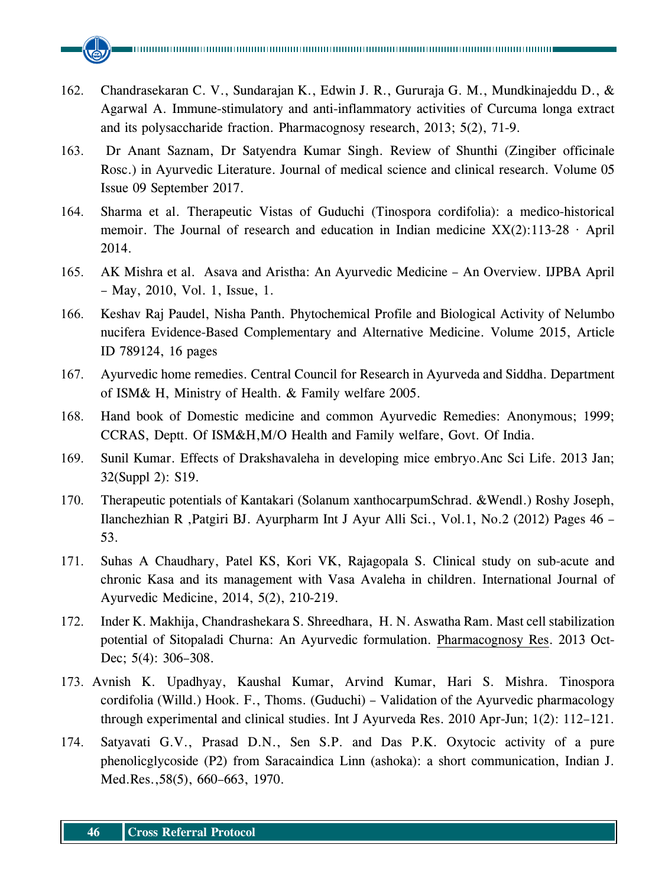162. Chandrasekaran C. V., Sundarajan K., Edwin J. R., Gururaja G. M., Mundkinajeddu D., & Agarwal A. Immune-stimulatory and anti-inflammatory activities of Curcuma longa extract and its polysaccharide fraction. Pharmacognosy research, 2013; 5(2), 71-9.

163. Dr Anant Saznam, Dr Satyendra Kumar Singh. Review of Shunthi (Zingiber officinale Rosc.) in Ayurvedic Literature. Journal of medical science and clinical research. Volume 05 Issue 09 September 2017.

164. Sharma et al. Therapeutic Vistas of Guduchi (Tinospora cordifolia): a medico-historical memoir. The Journal of research and education in Indian medicine XX(2):113-28 · April 2014.

165. AK Mishra et al. Asava and Aristha: An Ayurvedic Medicine – An Overview. IJPBA April – May, 2010, Vol. 1, Issue, 1.

166. Keshav Raj Paudel, Nisha Panth. Phytochemical Profile and Biological Activity of Nelumbo nucifera Evidence-Based Complementary and Alternative Medicine. Volume 2015, Article ID 789124, 16 pages

167. Ayurvedic home remedies. Central Council for Research in Ayurveda and Siddha. Department of ISM& H, Ministry of Health. & Family welfare 2005.

168. Hand book of Domestic medicine and common Ayurvedic Remedies: Anonymous; 1999; CCRAS, Deptt. Of ISM&H,M/O Health and Family welfare, Govt. Of India.

169. Sunil Kumar. Effects of Drakshavaleha in developing mice embryo.Anc Sci Life. 2013 Jan; 32(Suppl 2): S19.

170. Therapeutic potentials of Kantakari (Solanum xanthocarpumSchrad. &Wendl.) Roshy Joseph, Ilanchezhian R ,Patgiri BJ. Ayurpharm Int J Ayur Alli Sci., Vol.1, No.2 (2012) Pages 46 – 53.

171. Suhas A Chaudhary, Patel KS, Kori VK, Rajagopala S. Clinical study on sub-acute and chronic Kasa and its management with Vasa Avaleha in children. International Journal of Ayurvedic Medicine, 2014, 5(2), 210-219.

172. Inder K. Makhija, Chandrashekara S. Shreedhara, H. N. Aswatha Ram. Mast cell stabilization potential of Sitopaladi Churna: An Ayurvedic formulation. Pharmacognosy Res. 2013 Oct-Dec; 5(4): 306–308.

173. Avnish K. Upadhyay, Kaushal Kumar, Arvind Kumar, Hari S. Mishra. Tinospora cordifolia (Willd.) Hook. F., Thoms. (Guduchi) – Validation of the Ayurvedic pharmacology through experimental and clinical studies. Int J Ayurveda Res. 2010 Apr-Jun; 1(2): 112–121.

174. Satyavati G.V., Prasad D.N., Sen S.P. and Das P.K. Oxytocic activity of a pure phenolicglycoside (P2) from Saracaindica Linn (ashoka): a short communication, Indian J. Med.Res.,58(5), 660–663, 1970.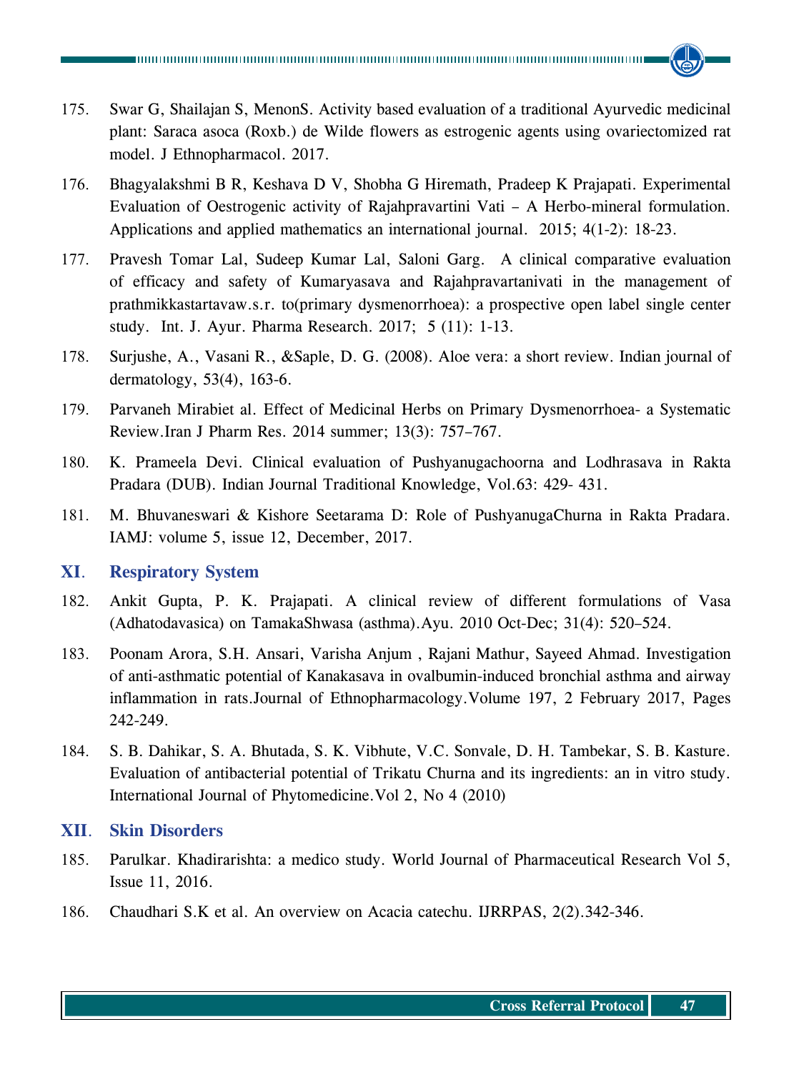175. Swar G, Shailajan S, MenonS. Activity based evaluation of a traditional Ayurvedic medicinal plant: Saraca asoca (Roxb.) de Wilde flowers as estrogenic agents using ovariectomized rat model. J Ethnopharmacol. 2017.

176. Bhagyalakshmi B R, Keshava D V, Shobha G Hiremath, Pradeep K Prajapati. Experimental Evaluation of Oestrogenic activity of Rajahpravartini Vati – A Herbo-mineral formulation. Applications and applied mathematics an international journal. 2015; 4(1-2): 18-23.

177. Pravesh Tomar Lal, Sudeep Kumar Lal, Saloni Garg. A clinical comparative evaluation of efficacy and safety of Kumaryasava and Rajahpravartanivati in the management of prathmikkastartavaw.s.r. to(primary dysmenorrhoea): a prospective open label single center study. Int. J. Ayur. Pharma Research. 2017; 5 (11): 1-13.

178. Surjushe, A., Vasani R., &Saple, D. G. (2008). Aloe vera: a short review. Indian journal of dermatology, 53(4), 163-6.

179. Parvaneh Mirabiet al. Effect of Medicinal Herbs on Primary Dysmenorrhoea- a Systematic Review.Iran J Pharm Res. 2014 summer; 13(3): 757–767.

180. K. Prameela Devi. Clinical evaluation of Pushyanugachoorna and Lodhrasava in Rakta Pradara (DUB). Indian Journal Traditional Knowledge, Vol.63: 429- 431.

181. M. Bhuvaneswari & Kishore Seetarama D: Role of PushyanugaChurna in Rakta Pradara. IAMJ: volume 5, issue 12, December, 2017.

## XI. Respiratory System

182. Ankit Gupta, P. K. Prajapati. A clinical review of different formulations of Vasa (Adhatodavasica) on TamakaShwasa (asthma).Ayu. 2010 Oct-Dec; 31(4): 520–524.

183. Poonam Arora, S.H. Ansari, Varisha Anjum , Rajani Mathur, Sayeed Ahmad. Investigation of anti-asthmatic potential of Kanakasava in ovalbumin-induced bronchial asthma and airway inflammation in rats.Journal of Ethnopharmacology.Volume 197, 2 February 2017, Pages 242-249.

184. S. B. Dahikar, S. A. Bhutada, S. K. Vibhute, V.C. Sonvale, D. H. Tambekar, S. B. Kasture. Evaluation of antibacterial potential of Trikatu Churna and its ingredients: an in vitro study. International Journal of Phytomedicine.Vol 2, No 4 (2010)

## XII. Skin Disorders

185. Parulkar. Khadirarishta: a medico study. World Journal of Pharmaceutical Research Vol 5, Issue 11, 2016.

186. Chaudhari S.K et al. An overview on Acacia catechu. IJRRPAS, 2(2).342-346.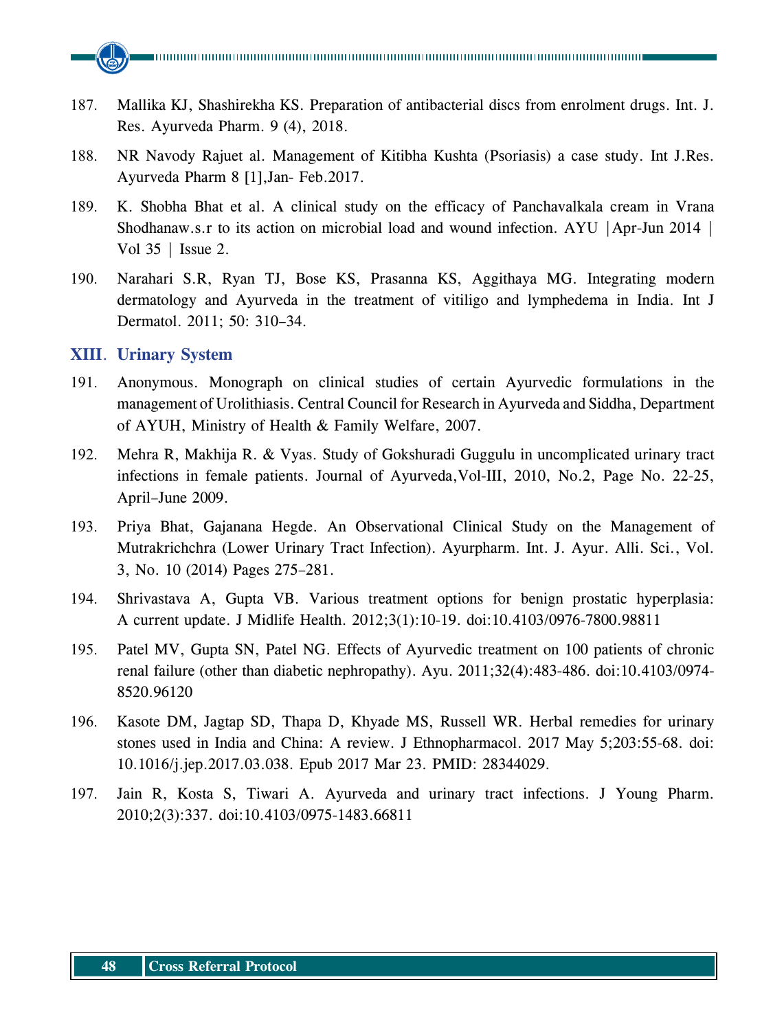187. Mallika KJ, Shashirekha KS. Preparation of antibacterial discs from enrolment drugs. Int. J. Res. Ayurveda Pharm. 9 (4), 2018.

188. NR Navody Rajuet al. Management of Kitibha Kushta (Psoriasis) a case study. Int J.Res. Ayurveda Pharm 8 [1],Jan- Feb.2017.

189. K. Shobha Bhat et al. A clinical study on the efficacy of Panchavalkala cream in Vrana Shodhanaw.s.r to its action on microbial load and wound infection. AYU |Apr-Jun 2014 | Vol 35 | Issue 2.

190. Narahari S.R, Ryan TJ, Bose KS, Prasanna KS, Aggithaya MG. Integrating modern dermatology and Ayurveda in the treatment of vitiligo and lymphedema in India. Int J Dermatol. 2011; 50: 310–34.

## XIII. Urinary System

191. Anonymous. Monograph on clinical studies of certain Ayurvedic formulations in the management of Urolithiasis. Central Council for Research in Ayurveda and Siddha, Department of AYUH, Ministry of Health & Family Welfare, 2007.

192. Mehra R, Makhija R. & Vyas. Study of Gokshuradi Guggulu in uncomplicated urinary tract infections in female patients. Journal of Ayurveda,Vol-III, 2010, No.2, Page No. 22-25, April–June 2009.

193. Priya Bhat, Gajanana Hegde. An Observational Clinical Study on the Management of Mutrakrichchra (Lower Urinary Tract Infection). Ayurpharm. Int. J. Ayur. Alli. Sci., Vol. 3, No. 10 (2014) Pages 275–281.

194. Shrivastava A, Gupta VB. Various treatment options for benign prostatic hyperplasia: A current update. J Midlife Health. 2012;3(1):10-19. doi:10.4103/0976-7800.98811

195. Patel MV, Gupta SN, Patel NG. Effects of Ayurvedic treatment on 100 patients of chronic renal failure (other than diabetic nephropathy). Ayu. 2011;32(4):483-486. doi:10.4103/0974-8520.96120

196. Kasote DM, Jagtap SD, Thapa D, Khyade MS, Russell WR. Herbal remedies for urinary stones used in India and China: A review. J Ethnopharmacol. 2017 May 5;203:55-68. doi: 10.1016/j.jep.2017.03.038. Epub 2017 Mar 23. PMID: 28344029.

197. Jain R, Kosta S, Tiwari A. Ayurveda and urinary tract infections. J Young Pharm. 2010;2(3):337. doi:10.4103/0975-1483.66811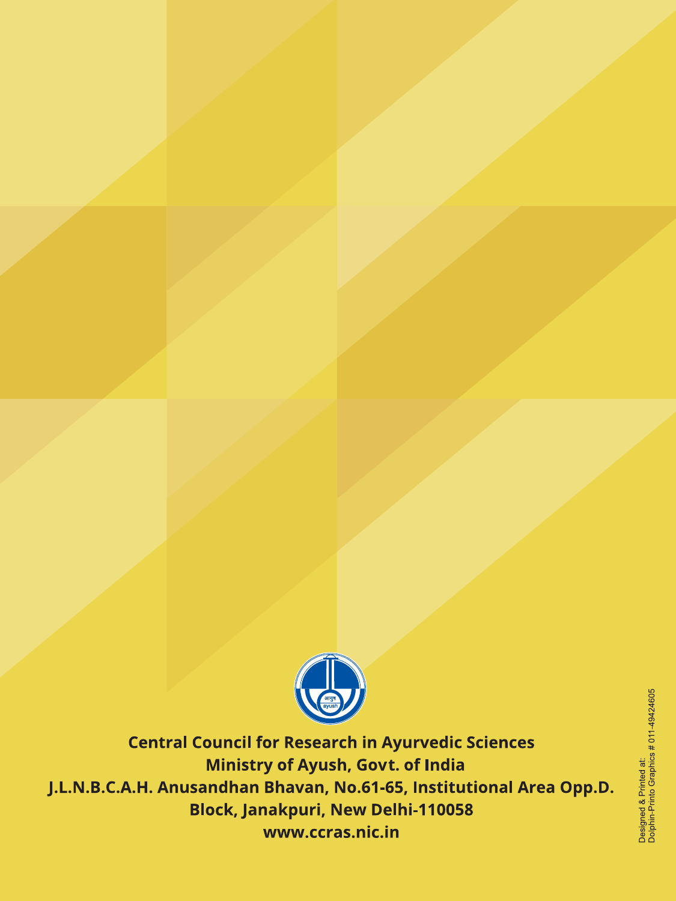**Central Council for Research in Ayurvedic Sciences**
**Ministry of Ayush, Govt. of India**
**J.L.N.B.C.A.H. Anusandhan Bhavan, No.61-65, Institutional Area Opp.D. Block, Janakpuri, New Delhi-110058**
**www.ccras.nic.in**

Designed & Printed at:
Dolphin-Printo Graphics # 011-49424605